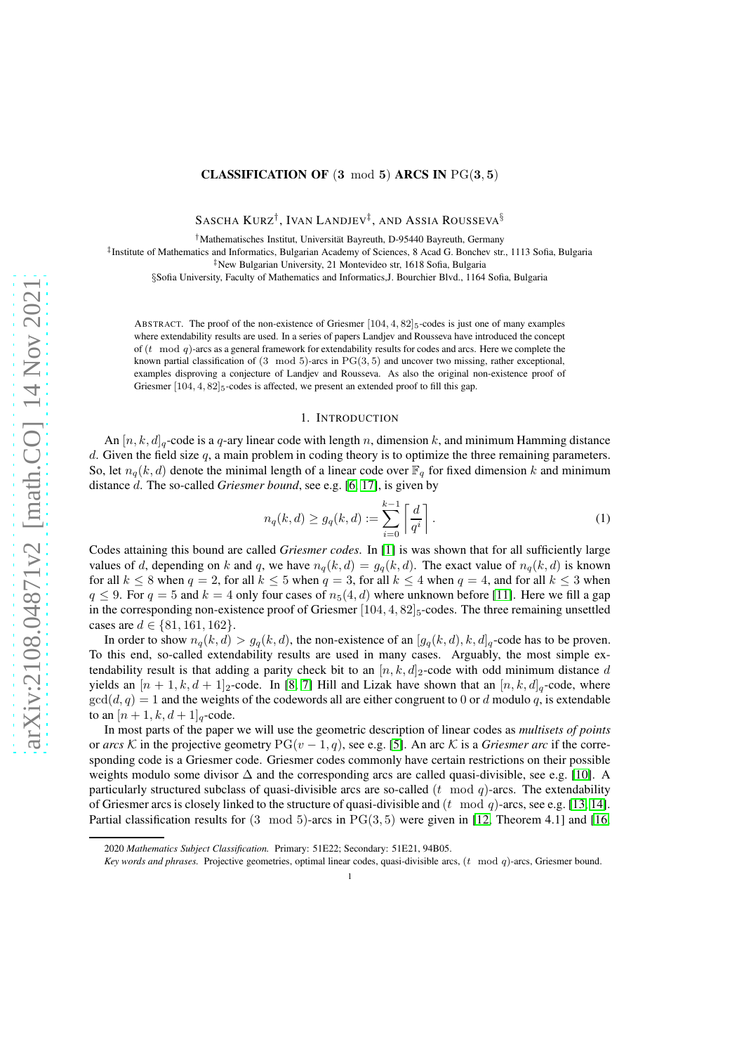# CLASSIFICATION OF $(3 \mod 5)$ ARCS IN $\mathrm{PG}(3, 5)$

SASCHA KURZ[†], IVAN LANDJEV[‡], AND ASSIA ROUSSEVA[§]

[†]Mathematisches Institut, Universität Bayreuth, D-95440 Bayreuth, Germany

[‡]Institute of Mathematics and Informatics, Bulgarian Academy of Sciences, 8 Acad G. Bonchev str., 1113 Sofia, Bulgaria

[‡]New Bulgarian University, 21 Montevideo str, 1618 Sofia, Bulgaria

§Sofia University, Faculty of Mathematics and Informatics,J. Bourchier Blvd., 1164 Sofia, Bulgaria

ABSTRACT. The proof of the non-existence of Griesmer $[104, 4, 82]_5$-codes is just one of many examples where extendability results are used. In a series of papers Landjev and Rousseva have introduced the concept of $(t \mod q)$-arcs as a general framework for extendability results for codes and arcs. Here we complete the known partial classification of $(3 \mod 5)$-arcs in $\mathrm{PG}(3, 5)$ and uncover two missing, rather exceptional, examples disproving a conjecture of Landjev and Rousseva. As also the original non-existence proof of Griesmer $[104, 4, 82]_5$-codes is affected, we present an extended proof to fill this gap.

## 1. INTRODUCTION

An $[n, k, d]_q$-code is a $q$-ary linear code with length $n$, dimension $k$, and minimum Hamming distance $d$. Given the field size $q$, a main problem in coding theory is to optimize the three remaining parameters. So, let $n_q(k, d)$ denote the minimal length of a linear code over $\mathbb{F}_q$ for fixed dimension $k$ and minimum distance $d$. The so-called *Griesmer bound*, see e.g. [6, 17], is given by

$$n_q(k, d) \geq g_q(k, d) := \sum_{i=0}^{k-1} \left\lceil \frac{d}{q^i} \right\rceil. \tag{1}$$

Codes attaining this bound are called *Griesmer codes*. In [1] is was shown that for all sufficiently large values of $d$, depending on $k$ and $q$, we have $n_q(k, d) = g_q(k, d)$. The exact value of $n_q(k, d)$ is known for all $k \leq 8$ when $q = 2$, for all $k \leq 5$ when $q = 3$, for all $k \leq 4$ when $q = 4$, and for all $k \leq 3$ when $q \leq 9$. For $q = 5$ and $k = 4$ only four cases of $n_5(4, d)$ where unknown before [11]. Here we fill a gap in the corresponding non-existence proof of Griesmer $[104, 4, 82]_5$-codes. The three remaining unsettled cases are $d \in \{81, 161, 162\}$.

In order to show $n_q(k, d) > g_q(k, d)$, the non-existence of an $[g_q(k, d), k, d]_q$-code has to be proven. To this end, so-called extendability results are used in many cases. Arguably, the most simple extendability result is that adding a parity check bit to an $[n, k, d]_2$-code with odd minimum distance $d$ yields an $[n + 1, k, d + 1]_2$-code. In [8, 7] Hill and Lizak have shown that an $[n, k, d]_q$-code, where $\gcd(d, q) = 1$ and the weights of the codewords all are either congruent to 0 or $d$ modulo $q$, is extendable to an $[n + 1, k, d + 1]_q$-code.

In most parts of the paper we will use the geometric description of linear codes as *multisets of points* or *arcs* $\mathcal{K}$ in the projective geometry $\mathrm{PG}(v - 1, q)$, see e.g. [5]. An arc $\mathcal{K}$ is a *Griesmer arc* if the corresponding code is a Griesmer code. Griesmer codes commonly have certain restrictions on their possible weights modulo some divisor $\Delta$ and the corresponding arcs are called quasi-divisible, see e.g. [10]. A particularly structured subclass of quasi-divisible arcs are so-called $(t \mod q)$-arcs. The extendability of Griesmer arcs is closely linked to the structure of quasi-divisible and $(t \mod q)$-arcs, see e.g. [13, 14]. Partial classification results for $(3 \mod 5)$-arcs in $\mathrm{PG}(3, 5)$ were given in [12, Theorem 4.1] and [16,

2020 *Mathematics Subject Classification.* Primary: 51E22; Secondary: 51E21, 94B05.

*Key words and phrases.* Projective geometries, optimal linear codes, quasi-divisible arcs, $(t \mod q)$-arcs, Griesmer bound.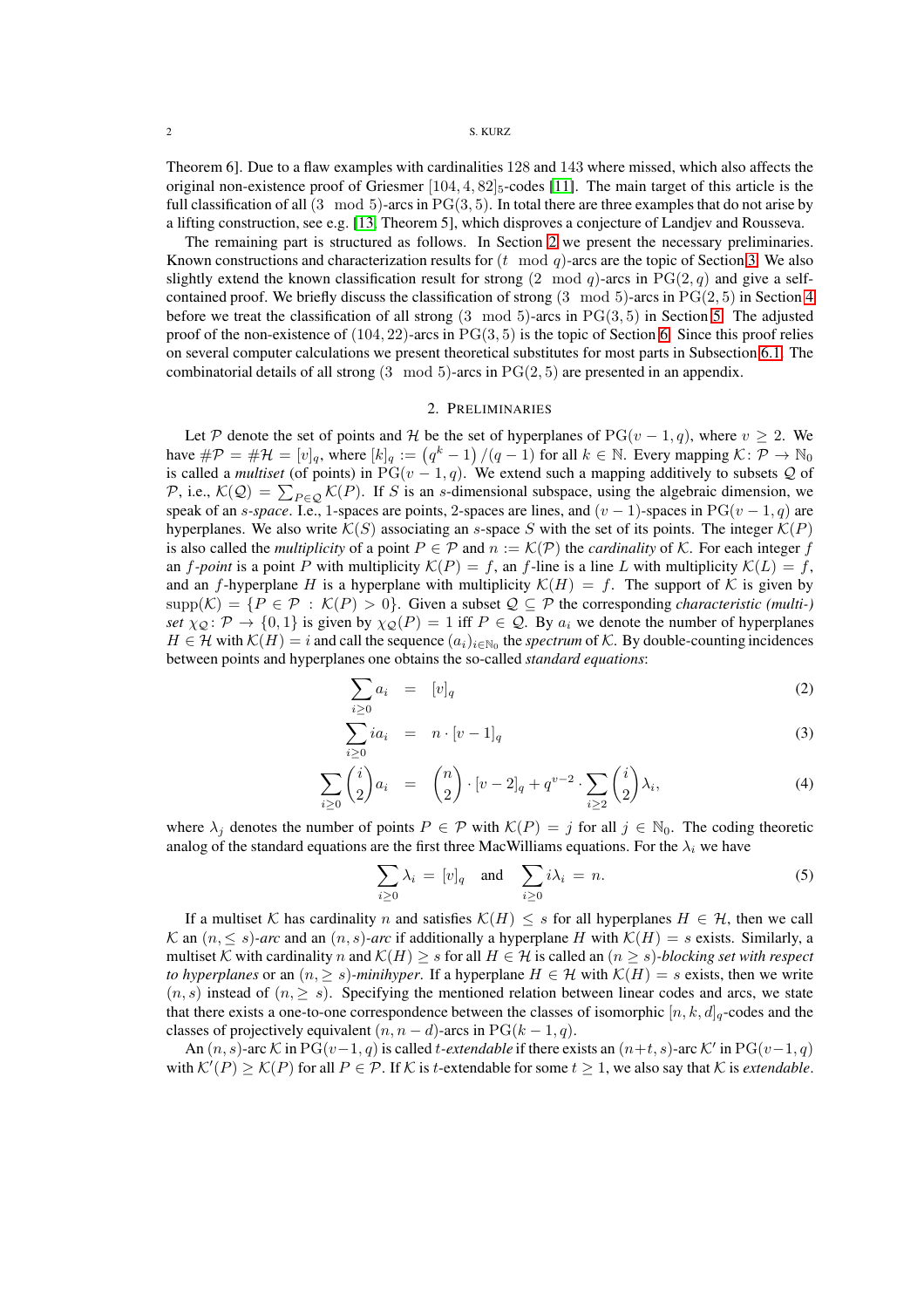Theorem 6]. Due to a flaw examples with cardinalities 128 and 143 where missed, which also affects the original non-existence proof of Griesmer $[104, 4, 82]_5$-codes [11]. The main target of this article is the full classification of all $(3 \mod 5)$-arcs in $\mathrm{PG}(3,5)$. In total there are three examples that do not arise by a lifting construction, see e.g. [13, Theorem 5], which disproves a conjecture of Landjev and Rousseva.

The remaining part is structured as follows. In Section 2 we present the necessary preliminaries. Known constructions and characterization results for $(t \mod q)$-arcs are the topic of Section 3. We also slightly extend the known classification result for strong $(2 \mod q)$-arcs in $\mathrm{PG}(2,q)$ and give a self-contained proof. We briefly discuss the classification of strong $(3 \mod 5)$-arcs in $\mathrm{PG}(2,5)$ in Section 4 before we treat the classification of all strong $(3 \mod 5)$-arcs in $\mathrm{PG}(3,5)$ in Section 5. The adjusted proof of the non-existence of $(104, 22)$-arcs in $\mathrm{PG}(3,5)$ is the topic of Section 6. Since this proof relies on several computer calculations we present theoretical substitutes for most parts in Subsection 6.1. The combinatorial details of all strong $(3 \mod 5)$-arcs in $\mathrm{PG}(2,5)$ are presented in an appendix.

## 2. Preliminaries

Let $\mathcal{P}$ denote the set of points and $\mathcal{H}$ be the set of hyperplanes of $\mathrm{PG}(v-1,q)$, where $v \ge 2$. We have $\#\mathcal{P} = \#\mathcal{H} = [v]_q$, where $[k]_q := \left(q^k - 1\right)/(q-1)$ for all $k \in \mathbb{N}$. Every mapping $\mathcal{K} \colon \mathcal{P} \to \mathbb{N}_0$ is called a *multiset* (of points) in $\mathrm{PG}(v-1,q)$. We extend such a mapping additively to subsets $\mathcal{Q}$ of $\mathcal{P}$, i.e., $\mathcal{K}(\mathcal{Q}) = \sum_{P \in \mathcal{Q}} \mathcal{K}(P)$. If $S$ is an $s$-dimensional subspace, using the algebraic dimension, we speak of an *$s$-space*. I.e., 1-spaces are points, 2-spaces are lines, and $(v-1)$-spaces in $\mathrm{PG}(v-1,q)$ are hyperplanes. We also write $\mathcal{K}(S)$ associating an $s$-space $S$ with the set of its points. The integer $\mathcal{K}(P)$ is also called the *multiplicity* of a point $P \in \mathcal{P}$ and $n := \mathcal{K}(\mathcal{P})$ the *cardinality* of $\mathcal{K}$. For each integer $f$ an *$f$-point* is a point $P$ with multiplicity $\mathcal{K}(P) = f$, an $f$-line is a line $L$ with multiplicity $\mathcal{K}(L) = f$, and an $f$-hyperplane $H$ is a hyperplane with multiplicity $\mathcal{K}(H) = f$. The support of $\mathcal{K}$ is given by $\mathrm{supp}(\mathcal{K}) = \{P \in \mathcal{P} \,:\, \mathcal{K}(P) > 0\}$. Given a subset $\mathcal{Q} \subseteq \mathcal{P}$ the corresponding *characteristic (multi-) set* $\chi_{\mathcal{Q}} \colon \mathcal{P} \to \{0,1\}$ is given by $\chi_{\mathcal{Q}}(P) = 1$ iff $P \in \mathcal{Q}$. By $a_i$ we denote the number of hyperplanes $H \in \mathcal{H}$ with $\mathcal{K}(H) = i$ and call the sequence $(a_i)_{i \in \mathbb{N}_0}$ the *spectrum* of $\mathcal{K}$. By double-counting incidences between points and hyperplanes one obtains the so-called *standard equations*:

$$\sum_{i \ge 0} a_i \;=\; [v]_q \tag{2}$$

$$\sum_{i \ge 0} i a_i \;=\; n \cdot [v-1]_q \tag{3}$$

$$\sum_{i \ge 0} \binom{i}{2} a_i \;=\; \binom{n}{2} \cdot [v-2]_q + q^{v-2} \cdot \sum_{i \ge 2} \binom{i}{2} \lambda_i, \tag{4}$$

where $\lambda_j$ denotes the number of points $P \in \mathcal{P}$ with $\mathcal{K}(P) = j$ for all $j \in \mathbb{N}_0$. The coding theoretic analog of the standard equations are the first three MacWilliams equations. For the $\lambda_i$ we have

$$\sum_{i \ge 0} \lambda_i \,=\, [v]_q \quad \text{and} \quad \sum_{i \ge 0} i \lambda_i \,=\, n. \tag{5}$$

If a multiset $\mathcal{K}$ has cardinality $n$ and satisfies $\mathcal{K}(H) \le s$ for all hyperplanes $H \in \mathcal{H}$, then we call $\mathcal{K}$ an *$(n, \le s)$-arc* and an *$(n,s)$-arc* if additionally a hyperplane $H$ with $\mathcal{K}(H) = s$ exists. Similarly, a multiset $\mathcal{K}$ with cardinality $n$ and $\mathcal{K}(H) \ge s$ for all $H \in \mathcal{H}$ is called an *$(n \ge s)$-blocking set with respect to hyperplanes* or an *$(n, \ge s)$-minihyper*. If a hyperplane $H \in \mathcal{H}$ with $\mathcal{K}(H) = s$ exists, then we write $(n,s)$ instead of $(n, \ge s)$. Specifying the mentioned relation between linear codes and arcs, we state that there exists a one-to-one correspondence between the classes of isomorphic $[n,k,d]_q$-codes and the classes of projectively equivalent $(n, n-d)$-arcs in $\mathrm{PG}(k-1,q)$.

An $(n,s)$-arc $\mathcal{K}$ in $\mathrm{PG}(v-1,q)$ is called *$t$-extendable* if there exists an $(n+t,s)$-arc $\mathcal{K}'$ in $\mathrm{PG}(v-1,q)$ with $\mathcal{K}'(P) \ge \mathcal{K}(P)$ for all $P \in \mathcal{P}$. If $\mathcal{K}$ is $t$-extendable for some $t \ge 1$, we also say that $\mathcal{K}$ is *extendable*.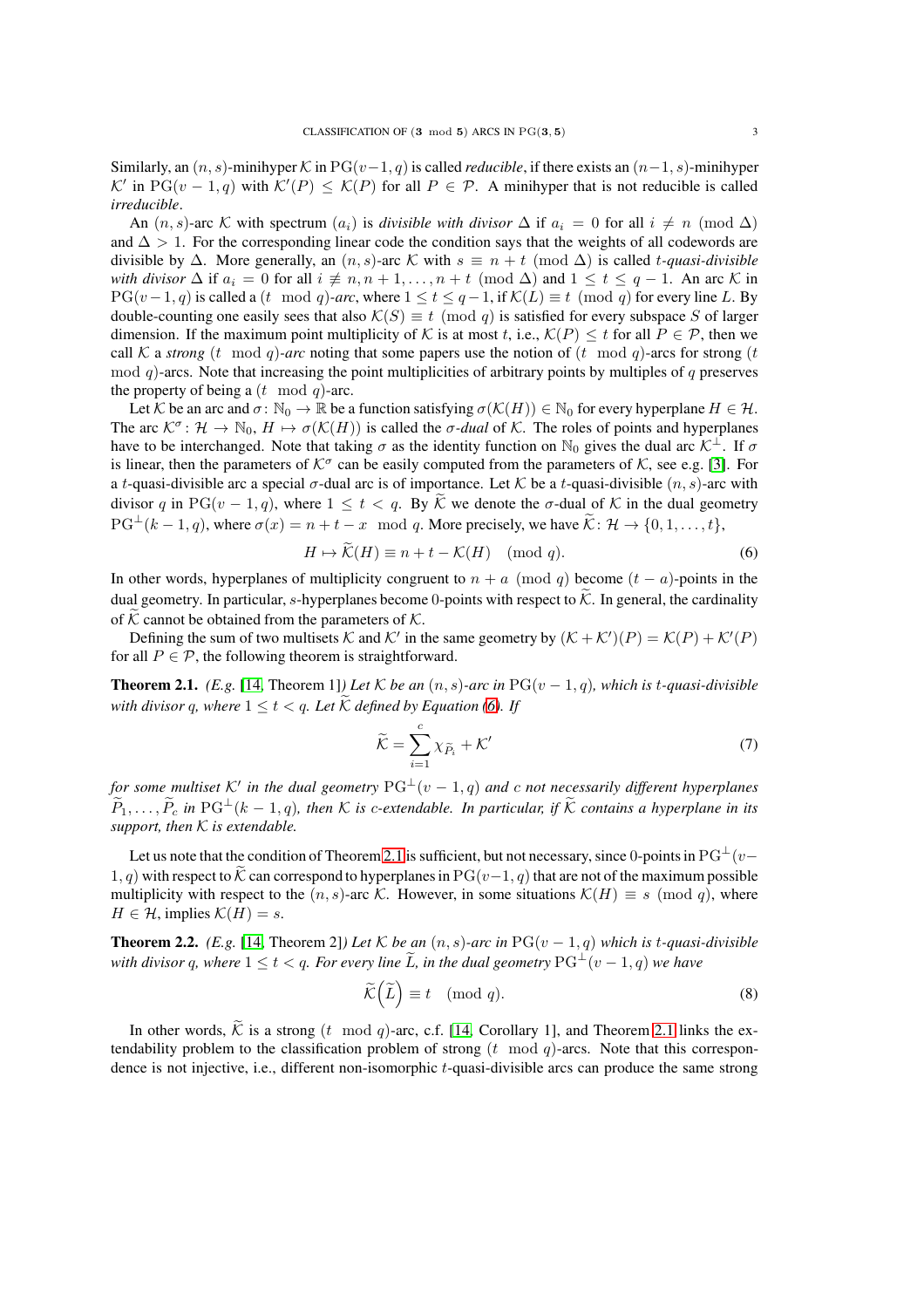Similarly, an $(n, s)$-minihyper $\mathcal{K}$ in $\mathrm{PG}(v-1, q)$ is called *reducible*, if there exists an $(n-1, s)$-minihyper $\mathcal{K}'$ in $\mathrm{PG}(v-1, q)$ with $\mathcal{K}'(P) \le \mathcal{K}(P)$ for all $P \in \mathcal{P}$. A minihyper that is not reducible is called *irreducible*.

An $(n, s)$-arc $\mathcal{K}$ with spectrum $(a_i)$ is *divisible with divisor* $\Delta$ if $a_i = 0$ for all $i \not\equiv n \pmod{\Delta}$ and $\Delta > 1$. For the corresponding linear code the condition says that the weights of all codewords are divisible by $\Delta$. More generally, an $(n, s)$-arc $\mathcal{K}$ with $s \equiv n + t \pmod{\Delta}$ is called *$t$-quasi-divisible with divisor* $\Delta$ if $a_i = 0$ for all $i \not\equiv n, n+1, \ldots, n+t \pmod{\Delta}$ and $1 \le t \le q-1$. An arc $\mathcal{K}$ in $\mathrm{PG}(v-1, q)$ is called a *$(t \mod q)$-arc*, where $1 \le t \le q-1$, if $\mathcal{K}(L) \equiv t \pmod{q}$ for every line $L$. By double-counting one easily sees that also $\mathcal{K}(S) \equiv t \pmod{q}$ is satisfied for every subspace $S$ of larger dimension. If the maximum point multiplicity of $\mathcal{K}$ is at most $t$, i.e., $\mathcal{K}(P) \le t$ for all $P \in \mathcal{P}$, then we call $\mathcal{K}$ a *strong $(t \mod q)$-arc* noting that some papers use the notion of $(t \mod q)$-arcs for strong $(t \mod q)$-arcs. Note that increasing the point multiplicities of arbitrary points by multiples of $q$ preserves the property of being a $(t \mod q)$-arc.

Let $\mathcal{K}$ be an arc and $\sigma\colon \mathbb{N}_0 \to \mathbb{R}$ be a function satisfying $\sigma(\mathcal{K}(H)) \in \mathbb{N}_0$ for every hyperplane $H \in \mathcal{H}$. The arc $\mathcal{K}^\sigma\colon \mathcal{H} \to \mathbb{N}_0$, $H \mapsto \sigma(\mathcal{K}(H))$ is called the *$\sigma$-dual* of $\mathcal{K}$. The roles of points and hyperplanes have to be interchanged. Note that taking $\sigma$ as the identity function on $\mathbb{N}_0$ gives the dual arc $\mathcal{K}^\perp$. If $\sigma$ is linear, then the parameters of $\mathcal{K}^\sigma$ can be easily computed from the parameters of $\mathcal{K}$, see e.g. [3]. For a $t$-quasi-divisible arc a special $\sigma$-dual arc is of importance. Let $\mathcal{K}$ be a $t$-quasi-divisible $(n, s)$-arc with divisor $q$ in $\mathrm{PG}(v-1, q)$, where $1 \le t < q$. By $\widetilde{\mathcal{K}}$ we denote the $\sigma$-dual of $\mathcal{K}$ in the dual geometry $\mathrm{PG}^\perp(k-1, q)$, where $\sigma(x) = n + t - x \mod q$. More precisely, we have $\widetilde{\mathcal{K}}\colon \mathcal{H} \to \{0, 1, \ldots, t\}$,

$$H \mapsto \widetilde{\mathcal{K}}(H) \equiv n + t - \mathcal{K}(H) \pmod{q}. \tag{6}$$

In other words, hyperplanes of multiplicity congruent to $n + a \pmod{q}$ become $(t-a)$-points in the dual geometry. In particular, $s$-hyperplanes become $0$-points with respect to $\widetilde{\mathcal{K}}$. In general, the cardinality of $\widetilde{\mathcal{K}}$ cannot be obtained from the parameters of $\mathcal{K}$.

Defining the sum of two multisets $\mathcal{K}$ and $\mathcal{K}'$ in the same geometry by $(\mathcal{K} + \mathcal{K}')(P) = \mathcal{K}(P) + \mathcal{K}'(P)$ for all $P \in \mathcal{P}$, the following theorem is straightforward.

**Theorem 2.1.** *(E.g. [14, Theorem 1]) Let $\mathcal{K}$ be an $(n, s)$-arc in $\mathrm{PG}(v-1, q)$, which is $t$-quasi-divisible with divisor $q$, where $1 \le t < q$. Let $\widetilde{\mathcal{K}}$ defined by Equation (6). If*

$$\widetilde{\mathcal{K}} = \sum_{i=1}^{c} \chi_{\widetilde{P}_i} + \mathcal{K}' \tag{7}$$

*for some multiset $\mathcal{K}'$ in the dual geometry $\mathrm{PG}^\perp(v-1, q)$ and $c$ not necessarily different hyperplanes $\widetilde{P}_1, \ldots, \widetilde{P}_c$ in $\mathrm{PG}^\perp(k-1, q)$, then $\mathcal{K}$ is $c$-extendable. In particular, if $\widetilde{\mathcal{K}}$ contains a hyperplane in its support, then $\mathcal{K}$ is extendable.*

Let us note that the condition of Theorem 2.1 is sufficient, but not necessary, since $0$-points in $\mathrm{PG}^\perp(v-1, q)$ with respect to $\widetilde{\mathcal{K}}$ can correspond to hyperplanes in $\mathrm{PG}(v-1, q)$ that are not of the maximum possible multiplicity with respect to the $(n, s)$-arc $\mathcal{K}$. However, in some situations $\mathcal{K}(H) \equiv s \pmod{q}$, where $H \in \mathcal{H}$, implies $\mathcal{K}(H) = s$.

**Theorem 2.2.** *(E.g. [14, Theorem 2]) Let $\mathcal{K}$ be an $(n, s)$-arc in $\mathrm{PG}(v-1, q)$ which is $t$-quasi-divisible with divisor $q$, where $1 \le t < q$. For every line $\widetilde{L}$, in the dual geometry $\mathrm{PG}^\perp(v-1, q)$ we have*

$$\widetilde{\mathcal{K}}\left(\widetilde{L}\right) \equiv t \pmod{q}. \tag{8}$$

In other words, $\widetilde{\mathcal{K}}$ is a strong $(t \mod q)$-arc, c.f. [14, Corollary 1], and Theorem 2.1 links the extendability problem to the classification problem of strong $(t \mod q)$-arcs. Note that this correspondence is not injective, i.e., different non-isomorphic $t$-quasi-divisible arcs can produce the same strong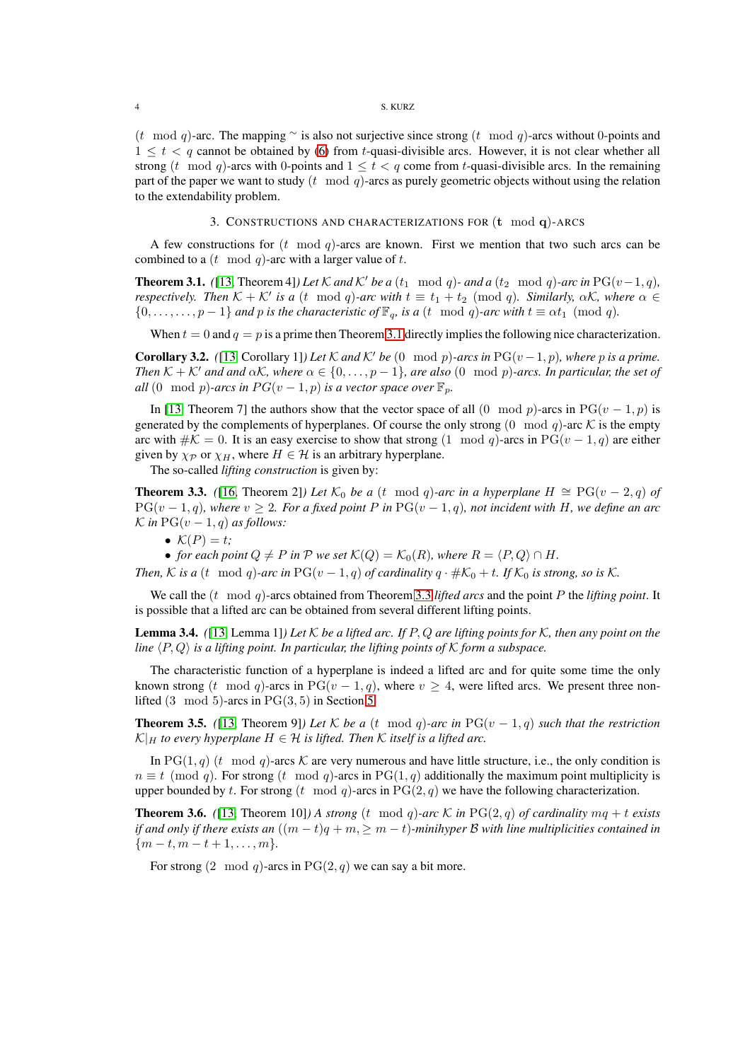$(t \mod q)$-arc. The mapping $\sim$ is also not surjective since strong $(t \mod q)$-arcs without 0-points and $1 \le t < q$ cannot be obtained by (6) from $t$-quasi-divisible arcs. However, it is not clear whether all strong $(t \mod q)$-arcs with 0-points and $1 \le t < q$ come from $t$-quasi-divisible arcs. In the remaining part of the paper we want to study $(t \mod q)$-arcs as purely geometric objects without using the relation to the extendability problem.

## 3. Constructions and characterizations for $(\mathbf{t} \mod \mathbf{q})$-arcs

A few constructions for $(t \mod q)$-arcs are known. First we mention that two such arcs can be combined to a $(t \mod q)$-arc with a larger value of $t$.

**Theorem 3.1.** *([13, Theorem 4]) Let $\mathcal{K}$ and $\mathcal{K}'$ be a $(t_1 \mod q)$- and a $(t_2 \mod q)$-arc in $\mathrm{PG}(v-1,q)$, respectively. Then $\mathcal{K}+\mathcal{K}'$ is a $(t \mod q)$-arc with $t \equiv t_1 + t_2 \pmod q$. Similarly, $\alpha\mathcal{K}$, where $\alpha \in \{0,\dots,\dots,p-1\}$ and $p$ is the characteristic of $\mathbb{F}_q$, is a $(t \mod q)$-arc with $t \equiv \alpha t_1 \pmod q$.*

When $t=0$ and $q=p$ is a prime then Theorem 3.1 directly implies the following nice characterization.

**Corollary 3.2.** *([13, Corollary 1]) Let $\mathcal{K}$ and $\mathcal{K}'$ be $(0 \mod p)$-arcs in $\mathrm{PG}(v-1,p)$, where $p$ is a prime. Then $\mathcal{K}+\mathcal{K}'$ and $\alpha\mathcal{K}$, where $\alpha \in \{0,\dots,p-1\}$, are also $(0 \mod p)$-arcs. In particular, the set of all $(0 \mod p)$-arcs in $PG(v-1,p)$ is a vector space over $\mathbb{F}_p$.*

In [13, Theorem 7] the authors show that the vector space of all $(0 \mod p)$-arcs in $\mathrm{PG}(v-1,p)$ is generated by the complements of hyperplanes. Of course the only strong $(0 \mod q)$-arc $\mathcal{K}$ is the empty arc with $\#\mathcal{K}=0$. It is an easy exercise to show that strong $(1 \mod q)$-arcs in $\mathrm{PG}(v-1,q)$ are either given by $\chi_{\mathcal{P}}$ or $\chi_H$, where $H \in \mathcal{H}$ is an arbitrary hyperplane.

The so-called *lifting construction* is given by:

**Theorem 3.3.** *([16, Theorem 2]) Let $\mathcal{K}_0$ be a $(t \mod q)$-arc in a hyperplane $H \cong \mathrm{PG}(v-2,q)$ of $\mathrm{PG}(v-1,q)$, where $v \ge 2$. For a fixed point $P$ in $\mathrm{PG}(v-1,q)$, not incident with $H$, we define an arc $\mathcal{K}$ in $\mathrm{PG}(v-1,q)$ as follows:*

- *$\mathcal{K}(P)=t$;*
- *for each point $Q \neq P$ in $\mathcal{P}$ we set $\mathcal{K}(Q)=\mathcal{K}_0(R)$, where $R=\langle P,Q\rangle \cap H$.*

*Then, $\mathcal{K}$ is a $(t \mod q)$-arc in $\mathrm{PG}(v-1,q)$ of cardinality $q\cdot\#\mathcal{K}_0+t$. If $\mathcal{K}_0$ is strong, so is $\mathcal{K}$.*

We call the $(t \mod q)$-arcs obtained from Theorem 3.3 *lifted arcs* and the point $P$ the *lifting point*. It is possible that a lifted arc can be obtained from several different lifting points.

**Lemma 3.4.** *([13, Lemma 1]) Let $\mathcal{K}$ be a lifted arc. If $P,Q$ are lifting points for $\mathcal{K}$, then any point on the line $\langle P,Q\rangle$ is a lifting point. In particular, the lifting points of $\mathcal{K}$ form a subspace.*

The characteristic function of a hyperplane is indeed a lifted arc and for quite some time the only known strong $(t \mod q)$-arcs in $\mathrm{PG}(v-1,q)$, where $v \ge 4$, were lifted arcs. We present three non-lifted $(3 \mod 5)$-arcs in $\mathrm{PG}(3,5)$ in Section 5.

**Theorem 3.5.** *([13, Theorem 9]) Let $\mathcal{K}$ be a $(t \mod q)$-arc in $\mathrm{PG}(v-1,q)$ such that the restriction $\mathcal{K}|_H$ to every hyperplane $H \in \mathcal{H}$ is lifted. Then $\mathcal{K}$ itself is a lifted arc.*

In $\mathrm{PG}(1,q)$ $(t \mod q)$-arcs $\mathcal{K}$ are very numerous and have little structure, i.e., the only condition is $n \equiv t \pmod q$. For strong $(t \mod q)$-arcs in $\mathrm{PG}(1,q)$ additionally the maximum point multiplicity is upper bounded by $t$. For strong $(t \mod q)$-arcs in $\mathrm{PG}(2,q)$ we have the following characterization.

**Theorem 3.6.** *([13, Theorem 10]) A strong $(t \mod q)$-arc $\mathcal{K}$ in $\mathrm{PG}(2,q)$ of cardinality $mq+t$ exists if and only if there exists an $((m-t)q+m, \ge m-t)$-minihyper $\mathcal{B}$ with line multiplicities contained in $\{m-t, m-t+1,\dots,m\}$.*

For strong $(2 \mod q)$-arcs in $\mathrm{PG}(2,q)$ we can say a bit more.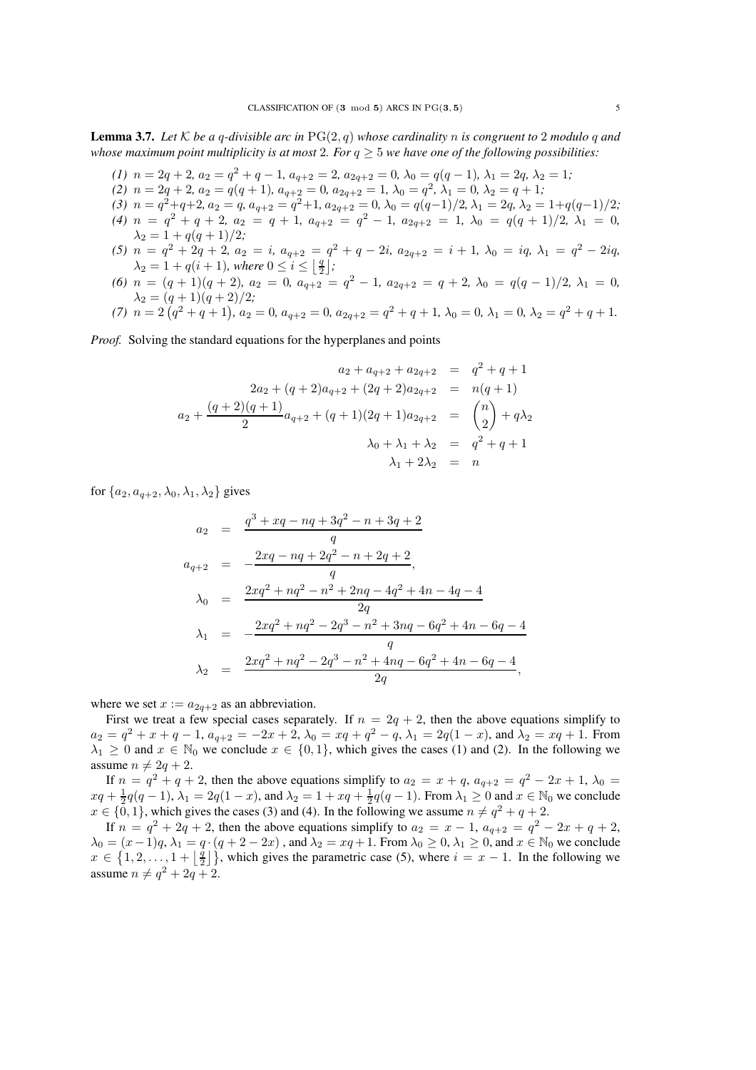**Lemma 3.7.** *Let $\mathcal{K}$ be a $q$-divisible arc in $\operatorname{PG}(2,q)$ whose cardinality $n$ is congruent to 2 modulo $q$ and whose maximum point multiplicity is at most 2. For $q \ge 5$ we have one of the following possibilities:*

*(1) $n = 2q+2$, $a_2 = q^2+q-1$, $a_{q+2} = 2$, $a_{2q+2} = 0$, $\lambda_0 = q(q-1)$, $\lambda_1 = 2q$, $\lambda_2 = 1$;*
*(2) $n = 2q+2$, $a_2 = q(q+1)$, $a_{q+2} = 0$, $a_{2q+2} = 1$, $\lambda_0 = q^2$, $\lambda_1 = 0$, $\lambda_2 = q+1$;*
*(3) $n = q^2+q+2$, $a_2 = q$, $a_{q+2} = q^2+1$, $a_{2q+2} = 0$, $\lambda_0 = q(q-1)/2$, $\lambda_1 = 2q$, $\lambda_2 = 1+q(q-1)/2$;*
*(4) $n = q^2+q+2$, $a_2 = q+1$, $a_{q+2} = q^2-1$, $a_{2q+2} = 1$, $\lambda_0 = q(q+1)/2$, $\lambda_1 = 0$, $\lambda_2 = 1+q(q+1)/2$;*
*(5) $n = q^2+2q+2$, $a_2 = i$, $a_{q+2} = q^2+q-2i$, $a_{2q+2} = i+1$, $\lambda_0 = iq$, $\lambda_1 = q^2-2iq$, $\lambda_2 = 1+q(i+1)$, where $0 \le i \le \left\lfloor \frac{q}{2} \right\rfloor$;*
*(6) $n = (q+1)(q+2)$, $a_2 = 0$, $a_{q+2} = q^2-1$, $a_{2q+2} = q+2$, $\lambda_0 = q(q-1)/2$, $\lambda_1 = 0$, $\lambda_2 = (q+1)(q+2)/2$;*
*(7) $n = 2\left(q^2+q+1\right)$, $a_2 = 0$, $a_{q+2} = 0$, $a_{2q+2} = q^2+q+1$, $\lambda_0 = 0$, $\lambda_1 = 0$, $\lambda_2 = q^2+q+1$.*

*Proof.* Solving the standard equations for the hyperplanes and points

$$
\begin{aligned}
a_2 + a_{q+2} + a_{2q+2} &= q^2+q+1 \\
2a_2 + (q+2)a_{q+2} + (2q+2)a_{2q+2} &= n(q+1) \\
a_2 + \frac{(q+2)(q+1)}{2}a_{q+2} + (q+1)(2q+1)a_{2q+2} &= \binom{n}{2} + q\lambda_2 \\
\lambda_0 + \lambda_1 + \lambda_2 &= q^2+q+1 \\
\lambda_1 + 2\lambda_2 &= n
\end{aligned}
$$

for $\{a_2, a_{q+2}, \lambda_0, \lambda_1, \lambda_2\}$ gives

$$
\begin{aligned}
a_2 &= \frac{q^3+xq-nq+3q^2-n+3q+2}{q} \\
a_{q+2} &= -\frac{2xq-nq+2q^2-n+2q+2}{q}, \\
\lambda_0 &= \frac{2xq^2+nq^2-n^2+2nq-4q^2+4n-4q-4}{2q} \\
\lambda_1 &= -\frac{2xq^2+nq^2-2q^3-n^2+3nq-6q^2+4n-6q-4}{q} \\
\lambda_2 &= \frac{2xq^2+nq^2-2q^3-n^2+4nq-6q^2+4n-6q-4}{2q},
\end{aligned}
$$

where we set $x := a_{2q+2}$ as an abbreviation.

First we treat a few special cases separately. If $n = 2q+2$, then the above equations simplify to $a_2 = q^2+x+q-1$, $a_{q+2} = -2x+2$, $\lambda_0 = xq+q^2-q$, $\lambda_1 = 2q(1-x)$, and $\lambda_2 = xq+1$. From $\lambda_1 \ge 0$ and $x \in \mathbb{N}_0$ we conclude $x \in \{0,1\}$, which gives the cases (1) and (2). In the following we assume $n \ne 2q+2$.

If $n = q^2+q+2$, then the above equations simplify to $a_2 = x+q$, $a_{q+2} = q^2-2x+1$, $\lambda_0 = xq + \frac{1}{2}q(q-1)$, $\lambda_1 = 2q(1-x)$, and $\lambda_2 = 1+xq+\frac{1}{2}q(q-1)$. From $\lambda_1 \ge 0$ and $x \in \mathbb{N}_0$ we conclude $x \in \{0,1\}$, which gives the cases (3) and (4). In the following we assume $n \ne q^2+q+2$.

If $n = q^2+2q+2$, then the above equations simplify to $a_2 = x-1$, $a_{q+2} = q^2-2x+q+2$, $\lambda_0 = (x-1)q$, $\lambda_1 = q \cdot (q+2-2x)$, and $\lambda_2 = xq+1$. From $\lambda_0 \ge 0$, $\lambda_1 \ge 0$, and $x \in \mathbb{N}_0$ we conclude $x \in \left\{1,2,\dots,1+\left\lfloor \frac{q}{2} \right\rfloor\right\}$, which gives the parametric case (5), where $i = x-1$. In the following we assume $n \ne q^2+2q+2$.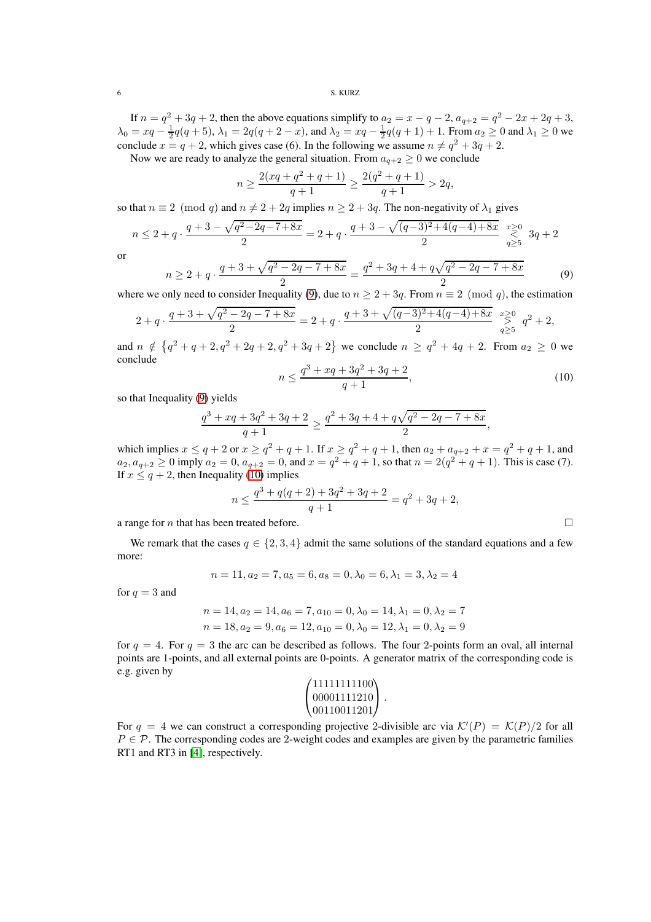If $n = q^2 + 3q + 2$, then the above equations simplify to $a_2 = x - q - 2$, $a_{q+2} = q^2 - 2x + 2q + 3$, $\lambda_0 = xq - \frac{1}{2}q(q+5)$, $\lambda_1 = 2q(q+2-x)$, and $\lambda_2 = xq - \frac{1}{2}q(q+1) + 1$. From $a_2 \ge 0$ and $\lambda_1 \ge 0$ we conclude $x = q + 2$, which gives case (6). In the following we assume $n \neq q^2 + 3q + 2$.

Now we are ready to analyze the general situation. From $a_{q+2} \ge 0$ we conclude

$$n \ge \frac{2(xq + q^2 + q + 1)}{q+1} \ge \frac{2(q^2 + q + 1)}{q+1} > 2q,$$

so that $n \equiv 2 \pmod{q}$ and $n \neq 2 + 2q$ implies $n \ge 2 + 3q$. The non-negativity of $\lambda_1$ gives

$$n \le 2 + q \cdot \frac{q + 3 - \sqrt{q^2 - 2q - 7 + 8x}}{2} = 2 + q \cdot \frac{q + 3 - \sqrt{(q-3)^2 + 4(q-4) + 8x}}{2} \underset{q \ge 5}{\overset{x \ge 0}{<}} 3q + 2$$

or

$$n \ge 2 + q \cdot \frac{q + 3 + \sqrt{q^2 - 2q - 7 + 8x}}{2} = \frac{q^2 + 3q + 4 + q\sqrt{q^2 - 2q - 7 + 8x}}{2} \tag{9}$$

where we only need to consider Inequality (9), due to $n \ge 2 + 3q$. From $n \equiv 2 \pmod{q}$, the estimation

$$2 + q \cdot \frac{q + 3 + \sqrt{q^2 - 2q - 7 + 8x}}{2} = 2 + q \cdot \frac{q + 3 + \sqrt{(q-3)^2 + 4(q-4) + 8x}}{2} \underset{q \ge 5}{\overset{x \ge 0}{>}} q^2 + 2,$$

and $n \notin \{q^2 + q + 2, q^2 + 2q + 2, q^2 + 3q + 2\}$ we conclude $n \ge q^2 + 4q + 2$. From $a_2 \ge 0$ we conclude

$$n \le \frac{q^3 + xq + 3q^2 + 3q + 2}{q+1}, \tag{10}$$

so that Inequality (9) yields

$$\frac{q^3 + xq + 3q^2 + 3q + 2}{q+1} \ge \frac{q^2 + 3q + 4 + q\sqrt{q^2 - 2q - 7 + 8x}}{2},$$

which implies $x \le q + 2$ or $x \ge q^2 + q + 1$. If $x \ge q^2 + q + 1$, then $a_2 + a_{q+2} + x = q^2 + q + 1$, and $a_2, a_{q+2} \ge 0$ imply $a_2 = 0$, $a_{q+2} = 0$, and $x = q^2 + q + 1$, so that $n = 2(q^2 + q + 1)$. This is case (7). If $x \le q + 2$, then Inequality (10) implies

$$n \le \frac{q^3 + q(q+2) + 3q^2 + 3q + 2}{q+1} = q^2 + 3q + 2,$$

a range for $n$ that has been treated before. □

We remark that the cases $q \in \{2, 3, 4\}$ admit the same solutions of the standard equations and a few more:

$$n = 11, a_2 = 7, a_5 = 6, a_8 = 0, \lambda_0 = 6, \lambda_1 = 3, \lambda_2 = 4$$

for $q = 3$ and

$$n = 14, a_2 = 14, a_6 = 7, a_{10} = 0, \lambda_0 = 14, \lambda_1 = 0, \lambda_2 = 7$$
$$n = 18, a_2 = 9, a_6 = 12, a_{10} = 0, \lambda_0 = 12, \lambda_1 = 0, \lambda_2 = 9$$

for $q = 4$. For $q = 3$ the arc can be described as follows. The four 2-points form an oval, all internal points are 1-points, and all external points are 0-points. A generator matrix of the corresponding code is e.g. given by

$$\begin{pmatrix} 11111111100 \\ 00001111210 \\ 00110011201 \end{pmatrix}.$$

For $q = 4$ we can construct a corresponding projective 2-divisible arc via $\mathcal{K}'(P) = \mathcal{K}(P)/2$ for all $P \in \mathcal{P}$. The corresponding codes are 2-weight codes and examples are given by the parametric families RT1 and RT3 in [4], respectively.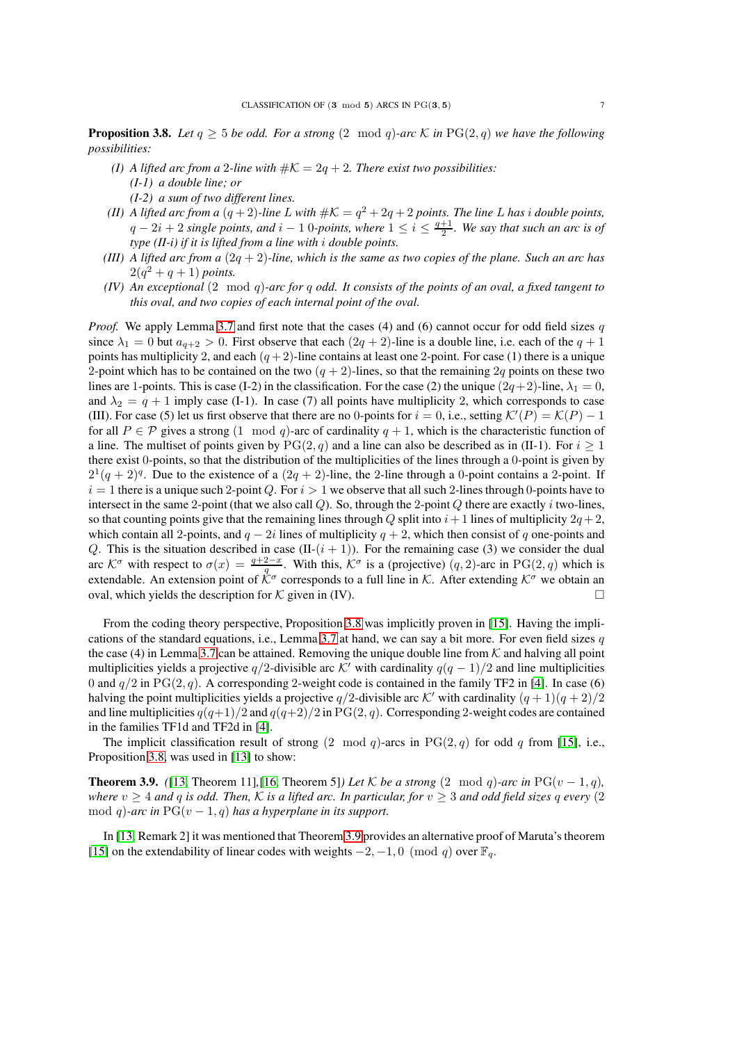**Proposition 3.8.** *Let $q \geq 5$ be odd. For a strong $(2 \mod q)$-arc $\mathcal{K}$ in $\mathrm{PG}(2,q)$ we have the following possibilities:*

- *(I) A lifted arc from a 2-line with $\#\mathcal{K} = 2q+2$. There exist two possibilities:*
  *(I-1) a double line; or*
  *(I-2) a sum of two different lines.*
- *(II) A lifted arc from a $(q+2)$-line $L$ with $\#\mathcal{K} = q^2+2q+2$ points. The line $L$ has $i$ double points, $q-2i+2$ single points, and $i-1$ 0-points, where $1 \leq i \leq \frac{q+1}{2}$. We say that such an arc is of type (II-i) if it is lifted from a line with $i$ double points.*
- *(III) A lifted arc from a $(2q+2)$-line, which is the same as two copies of the plane. Such an arc has $2(q^2+q+1)$ points.*
- *(IV) An exceptional $(2 \mod q)$-arc for $q$ odd. It consists of the points of an oval, a fixed tangent to this oval, and two copies of each internal point of the oval.*

*Proof.* We apply Lemma 3.7 and first note that the cases (4) and (6) cannot occur for odd field sizes $q$ since $\lambda_1 = 0$ but $a_{q+2} > 0$. First observe that each $(2q+2)$-line is a double line, i.e. each of the $q+1$ points has multiplicity 2, and each $(q+2)$-line contains at least one 2-point. For case (1) there is a unique 2-point which has to be contained on the two $(q+2)$-lines, so that the remaining $2q$ points on these two lines are 1-points. This is case (I-2) in the classification. For the case (2) the unique $(2q+2)$-line, $\lambda_1 = 0$, and $\lambda_2 = q+1$ imply case (I-1). In case (7) all points have multiplicity 2, which corresponds to case (III). For case (5) let us first observe that there are no 0-points for $i = 0$, i.e., setting $\mathcal{K}'(P) = \mathcal{K}(P) - 1$ for all $P \in \mathcal{P}$ gives a strong $(1 \mod q)$-arc of cardinality $q+1$, which is the characteristic function of a line. The multiset of points given by $\mathrm{PG}(2,q)$ and a line can also be described as in (II-1). For $i \geq 1$ there exist 0-points, so that the distribution of the multiplicities of the lines through a 0-point is given by $2^1(q+2)^q$. Due to the existence of a $(2q+2)$-line, the 2-line through a 0-point contains a 2-point. If $i = 1$ there is a unique such 2-point $Q$. For $i > 1$ we observe that all such 2-lines through 0-points have to intersect in the same 2-point (that we also call $Q$). So, through the 2-point $Q$ there are exactly $i$ two-lines, so that counting points give that the remaining lines through $Q$ split into $i+1$ lines of multiplicity $2q+2$, which contain all 2-points, and $q-2i$ lines of multiplicity $q+2$, which then consist of $q$ one-points and $Q$. This is the situation described in case (II-$(i+1)$). For the remaining case (3) we consider the dual arc $\mathcal{K}^\sigma$ with respect to $\sigma(x) = \frac{q+2-x}{q}$. With this, $\mathcal{K}^\sigma$ is a (projective) $(q,2)$-arc in $\mathrm{PG}(2,q)$ which is extendable. An extension point of $\mathcal{K}^\sigma$ corresponds to a full line in $\mathcal{K}$. After extending $\mathcal{K}^\sigma$ we obtain an oval, which yields the description for $\mathcal{K}$ given in (IV). □

From the coding theory perspective, Proposition 3.8 was implicitly proven in [15]. Having the implications of the standard equations, i.e., Lemma 3.7 at hand, we can say a bit more. For even field sizes $q$ the case (4) in Lemma 3.7 can be attained. Removing the unique double line from $\mathcal{K}$ and halving all point multiplicities yields a projective $q/2$-divisible arc $\mathcal{K}'$ with cardinality $q(q-1)/2$ and line multiplicities 0 and $q/2$ in $\mathrm{PG}(2,q)$. A corresponding 2-weight code is contained in the family TF2 in [4]. In case (6) halving the point multiplicities yields a projective $q/2$-divisible arc $\mathcal{K}'$ with cardinality $(q+1)(q+2)/2$ and line multiplicities $q(q+1)/2$ and $q(q+2)/2$ in $\mathrm{PG}(2,q)$. Corresponding 2-weight codes are contained in the families TF1d and TF2d in [4].

The implicit classification result of strong $(2 \mod q)$-arcs in $\mathrm{PG}(2,q)$ for odd $q$ from [15], i.e., Proposition 3.8, was used in [13] to show:

**Theorem 3.9.** *([13, Theorem 11],[16, Theorem 5]) Let $\mathcal{K}$ be a strong $(2 \mod q)$-arc in $\mathrm{PG}(v-1,q)$, where $v \geq 4$ and $q$ is odd. Then, $\mathcal{K}$ is a lifted arc. In particular, for $v \geq 3$ and odd field sizes $q$ every $(2 \mod q)$-arc in $\mathrm{PG}(v-1,q)$ has a hyperplane in its support.*

In [13, Remark 2] it was mentioned that Theorem 3.9 provides an alternative proof of Maruta's theorem [15] on the extendability of linear codes with weights $-2,-1,0 \pmod q$ over $\mathbb{F}_q$.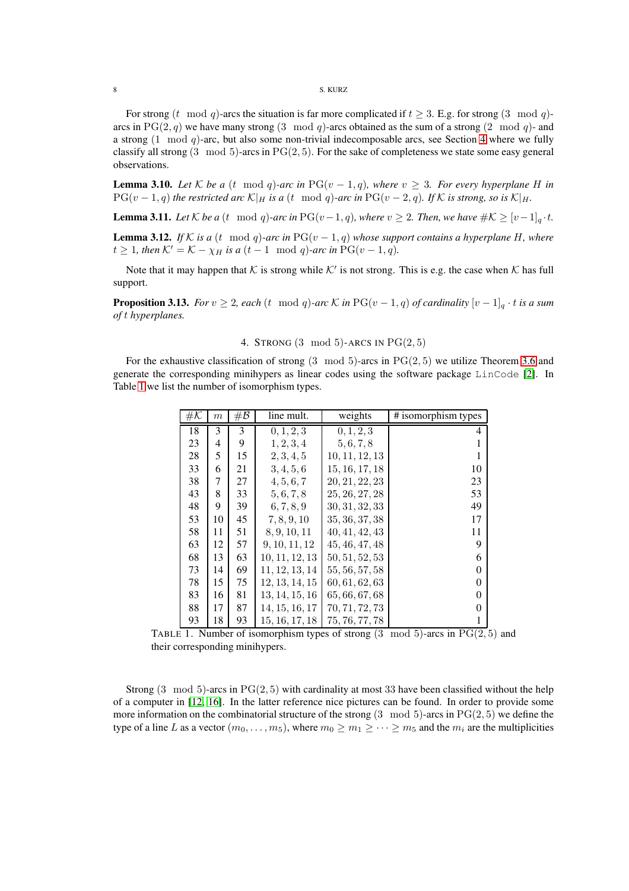For strong $(t \mod q)$-arcs the situation is far more complicated if $t \geq 3$. E.g. for strong $(3 \mod q)$-arcs in $\mathrm{PG}(2,q)$ we have many strong $(3 \mod q)$-arcs obtained as the sum of a strong $(2 \mod q)$- and a strong $(1 \mod q)$-arc, but also some non-trivial indecomposable arcs, see Section 4 where we fully classify all strong $(3 \mod 5)$-arcs in $\mathrm{PG}(2,5)$. For the sake of completeness we state some easy general observations.

**Lemma 3.10.** *Let $\mathcal{K}$ be a $(t \mod q)$-arc in $\mathrm{PG}(v-1,q)$, where $v \geq 3$. For every hyperplane $H$ in $\mathrm{PG}(v-1,q)$ the restricted arc $\mathcal{K}|_H$ is a $(t \mod q)$-arc in $\mathrm{PG}(v-2,q)$. If $\mathcal{K}$ is strong, so is $\mathcal{K}|_H$.*

**Lemma 3.11.** *Let $\mathcal{K}$ be a $(t \mod q)$-arc in $\mathrm{PG}(v-1,q)$, where $v \geq 2$. Then, we have $\#\mathcal{K} \geq [v-1]_q \cdot t$.*

**Lemma 3.12.** *If $\mathcal{K}$ is a $(t \mod q)$-arc in $\mathrm{PG}(v-1,q)$ whose support contains a hyperplane $H$, where $t \geq 1$, then $\mathcal{K}' = \mathcal{K} - \chi_H$ is a $(t-1 \mod q)$-arc in $\mathrm{PG}(v-1,q)$.*

Note that it may happen that $\mathcal{K}$ is strong while $\mathcal{K}'$ is not strong. This is e.g. the case when $\mathcal{K}$ has full support.

**Proposition 3.13.** *For $v \geq 2$, each $(t \mod q)$-arc $\mathcal{K}$ in $\mathrm{PG}(v-1,q)$ of cardinality $[v-1]_q \cdot t$ is a sum of $t$ hyperplanes.*

## 4. Strong $(3 \mod 5)$-arcs in $\mathrm{PG}(2,5)$

For the exhaustive classification of strong $(3 \mod 5)$-arcs in $\mathrm{PG}(2,5)$ we utilize Theorem 3.6 and generate the corresponding minihypers as linear codes using the software package LinCode [2]. In Table 1 we list the number of isomorphism types.

| $\#\mathcal{K}$ | $m$ | $\#\mathcal{B}$ | line mult. | weights | # isomorphism types |
|---|---|---|---|---|---|
| 18 | 3 | 3 | $0,1,2,3$ | $0,1,2,3$ | 4 |
| 23 | 4 | 9 | $1,2,3,4$ | $5,6,7,8$ | 1 |
| 28 | 5 | 15 | $2,3,4,5$ | $10,11,12,13$ | 1 |
| 33 | 6 | 21 | $3,4,5,6$ | $15,16,17,18$ | 10 |
| 38 | 7 | 27 | $4,5,6,7$ | $20,21,22,23$ | 23 |
| 43 | 8 | 33 | $5,6,7,8$ | $25,26,27,28$ | 53 |
| 48 | 9 | 39 | $6,7,8,9$ | $30,31,32,33$ | 49 |
| 53 | 10 | 45 | $7,8,9,10$ | $35,36,37,38$ | 17 |
| 58 | 11 | 51 | $8,9,10,11$ | $40,41,42,43$ | 11 |
| 63 | 12 | 57 | $9,10,11,12$ | $45,46,47,48$ | 9 |
| 68 | 13 | 63 | $10,11,12,13$ | $50,51,52,53$ | 6 |
| 73 | 14 | 69 | $11,12,13,14$ | $55,56,57,58$ | 0 |
| 78 | 15 | 75 | $12,13,14,15$ | $60,61,62,63$ | 0 |
| 83 | 16 | 81 | $13,14,15,16$ | $65,66,67,68$ | 0 |
| 88 | 17 | 87 | $14,15,16,17$ | $70,71,72,73$ | 0 |
| 93 | 18 | 93 | $15,16,17,18$ | $75,76,77,78$ | 1 |

TABLE 1. Number of isomorphism types of strong $(3 \mod 5)$-arcs in $\mathrm{PG}(2,5)$ and their corresponding minihypers.

Strong $(3 \mod 5)$-arcs in $\mathrm{PG}(2,5)$ with cardinality at most 33 have been classified without the help of a computer in [12, 16]. In the latter reference nice pictures can be found. In order to provide some more information on the combinatorial structure of the strong $(3 \mod 5)$-arcs in $\mathrm{PG}(2,5)$ we define the type of a line $L$ as a vector $(m_0,\ldots,m_5)$, where $m_0 \geq m_1 \geq \cdots \geq m_5$ and the $m_i$ are the multiplicities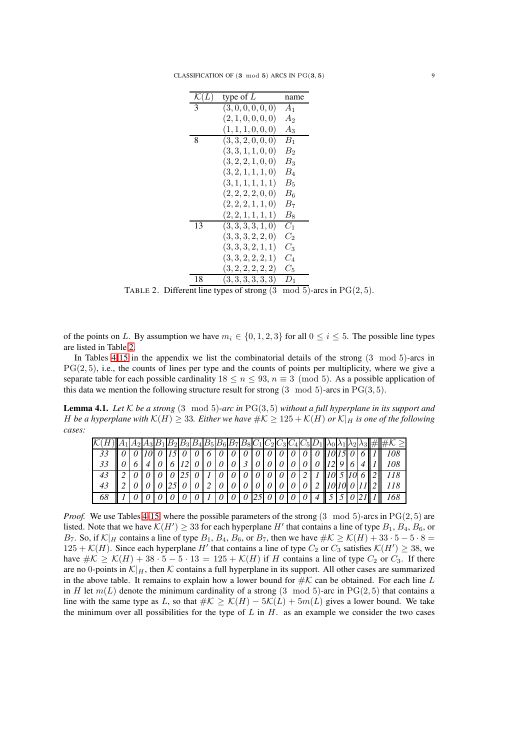| $\mathcal{K}(L)$ | type of $L$ | name |
|---|---|---|
| 3 | $(3,0,0,0,0,0)$ | $A_1$ |
| | $(2,1,0,0,0,0)$ | $A_2$ |
| | $(1,1,1,0,0,0)$ | $A_3$ |
| 8 | $(3,3,2,0,0,0)$ | $B_1$ |
| | $(3,3,1,1,0,0)$ | $B_2$ |
| | $(3,2,2,1,0,0)$ | $B_3$ |
| | $(3,2,1,1,1,0)$ | $B_4$ |
| | $(3,1,1,1,1,1)$ | $B_5$ |
| | $(2,2,2,2,0,0)$ | $B_6$ |
| | $(2,2,2,1,1,0)$ | $B_7$ |
| | $(2,2,1,1,1,1)$ | $B_8$ |
| 13 | $(3,3,3,3,1,0)$ | $C_1$ |
| | $(3,3,3,2,2,0)$ | $C_2$ |
| | $(3,3,3,2,1,1)$ | $C_3$ |
| | $(3,3,2,2,2,1)$ | $C_4$ |
| | $(3,2,2,2,2,2)$ | $C_5$ |
| 18 | $(3,3,3,3,3,3)$ | $D_1$ |

TABLE 2. Different line types of strong $(3 \mod 5)$-arcs in $\mathrm{PG}(2,5)$.

of the points on $L$. By assumption we have $m_i \in \{0,1,2,3\}$ for all $0 \le i \le 5$. The possible line types are listed in Table 2.

In Tables 4-15 in the appendix we list the combinatorial details of the strong $(3 \mod 5)$-arcs in $\mathrm{PG}(2,5)$, i.e., the counts of lines per type and the counts of points per multiplicity, where we give a separate table for each possible cardinality $18 \le n \le 93$, $n \equiv 3 \pmod 5$. As a possible application of this data we mention the following structure result for strong $(3 \mod 5)$-arcs in $\mathrm{PG}(3,5)$.

**Lemma 4.1.** *Let $\mathcal{K}$ be a strong $(3 \mod 5)$-arc in $\mathrm{PG}(3,5)$ without a full hyperplane in its support and $H$ be a hyperplane with $\mathcal{K}(H) \ge 33$. Either we have $\#\mathcal{K} \ge 125 + \mathcal{K}(H)$ or $\mathcal{K}|_H$ is one of the following cases:*

| $\mathcal{K}(H)$ | $A_1$ | $A_2$ | $A_3$ | $B_1$ | $B_2$ | $B_3$ | $B_4$ | $B_5$ | $B_6$ | $B_7$ | $B_8$ | $C_1$ | $C_2$ | $C_3$ | $C_4$ | $C_5$ | $D_1$ | $\lambda_0$ | $\lambda_1$ | $\lambda_2$ | $\lambda_3$ | # | $\#\mathcal{K} \ge$ |
|---|---|---|---|---|---|---|---|---|---|---|---|---|---|---|---|---|---|---|---|---|---|---|---|
| 33 | 0 | 0 | 10 | 0 | 15 | 0 | 0 | 6 | 0 | 0 | 0 | 0 | 0 | 0 | 0 | 0 | 0 | 10 | 15 | 0 | 6 | 1 | 108 |
| 33 | 0 | 6 | 4 | 0 | 6 | 12 | 0 | 0 | 0 | 0 | 3 | 0 | 0 | 0 | 0 | 0 | 0 | 12 | 9 | 6 | 4 | 1 | 108 |
| 43 | 2 | 0 | 0 | 0 | 0 | 25 | 0 | 1 | 0 | 0 | 0 | 0 | 0 | 0 | 0 | 2 | 1 | 10 | 5 | 10 | 6 | 2 | 118 |
| 43 | 2 | 0 | 0 | 0 | 25 | 0 | 0 | 2 | 0 | 0 | 0 | 0 | 0 | 0 | 0 | 0 | 2 | 10 | 10 | 0 | 11 | 2 | 118 |
| 68 | 1 | 0 | 0 | 0 | 0 | 0 | 0 | 1 | 0 | 0 | 0 | 25 | 0 | 0 | 0 | 0 | 4 | 5 | 5 | 0 | 21 | 1 | 168 |

*Proof.* We use Tables 4-15 where the possible parameters of the strong $(3 \mod 5)$-arcs in $\mathrm{PG}(2,5)$ are listed. Note that we have $\mathcal{K}(H') \ge 33$ for each hyperplane $H'$ that contains a line of type $B_1$, $B_4$, $B_6$, or $B_7$. So, if $\mathcal{K}|_H$ contains a line of type $B_1$, $B_4$, $B_6$, or $B_7$, then we have $\#\mathcal{K} \ge \mathcal{K}(H) + 33 \cdot 5 - 5 \cdot 8 = 125 + \mathcal{K}(H)$. Since each hyperplane $H'$ that contains a line of type $C_2$ or $C_3$ satisfies $\mathcal{K}(H') \ge 38$, we have $\#\mathcal{K} \ge \mathcal{K}(H) + 38 \cdot 5 - 5 \cdot 13 = 125 + \mathcal{K}(H)$ if $H$ contains a line of type $C_2$ or $C_3$. If there are no 0-points in $\mathcal{K}|_H$, then $\mathcal{K}$ contains a full hyperplane in its support. All other cases are summarized in the above table. It remains to explain how a lower bound for $\#\mathcal{K}$ can be obtained. For each line $L$ in $H$ let $m(L)$ denote the minimum cardinality of a strong $(3 \mod 5)$-arc in $\mathrm{PG}(2,5)$ that contains a line with the same type as $L$, so that $\#\mathcal{K} \ge \mathcal{K}(H) - 5\mathcal{K}(L) + 5m(L)$ gives a lower bound. We take the minimum over all possibilities for the type of $L$ in $H$. as an example we consider the two cases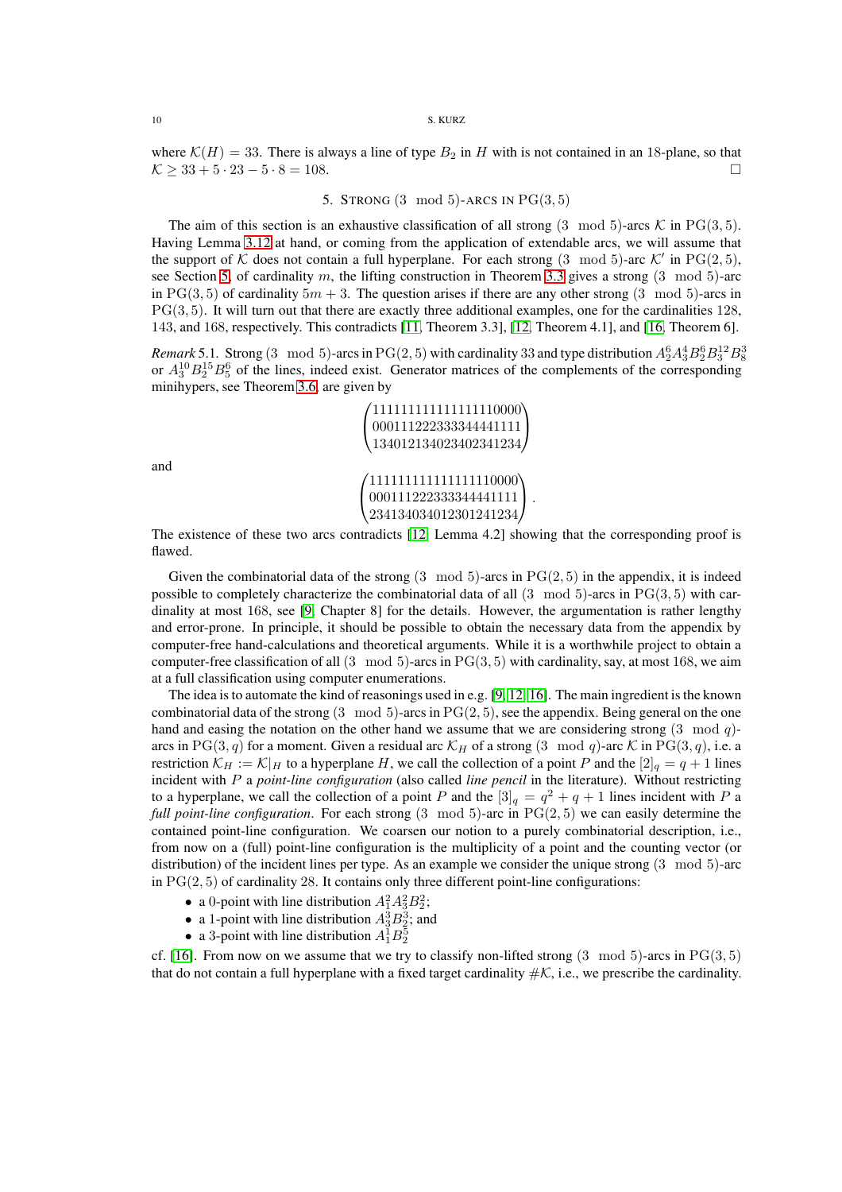where $\mathcal{K}(H) = 33$. There is always a line of type $B_2$ in $H$ with is not contained in an 18-plane, so that $\mathcal{K} \geq 33 + 5 \cdot 23 - 5 \cdot 8 = 108$. □

## 5. Strong $(3 \mod 5)$-arcs in $\mathrm{PG}(3,5)$

The aim of this section is an exhaustive classification of all strong $(3 \mod 5)$-arcs $\mathcal{K}$ in $\mathrm{PG}(3,5)$. Having Lemma 3.12 at hand, or coming from the application of extendable arcs, we will assume that the support of $\mathcal{K}$ does not contain a full hyperplane. For each strong $(3 \mod 5)$-arc $\mathcal{K}'$ in $\mathrm{PG}(2,5)$, see Section 5, of cardinality $m$, the lifting construction in Theorem 3.3 gives a strong $(3 \mod 5)$-arc in $\mathrm{PG}(3,5)$ of cardinality $5m+3$. The question arises if there are any other strong $(3 \mod 5)$-arcs in $\mathrm{PG}(3,5)$. It will turn out that there are exactly three additional examples, one for the cardinalities 128, 143, and 168, respectively. This contradicts [11, Theorem 3.3], [12, Theorem 4.1], and [16, Theorem 6].

*Remark* 5.1. Strong $(3 \mod 5)$-arcs in $\mathrm{PG}(2,5)$ with cardinality 33 and type distribution $A_2^6 A_3^4 B_2^6 B_3^{12} B_8^3$ or $A_3^{10} B_2^{15} B_5^6$ of the lines, indeed exist. Generator matrices of the complements of the corresponding minihypers, see Theorem 3.6, are given by

$$\begin{pmatrix} 1111111111111111110000 \\ 0001112222333344441111 \\ 1340121340234023412340 \end{pmatrix}$$

and

$$\begin{pmatrix} 1111111111111111110000 \\ 0001112222333344441111 \\ 2341340340123012412340 \end{pmatrix}.$$

The existence of these two arcs contradicts [12, Lemma 4.2] showing that the corresponding proof is flawed.

Given the combinatorial data of the strong $(3 \mod 5)$-arcs in $\mathrm{PG}(2,5)$ in the appendix, it is indeed possible to completely characterize the combinatorial data of all $(3 \mod 5)$-arcs in $\mathrm{PG}(3,5)$ with cardinality at most 168, see [9, Chapter 8] for the details. However, the argumentation is rather lengthy and error-prone. In principle, it should be possible to obtain the necessary data from the appendix by computer-free hand-calculations and theoretical arguments. While it is a worthwhile project to obtain a computer-free classification of all $(3 \mod 5)$-arcs in $\mathrm{PG}(3,5)$ with cardinality, say, at most 168, we aim at a full classification using computer enumerations.

The idea is to automate the kind of reasonings used in e.g. [9, 12, 16]. The main ingredient is the known combinatorial data of the strong $(3 \mod 5)$-arcs in $\mathrm{PG}(2,5)$, see the appendix. Being general on the one hand and easing the notation on the other hand we assume that we are considering strong $(3 \mod q)$-arcs in $\mathrm{PG}(3,q)$ for a moment. Given a residual arc $\mathcal{K}_H$ of a strong $(3 \mod q)$-arc $\mathcal{K}$ in $\mathrm{PG}(3,q)$, i.e. a restriction $\mathcal{K}_H := \mathcal{K}|_H$ to a hyperplane $H$, we call the collection of a point $P$ and the $[2]_q = q+1$ lines incident with $P$ a *point-line configuration* (also called *line pencil* in the literature). Without restricting to a hyperplane, we call the collection of a point $P$ and the $[3]_q = q^2+q+1$ lines incident with $P$ a *full point-line configuration*. For each strong $(3 \mod 5)$-arc in $\mathrm{PG}(2,5)$ we can easily determine the contained point-line configuration. We coarsen our notion to a purely combinatorial description, i.e., from now on a (full) point-line configuration is the multiplicity of a point and the counting vector (or distribution) of the incident lines per type. As an example we consider the unique strong $(3 \mod 5)$-arc in $\mathrm{PG}(2,5)$ of cardinality 28. It contains only three different point-line configurations:

- a 0-point with line distribution $A_1^2 A_3^2 B_2^2$;
- a 1-point with line distribution $A_3^3 B_2^3$; and
- a 3-point with line distribution $A_1^1 B_2^5$

cf. [16]. From now on we assume that we try to classify non-lifted strong $(3 \mod 5)$-arcs in $\mathrm{PG}(3,5)$ that do not contain a full hyperplane with a fixed target cardinality $\#\mathcal{K}$, i.e., we prescribe the cardinality.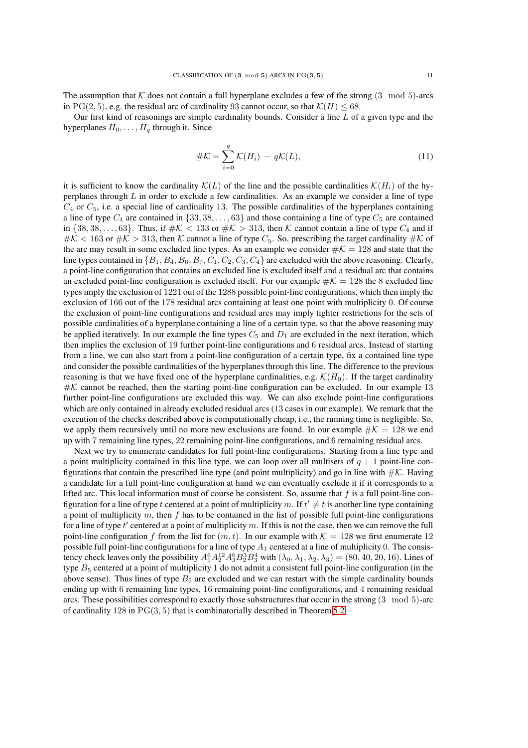The assumption that $\mathcal{K}$ does not contain a full hyperplane excludes a few of the strong $(3 \mod 5)$-arcs in $\mathrm{PG}(2,5)$, e.g. the residual arc of cardinality 93 cannot occur, so that $\mathcal{K}(H) \le 68$.

Our first kind of reasonings are simple cardinality bounds. Consider a line $L$ of a given type and the hyperplanes $H_0, \dots, H_q$ through it. Since

$$\#\mathcal{K} = \sum_{i=0}^{q} \mathcal{K}(H_i) \; - \; q\mathcal{K}(L), \tag{11}$$

it is sufficient to know the cardinality $\mathcal{K}(L)$ of the line and the possible cardinalities $\mathcal{K}(H_i)$ of the hyperplanes through $L$ in order to exclude a few cardinalities. As an example we consider a line of type $C_4$ or $C_5$, i.e. a special line of cardinality 13. The possible cardinalities of the hyperplanes containing a line of type $C_4$ are contained in $\{33, 38, \dots, 63\}$ and those containing a line of type $C_5$ are contained in $\{38, 38, \dots, 63\}$. Thus, if $\#\mathcal{K} < 133$ or $\#\mathcal{K} > 313$, then $\mathcal{K}$ cannot contain a line of type $C_4$ and if $\#\mathcal{K} < 163$ or $\#\mathcal{K} > 313$, then $\mathcal{K}$ cannot a line of type $C_5$. So, prescribing the target cardinality $\#\mathcal{K}$ of the arc may result in some excluded line types. As an example we consider $\#\mathcal{K} = 128$ and state that the line types contained in $\{B_1, B_4, B_6, B_7, C_1, C_2, C_3, C_4\}$ are excluded with the above reasoning. Clearly, a point-line configuration that contains an excluded line is excluded itself and a residual arc that contains an excluded point-line configuration is excluded itself. For our example $\#\mathcal{K} = 128$ the 8 excluded line types imply the exclusion of 1221 out of the 1288 possible point-line configurations, which then imply the exclusion of 166 out of the 178 residual arcs containing at least one point with multiplicity 0. Of course the exclusion of point-line configurations and residual arcs may imply tighter restrictions for the sets of possible cardinalities of a hyperplane containing a line of a certain type, so that the above reasoning may be applied iteratively. In our example the line types $C_5$ and $D_1$ are excluded in the next iteration, which then implies the exclusion of 19 further point-line configurations and 6 residual arcs. Instead of starting from a line, we can also start from a point-line configuration of a certain type, fix a contained line type and consider the possible cardinalities of the hyperplanes through this line. The difference to the previous reasoning is that we have fixed one of the hyperplane cardinalities, e.g. $\mathcal{K}(H_0)$. If the target cardinality $\#\mathcal{K}$ cannot be reached, then the starting point-line configuration can be excluded. In our example 13 further point-line configurations are excluded this way. We can also exclude point-line configurations which are only contained in already excluded residual arcs (13 cases in our example). We remark that the execution of the checks described above is computationally cheap, i.e., the running time is negligible. So, we apply them recursively until no more new exclusions are found. In our example $\#\mathcal{K} = 128$ we end up with 7 remaining line types, 22 remaining point-line configurations, and 6 remaining residual arcs.

Next we try to enumerate candidates for full point-line configurations. Starting from a line type and a point multiplicity contained in this line type, we can loop over all multisets of $q+1$ point-line configurations that contain the prescribed line type (and point multiplicity) and go in line with $\#\mathcal{K}$. Having a candidate for a full point-line configuration at hand we can eventually exclude it if it corresponds to a lifted arc. This local information must of course be consistent. So, assume that $f$ is a full point-line configuration for a line of type $t$ centered at a point of multiplicity $m$. If $t' \neq t$ is another line type containing a point of multiplicity $m$, then $f$ has to be contained in the list of possible full point-line configurations for a line of type $t'$ centered at a point of multiplicity $m$. If this is not the case, then we can remove the full point-line configuration $f$ from the list for $(m, t)$. In our example with $\mathcal{K} = 128$ we first enumerate 12 possible full point-line configurations for a line of type $A_1$ centered at a line of multiplicity 0. The consistency check leaves only the possibility $A_1^6 A_2^{12} A_3^6 B_2^3 B_3^4$ with $(\lambda_0, \lambda_1, \lambda_2, \lambda_3) = (80, 40, 20, 16)$. Lines of type $B_5$ centered at a point of multiplicity 1 do not admit a consistent full point-line configuration (in the above sense). Thus lines of type $B_5$ are excluded and we can restart with the simple cardinality bounds ending up with 6 remaining line types, 16 remaining point-line configurations, and 4 remaining residual arcs. These possibilities correspond to exactly those substructures that occur in the strong $(3 \mod 5)$-arc of cardinality 128 in $\mathrm{PG}(3,5)$ that is combinatorially described in Theorem 5.2.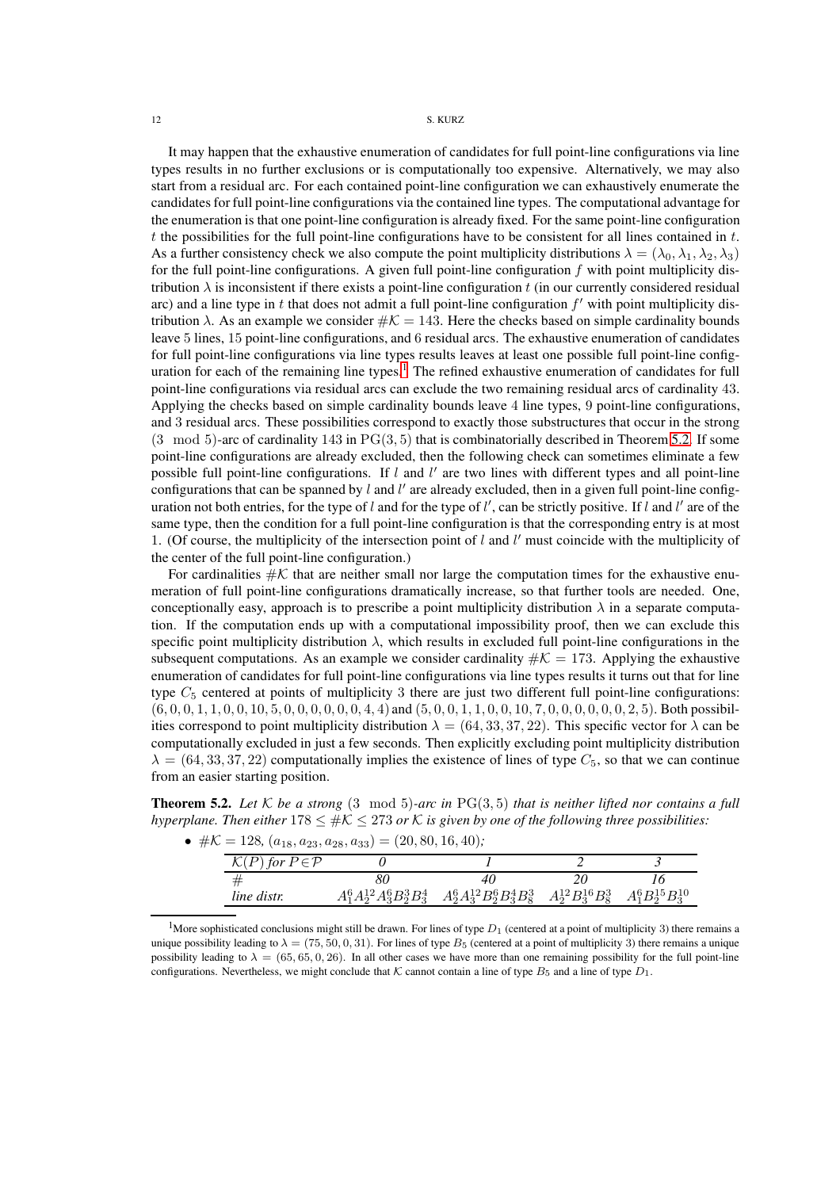It may happen that the exhaustive enumeration of candidates for full point-line configurations via line types results in no further exclusions or is computationally too expensive. Alternatively, we may also start from a residual arc. For each contained point-line configuration we can exhaustively enumerate the candidates for full point-line configurations via the contained line types. The computational advantage for the enumeration is that one point-line configuration is already fixed. For the same point-line configuration $t$ the possibilities for the full point-line configurations have to be consistent for all lines contained in $t$. As a further consistency check we also compute the point multiplicity distributions $\lambda = (\lambda_0, \lambda_1, \lambda_2, \lambda_3)$ for the full point-line configurations. A given full point-line configuration $f$ with point multiplicity distribution $\lambda$ is inconsistent if there exists a point-line configuration $t$ (in our currently considered residual arc) and a line type in $t$ that does not admit a full point-line configuration $f'$ with point multiplicity distribution $\lambda$. As an example we consider $\#\mathcal{K} = 143$. Here the checks based on simple cardinality bounds leave 5 lines, 15 point-line configurations, and 6 residual arcs. The exhaustive enumeration of candidates for full point-line configurations via line types results leaves at least one possible full point-line configuration for each of the remaining line types.[1] The refined exhaustive enumeration of candidates for full point-line configurations via residual arcs can exclude the two remaining residual arcs of cardinality 43. Applying the checks based on simple cardinality bounds leave 4 line types, 9 point-line configurations, and 3 residual arcs. These possibilities correspond to exactly those substructures that occur in the strong $(3 \mod 5)$-arc of cardinality 143 in $\operatorname{PG}(3,5)$ that is combinatorially described in Theorem 5.2. If some point-line configurations are already excluded, then the following check can sometimes eliminate a few possible full point-line configurations. If $l$ and $l'$ are two lines with different types and all point-line configurations that can be spanned by $l$ and $l'$ are already excluded, then in a given full point-line configuration not both entries, for the type of $l$ and for the type of $l'$, can be strictly positive. If $l$ and $l'$ are of the same type, then the condition for a full point-line configuration is that the corresponding entry is at most 1. (Of course, the multiplicity of the intersection point of $l$ and $l'$ must coincide with the multiplicity of the center of the full point-line configuration.)

For cardinalities $\#\mathcal{K}$ that are neither small nor large the computation times for the exhaustive enumeration of full point-line configurations dramatically increase, so that further tools are needed. One, conceptionally easy, approach is to prescribe a point multiplicity distribution $\lambda$ in a separate computation. If the computation ends up with a computational impossibility proof, then we can exclude this specific point multiplicity distribution $\lambda$, which results in excluded full point-line configurations in the subsequent computations. As an example we consider cardinality $\#\mathcal{K} = 173$. Applying the exhaustive enumeration of candidates for full point-line configurations via line types results it turns out that for line type $C_5$ centered at points of multiplicity 3 there are just two different full point-line configurations: $(6, 0, 0, 1, 1, 0, 0, 10, 5, 0, 0, 0, 0, 0, 0, 4, 4)$ and $(5, 0, 0, 1, 1, 0, 0, 10, 7, 0, 0, 0, 0, 0, 0, 2, 5)$. Both possibilities correspond to point multiplicity distribution $\lambda = (64, 33, 37, 22)$. This specific vector for $\lambda$ can be computationally excluded in just a few seconds. Then explicitly excluding point multiplicity distribution $\lambda = (64, 33, 37, 22)$ computationally implies the existence of lines of type $C_5$, so that we can continue from an easier starting position.

**Theorem 5.2.** *Let $\mathcal{K}$ be a strong $(3 \mod 5)$-arc in $\operatorname{PG}(3,5)$ that is neither lifted nor contains a full hyperplane. Then either $178 \le \#\mathcal{K} \le 273$ or $\mathcal{K}$ is given by one of the following three possibilities:*

- $\#\mathcal{K} = 128$, $(a_{18}, a_{23}, a_{28}, a_{33}) = (20, 80, 16, 40)$;

| $\mathcal{K}(P)$ *for* $P \in \mathcal{P}$ | *0* | *1* | *2* | *3* |
|---|---|---|---|---|
| $\#$ | 80 | 40 | 20 | 16 |
| *line distr.* | $A_1^6 A_2^{12} A_3^6 B_2^3 B_4^3$ | $A_2^6 A_3^{12} B_2^6 B_3^4 B_8^3$ | $A_2^{12} B_3^{16} B_8^3$ | $A_1^6 B_2^{15} B_3^{10}$ |

[1] More sophisticated conclusions might still be drawn. For lines of type $D_1$ (centered at a point of multiplicity 3) there remains a unique possibility leading to $\lambda = (75, 50, 0, 31)$. For lines of type $B_5$ (centered at a point of multiplicity 3) there remains a unique possibility leading to $\lambda = (65, 65, 0, 26)$. In all other cases we have more than one remaining possibility for the full point-line configurations. Nevertheless, we might conclude that $\mathcal{K}$ cannot contain a line of type $B_5$ and a line of type $D_1$.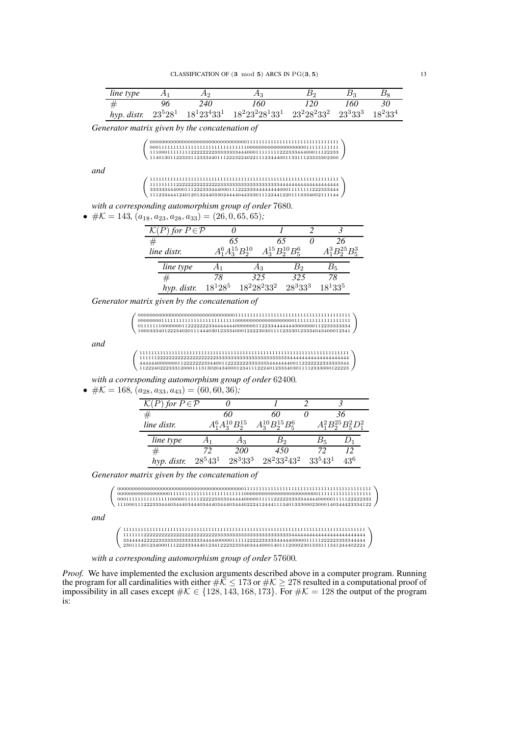| *line type* | $A_1$ | $A_2$ | $A_3$ | $B_2$ | $B_3$ | $B_8$ |
|---|---|---|---|---|---|---|
| # | *96* | *240* | *160* | *120* | *160* | *30* |
| *hyp. distr.* | $23^5 28^1$ | $18^1 23^4 33^1$ | $18^2 23^2 28^1 33^1$ | $23^2 28^2 33^2$ | $23^3 33^3$ | $18^2 33^4$ |

*Generator matrix given by the concatenation of*

$$\begin{pmatrix} 000000000000000000000000000000001111111111111111111111111111 \\ 000111111111111111111111111111110000000000000000000001111111111 \\ 111000111111122222222333333334444000111111122233334440001112233 \\ 114013011223331123334401112223224022111234440013311123333302300 \end{pmatrix}$$

*and*

$$\begin{pmatrix} 111111111111111111111111111111111111111111111111111111111111 \\ 111111111222222222222222233333333333333333333444444444444444444 \\ 333333444000112223334440001112223333444444440001111111222333444 \\ 111233444124012013244033024444044333011224412201133340021111144 \end{pmatrix}$$

*with a corresponding automorphism group of order* 7680*.*

- $\#\mathcal{K} = 143$*,* $(a_{18}, a_{23}, a_{28}, a_{33}) = (26, 0, 65, 65)$*;*

| $\mathcal{K}(P)$ *for* $P \in \mathcal{P}$ | *0* | *1* | *2* | *3* |
|---|---|---|---|---|
| # | *65* | *65* | *0* | *26* |
| *line distr.* | $A_1^6 A_3^{15} B_2^{10}$ | $A_3^{15} B_2^{10} B_5^6$ | | $A_1^3 B_2^{25} B_5^3$ |

| *line type* | $A_1$ | $A_3$ | $B_2$ | $B_5$ |
|---|---|---|---|---|
| # | *78* | *325* | *325* | *78* |
| *hyp. distr.* | $18^1 28^5$ | $18^2 28^2 33^2$ | $28^3 33^3$ | $18^1 33^5$ |

*Generator matrix given by the concatenation of*

$$\begin{pmatrix} 000000000000000000000000000000001111111111111111111111111111111111111 \\ 000000001111111111111111111111110000000000000000000001111111111111111111 \\ 011111110000000011222222233344444440000000112233444444440000000112233333334 \\ 100033340122234020111444030123334000122223030111123333012333404340001 2341 \end{pmatrix}$$

*and*

$$\begin{pmatrix} 111111111111111111111111111111111111111111111111111111111111111111111 \\ 111111222222222222222222233333333333333333333333444444444444444444444 \\ 444444000000112222222233440011222222233333333444444400112222222333333344 \\ 112224022233312000111131302043400012341112224012333403011112333000122223 \end{pmatrix}$$

*with a corresponding automorphism group of order* 62400*.*

- $\#\mathcal{K} = 168$*,* $(a_{28}, a_{33}, a_{43}) = (60, 60, 36)$*;*

| $\mathcal{K}(P)$ *for* $P \in \mathcal{P}$ | *0* | *1* | *2* | *3* |
|---|---|---|---|---|
| # | *60* | *60* | *0* | *36* |
| *line distr.* | $A_1^6 A_3^{10} B_2^{15}$ | $A_3^{10} B_2^{15} B_5^6$ | | $A_1^2 B_2^{25} B_5^2 D_1^2$ |

| *line type* | $A_1$ | $A_3$ | $B_2$ | $B_5$ | $D_1$ |
|---|---|---|---|---|---|
| # | *72* | *200* | *450* | *72* | *12* |
| *hyp. distr.* | $28^5 43^1$ | $28^3 33^3$ | $28^2 33^2 43^2$ | $33^5 43^1$ | $43^6$ |

*Generator matrix given by the concatenation of*

$$\begin{pmatrix} 00000000000000000000000000000000000000000011111111111111111111111111111111111111111 \\ 00000000000000000111111111111111111111111110000000000000000000000000001111111111111111 \\ 00011111111111111100000111112222223333334444440000011111222223333344444000001111122222333 \\ 11100011122233334440344403444034440344403444022241244411134013330002300014034442333412 2 \end{pmatrix}$$

*and*

$$\begin{pmatrix} 1111111111111111111111111111111111111111111111111111111111111111111111111111111111 \\ 1111111222222222222222222222222223333333333333333333333333444444444444444444444444444 \\ 334444422222333333333333333344444000001111122222233333444444000001111122222333334444 \\ 230111201234000111222333444012341222323334034440001401112000230133311134124440222 4 \end{pmatrix}$$

*with a corresponding automorphism group of order* 57600*.*

*Proof.* We have implemented the exclusion arguments described above in a computer program. Running the program for all cardinalities with either $\#\mathcal{K} \le 173$ or $\#\mathcal{K} \ge 278$ resulted in a computational proof of impossibility in all cases except $\#\mathcal{K} \in \{128, 143, 168, 173\}$. For $\#\mathcal{K} = 128$ the output of the program is: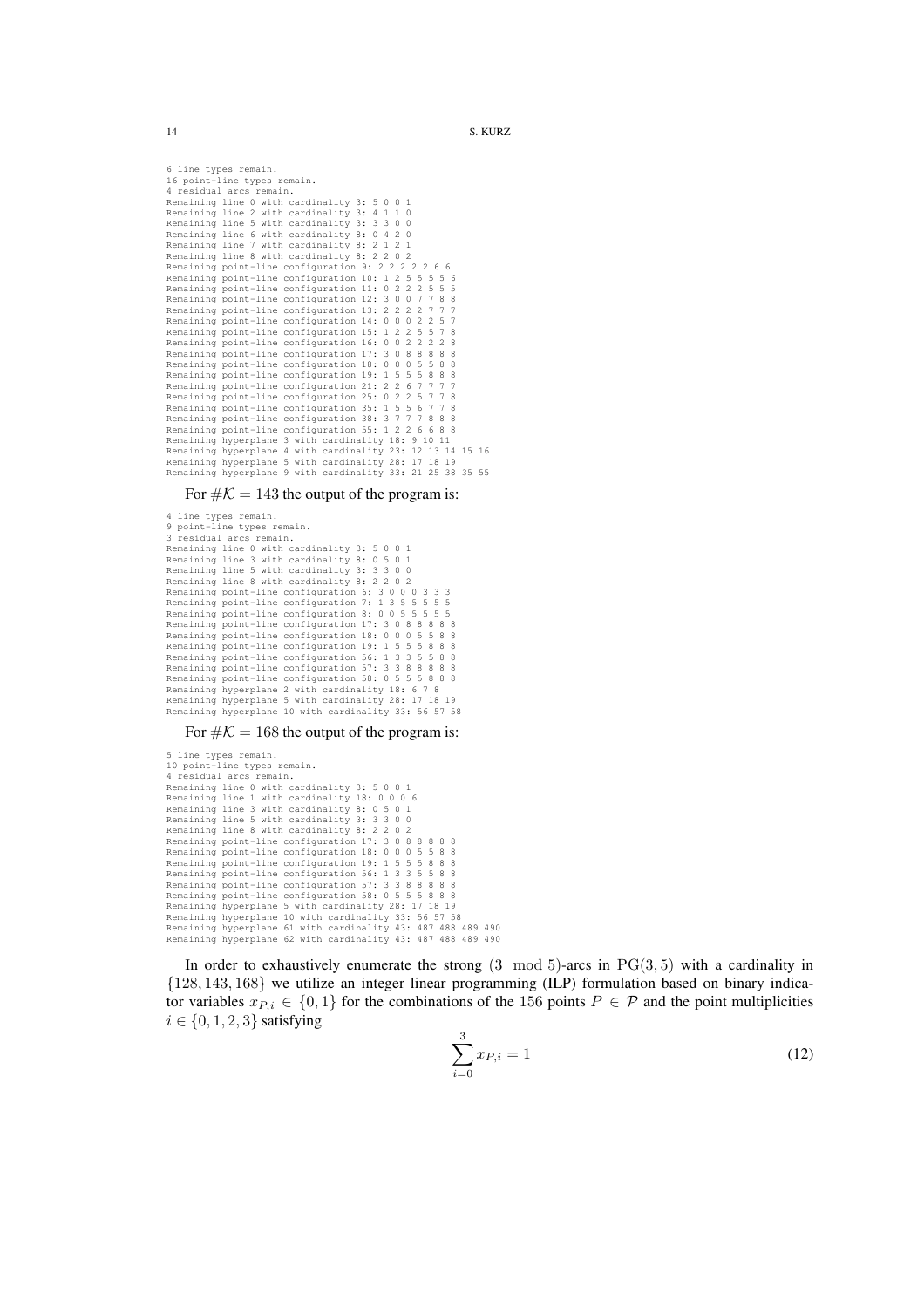```
6 line types remain.
16 point-line types remain.
4 residual arcs remain.
Remaining line 0 with cardinality 3: 5 0 0 1
Remaining line 2 with cardinality 3: 4 1 1 0
Remaining line 5 with cardinality 3: 3 3 0 0
Remaining line 6 with cardinality 8: 0 4 2 0
Remaining line 7 with cardinality 8: 2 1 2 1
Remaining line 8 with cardinality 8: 2 2 0 2
Remaining point-line configuration 9: 2 2 2 2 2 6 6
Remaining point-line configuration 10: 1 2 5 5 5 5 6
Remaining point-line configuration 11: 0 2 2 2 5 5 5
Remaining point-line configuration 12: 3 0 0 7 7 8 8
Remaining point-line configuration 13: 2 2 2 2 7 7 7
Remaining point-line configuration 14: 0 0 0 2 2 5 7
Remaining point-line configuration 15: 1 2 2 5 5 7 8
Remaining point-line configuration 16: 0 0 2 2 2 2 8
Remaining point-line configuration 17: 3 0 8 8 8 8 8
Remaining point-line configuration 18: 0 0 0 5 5 8 8
Remaining point-line configuration 19: 1 5 5 5 8 8 8
Remaining point-line configuration 21: 2 2 6 7 7 7 7
Remaining point-line configuration 25: 0 2 2 5 7 7 8
Remaining point-line configuration 35: 1 5 5 6 7 7 8
Remaining point-line configuration 38: 3 7 7 7 8 8 8
Remaining point-line configuration 55: 1 2 2 6 6 8 8
Remaining hyperplane 3 with cardinality 18: 9 10 11
Remaining hyperplane 4 with cardinality 23: 12 13 14 15 16
Remaining hyperplane 5 with cardinality 28: 17 18 19
Remaining hyperplane 9 with cardinality 33: 21 25 38 35 55
```

For $\#\mathcal{K} = 143$ the output of the program is:

```
4 line types remain.
9 point-line types remain.
3 residual arcs remain.
Remaining line 0 with cardinality 3: 5 0 0 1
Remaining line 3 with cardinality 8: 0 5 0 1
Remaining line 5 with cardinality 3: 3 3 0 0
Remaining line 8 with cardinality 8: 2 2 0 2
Remaining point-line configuration 6: 3 0 0 0 3 3 3
Remaining point-line configuration 7: 1 3 5 5 5 5 5
Remaining point-line configuration 8: 0 0 5 5 5 5 5
Remaining point-line configuration 17: 3 0 8 8 8 8 8
Remaining point-line configuration 18: 0 0 0 5 5 8 8
Remaining point-line configuration 19: 1 5 5 5 8 8 8
Remaining point-line configuration 56: 1 3 3 5 5 8 8
Remaining point-line configuration 57: 3 3 8 8 8 8 8
Remaining point-line configuration 58: 0 5 5 5 8 8 8
Remaining hyperplane 2 with cardinality 18: 6 7 8
Remaining hyperplane 5 with cardinality 28: 17 18 19
Remaining hyperplane 10 with cardinality 33: 56 57 58
```

For $\#\mathcal{K} = 168$ the output of the program is:

```
5 line types remain.
10 point-line types remain.
4 residual arcs remain.
Remaining line 0 with cardinality 3: 5 0 0 1
Remaining line 1 with cardinality 18: 0 0 0 6
Remaining line 3 with cardinality 8: 0 5 0 1
Remaining line 5 with cardinality 3: 3 3 0 0
Remaining line 8 with cardinality 8: 2 2 0 2
Remaining point-line configuration 17: 3 0 8 8 8 8 8
Remaining point-line configuration 18: 0 0 0 5 5 8 8
Remaining point-line configuration 19: 1 5 5 5 8 8 8
Remaining point-line configuration 56: 1 3 3 5 5 8 8
Remaining point-line configuration 57: 3 3 8 8 8 8 8
Remaining point-line configuration 58: 0 5 5 5 8 8 8
Remaining hyperplane 5 with cardinality 28: 17 18 19
Remaining hyperplane 10 with cardinality 33: 56 57 58
Remaining hyperplane 61 with cardinality 43: 487 488 489 490
Remaining hyperplane 62 with cardinality 43: 487 488 489 490
```

In order to exhaustively enumerate the strong $(3 \mod 5)$-arcs in $\operatorname{PG}(3,5)$ with a cardinality in $\{128, 143, 168\}$ we utilize an integer linear programming (ILP) formulation based on binary indicator variables $x_{P,i} \in \{0,1\}$ for the combinations of the 156 points $P \in \mathcal{P}$ and the point multiplicities $i \in \{0,1,2,3\}$ satisfying

$$\sum_{i=0}^{3} x_{P,i} = 1 \tag{12}$$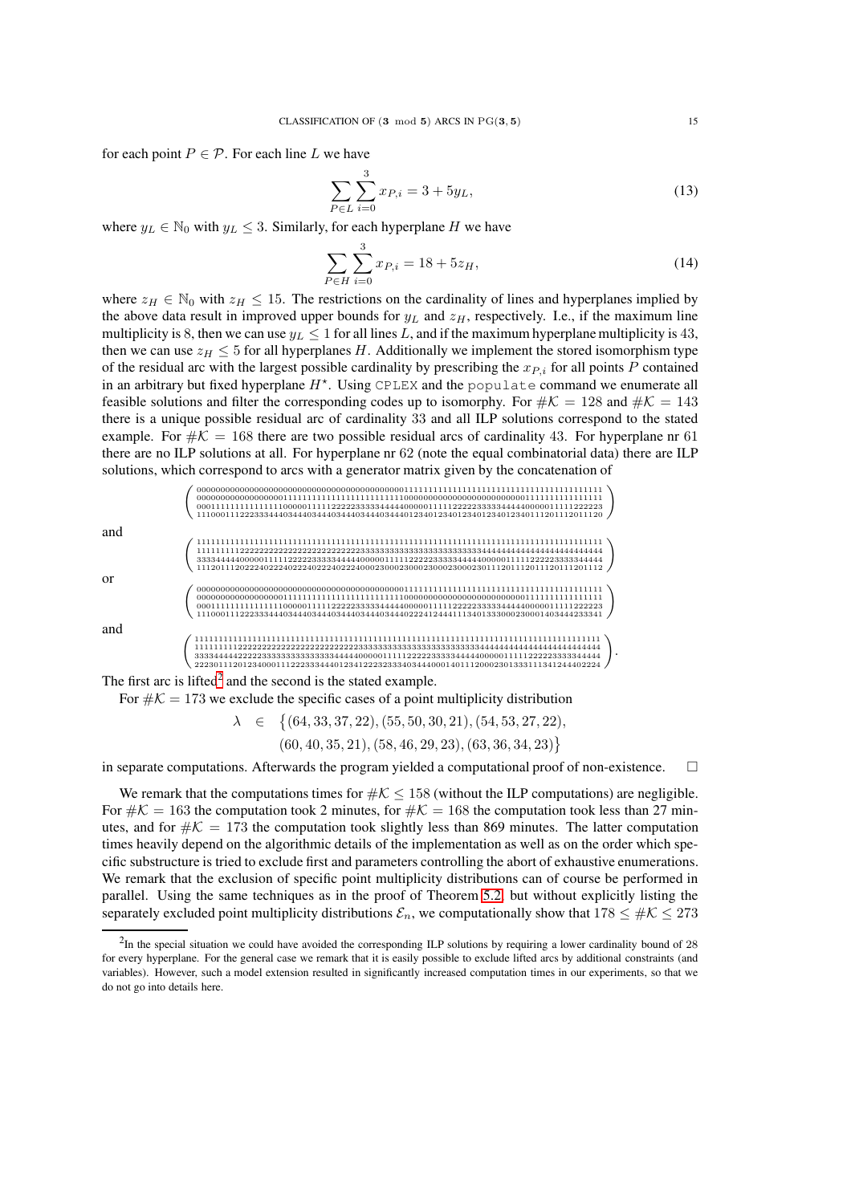for each point $P \in \mathcal{P}$. For each line $L$ we have

$$\sum_{P \in L} \sum_{i=0}^{3} x_{P,i} = 3 + 5y_L, \tag{13}$$

where $y_L \in \mathbb{N}_0$ with $y_L \leq 3$. Similarly, for each hyperplane $H$ we have

$$\sum_{P \in H} \sum_{i=0}^{3} x_{P,i} = 18 + 5z_H, \tag{14}$$

where $z_H \in \mathbb{N}_0$ with $z_H \leq 15$. The restrictions on the cardinality of lines and hyperplanes implied by the above data result in improved upper bounds for $y_L$ and $z_H$, respectively. I.e., if the maximum line multiplicity is 8, then we can use $y_L \leq 1$ for all lines $L$, and if the maximum hyperplane multiplicity is 43, then we can use $z_H \leq 5$ for all hyperplanes $H$. Additionally we implement the stored isomorphism type of the residual arc with the largest possible cardinality by prescribing the $x_{P,i}$ for all points $P$ contained in an arbitrary but fixed hyperplane $H^\star$. Using CPLEX and the populate command we enumerate all feasible solutions and filter the corresponding codes up to isomorphy. For $\#\mathcal{K} = 128$ and $\#\mathcal{K} = 143$ there is a unique possible residual arc of cardinality 33 and all ILP solutions correspond to the stated example. For $\#\mathcal{K} = 168$ there are two possible residual arcs of cardinality 43. For hyperplane nr 61 there are no ILP solutions at all. For hyperplane nr 62 (note the equal combinatorial data) there are ILP solutions, which correspond to arcs with a generator matrix given by the concatenation of

$$\begin{pmatrix}
000000000000000000000000000000000000000000000001111111111111111111111111111111111111\\
000000000000000000111111111111111111111111111100000000000000000000000000000111111111111111\\
000111111111111111100000111112222233333344444400000111112222233333444440000001111122223\\
111000111222333444034440344403444034440123401234012340123401234011201112011120
\end{pmatrix}$$

and

$$\begin{pmatrix}
111111111111111111111111111111111111111111111111111111111111111111111111111111111111\\
111111111222222222222222222222222222223333333333333333333333333344444444444444444444444\\
333344444000001111122222333334444440000011111222223333344444400000111112222233333344444\\
111201112022240222402224022240222400023000230002300023000230111201112011120111201112
\end{pmatrix}$$

or

$$\begin{pmatrix}
000000000000000000000000000000000000000000001111111111111111111111111111111111111111\\
000000000000000000111111111111111111111111100000000000000000000000000001111111111111111\\
000111111111111111100000111112222233333344444000001111122222333334444400000011111122223\\
111000111223334440344403444034440344403444022241244411134013330002300014034442333341
\end{pmatrix}$$

and

$$\begin{pmatrix}
111111111111111111111111111111111111111111111111111111111111111111111111111111111111\\
111111111222222222222222222222222222233333333333333333333333333444444444444444444444444\\
333344444222223333333333333333334444440000011111222223333344444400000111112222233333344444\\
222301112012340001112223334440123412222323334034440001401112000230133311134124440224
\end{pmatrix}.$$

The first arc is lifted[2] and the second is the stated example.

For $\#\mathcal{K} = 173$ we exclude the specific cases of a point multiplicity distribution

$$\lambda \quad \in \quad \big\{(64,33,37,22),(55,50,30,21),(54,53,27,22),$$
$$(60,40,35,21),(58,46,29,23),(63,36,34,23)\big\}$$

in separate computations. Afterwards the program yielded a computational proof of non-existence. $\square$

We remark that the computations times for $\#\mathcal{K} \leq 158$ (without the ILP computations) are negligible. For $\#\mathcal{K} = 163$ the computation took 2 minutes, for $\#\mathcal{K} = 168$ the computation took less than 27 minutes, and for $\#\mathcal{K} = 173$ the computation took slightly less than 869 minutes. The latter computation times heavily depend on the algorithmic details of the implementation as well as on the order which specific substructure is tried to exclude first and parameters controlling the abort of exhaustive enumerations. We remark that the exclusion of specific point multiplicity distributions can of course be performed in parallel. Using the same techniques as in the proof of Theorem 5.2, but without explicitly listing the separately excluded point multiplicity distributions $\mathcal{E}_n$, we computationally show that $178 \leq \#\mathcal{K} \leq 273$

[2] In the special situation we could have avoided the corresponding ILP solutions by requiring a lower cardinality bound of 28 for every hyperplane. For the general case we remark that it is easily possible to exclude lifted arcs by additional constraints (and variables). However, such a model extension resulted in significantly increased computation times in our experiments, so that we do not go into details here.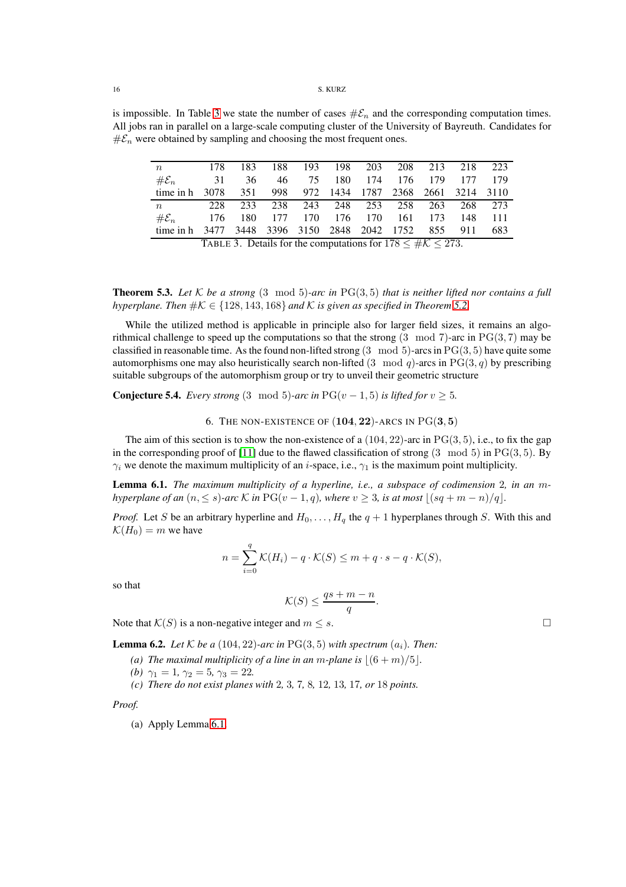is impossible. In Table 3 we state the number of cases $\#\mathcal{E}_n$ and the corresponding computation times. All jobs ran in parallel on a large-scale computing cluster of the University of Bayreuth. Candidates for $\#\mathcal{E}_n$ were obtained by sampling and choosing the most frequent ones.

| $n$ | 178 | 183 | 188 | 193 | 198 | 203 | 208 | 213 | 218 | 223 |
|---|---|---|---|---|---|---|---|---|---|---|
| $\#\mathcal{E}_n$ | 31 | 36 | 46 | 75 | 180 | 174 | 176 | 179 | 177 | 179 |
| time in h | 3078 | 351 | 998 | 972 | 1434 | 1787 | 2368 | 2661 | 3214 | 3110 |
| $n$ | 228 | 233 | 238 | 243 | 248 | 253 | 258 | 263 | 268 | 273 |
| $\#\mathcal{E}_n$ | 176 | 180 | 177 | 170 | 176 | 170 | 161 | 173 | 148 | 111 |
| time in h | 3477 | 3448 | 3396 | 3150 | 2848 | 2042 | 1752 | 855 | 911 | 683 |

TABLE 3. Details for the computations for $178 \le \#\mathcal{K} \le 273$.

**Theorem 5.3.** *Let $\mathcal{K}$ be a strong $(3 \mod 5)$-arc in $\mathrm{PG}(3,5)$ that is neither lifted nor contains a full hyperplane. Then $\#\mathcal{K} \in \{128, 143, 168\}$ and $\mathcal{K}$ is given as specified in Theorem 5.2.*

While the utilized method is applicable in principle also for larger field sizes, it remains an algorithmical challenge to speed up the computations so that the strong $(3 \mod 7)$-arc in $\mathrm{PG}(3,7)$ may be classified in reasonable time. As the found non-lifted strong $(3 \mod 5)$-arcs in $\mathrm{PG}(3,5)$ have quite some automorphisms one may also heuristically search non-lifted $(3 \mod q)$-arcs in $\mathrm{PG}(3,q)$ by prescribing suitable subgroups of the automorphism group or try to unveil their geometric structure

**Conjecture 5.4.** *Every strong $(3 \mod 5)$-arc in $\mathrm{PG}(v-1,5)$ is lifted for $v \ge 5$.*

## 6. The non-existence of $(\mathbf{104}, \mathbf{22})$-arcs in $\mathrm{PG}(\mathbf{3}, \mathbf{5})$

The aim of this section is to show the non-existence of a $(104, 22)$-arc in $\mathrm{PG}(3,5)$, i.e., to fix the gap in the corresponding proof of [11] due to the flawed classification of strong $(3 \mod 5)$ in $\mathrm{PG}(3,5)$. By $\gamma_i$ we denote the maximum multiplicity of an $i$-space, i.e., $\gamma_1$ is the maximum point multiplicity.

**Lemma 6.1.** *The maximum multiplicity of a hyperline, i.e., a subspace of codimension 2, in an $m$-hyperplane of an $(n, \le s)$-arc $\mathcal{K}$ in $\mathrm{PG}(v-1,q)$, where $v \ge 3$, is at most $\lfloor (sq+m-n)/q \rfloor$.*

*Proof.* Let $S$ be an arbitrary hyperline and $H_0, \dots, H_q$ the $q+1$ hyperplanes through $S$. With this and $\mathcal{K}(H_0) = m$ we have

$$n = \sum_{i=0}^{q} \mathcal{K}(H_i) - q \cdot \mathcal{K}(S) \le m + q \cdot s - q \cdot \mathcal{K}(S),$$

so that

$$\mathcal{K}(S) \le \frac{qs + m - n}{q}.$$

Note that $\mathcal{K}(S)$ is a non-negative integer and $m \le s$. □

**Lemma 6.2.** *Let $\mathcal{K}$ be a $(104, 22)$-arc in $\mathrm{PG}(3,5)$ with spectrum $(a_i)$. Then:*

- *(a) The maximal multiplicity of a line in an $m$-plane is $\lfloor (6+m)/5 \rfloor$.*
- *(b) $\gamma_1 = 1$, $\gamma_2 = 5$, $\gamma_3 = 22$.*
- *(c) There do not exist planes with 2, 3, 7, 8, 12, 13, 17, or 18 points.*

*Proof.*

(a) Apply Lemma 6.1.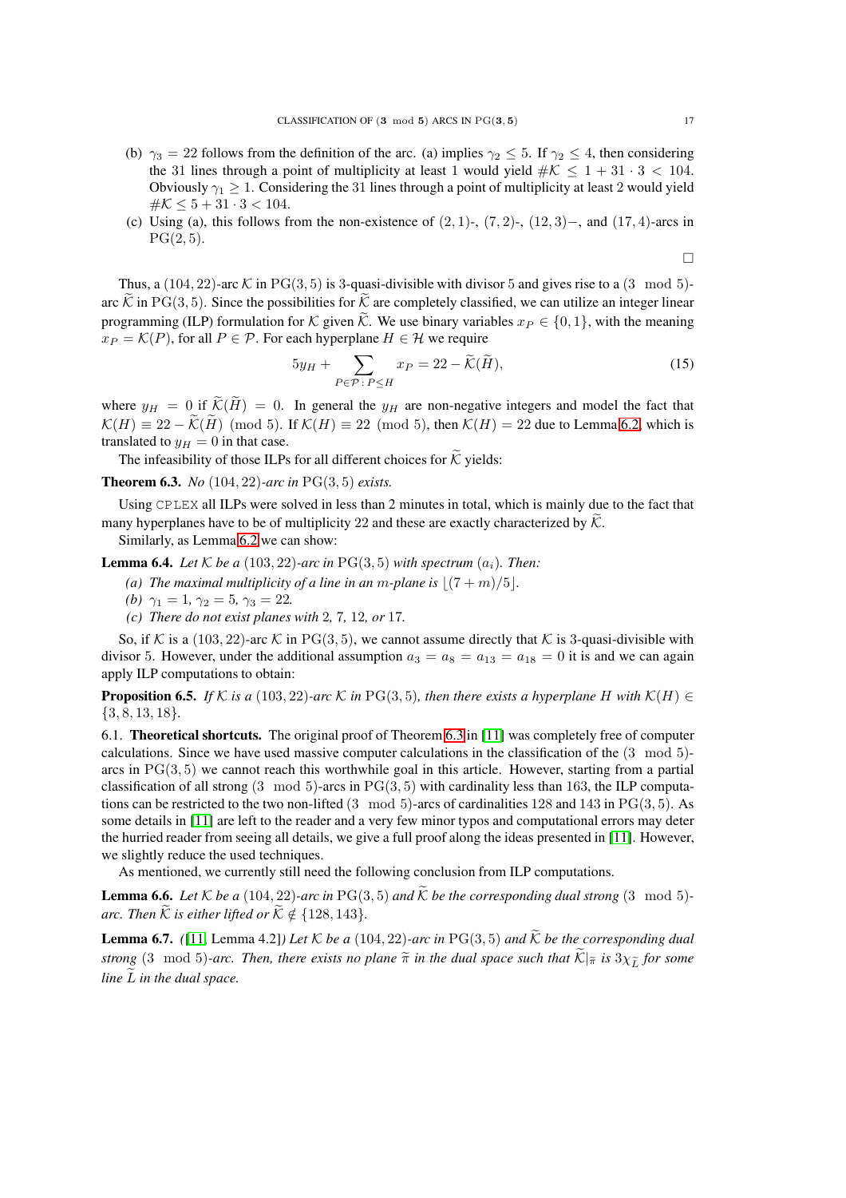(b) $\gamma_3 = 22$ follows from the definition of the arc. (a) implies $\gamma_2 \leq 5$. If $\gamma_2 \leq 4$, then considering the 31 lines through a point of multiplicity at least 1 would yield $\#\mathcal{K} \leq 1 + 31 \cdot 3 < 104$. Obviously $\gamma_1 \geq 1$. Considering the 31 lines through a point of multiplicity at least 2 would yield $\#\mathcal{K} \leq 5 + 31 \cdot 3 < 104$.

(c) Using (a), this follows from the non-existence of $(2, 1)$-, $(7, 2)$-, $(12, 3)-$, and $(17, 4)$-arcs in $\mathrm{PG}(2, 5)$.

□

Thus, a $(104, 22)$-arc $\mathcal{K}$ in $\mathrm{PG}(3, 5)$ is 3-quasi-divisible with divisor 5 and gives rise to a $(3 \mod 5)$-arc $\widetilde{\mathcal{K}}$ in $\mathrm{PG}(3, 5)$. Since the possibilities for $\widetilde{\mathcal{K}}$ are completely classified, we can utilize an integer linear programming (ILP) formulation for $\mathcal{K}$ given $\widetilde{\mathcal{K}}$. We use binary variables $x_P \in \{0, 1\}$, with the meaning $x_P = \mathcal{K}(P)$, for all $P \in \mathcal{P}$. For each hyperplane $H \in \mathcal{H}$ we require

$$5y_H + \sum_{P \in \mathcal{P}\,:\,P \leq H} x_P = 22 - \widetilde{\mathcal{K}}(\widetilde{H}), \tag{15}$$

where $y_H = 0$ if $\widetilde{\mathcal{K}}(\widetilde{H}) = 0$. In general the $y_H$ are non-negative integers and model the fact that $\mathcal{K}(H) \equiv 22 - \widetilde{\mathcal{K}}(\widetilde{H}) \pmod 5$. If $\mathcal{K}(H) \equiv 22 \pmod 5$, then $\mathcal{K}(H) = 22$ due to Lemma 6.2, which is translated to $y_H = 0$ in that case.

The infeasibility of those ILPs for all different choices for $\widetilde{\mathcal{K}}$ yields:

**Theorem 6.3.** *No* $(104, 22)$*-arc in* $\mathrm{PG}(3, 5)$ *exists.*

Using CPLEX all ILPs were solved in less than 2 minutes in total, which is mainly due to the fact that many hyperplanes have to be of multiplicity 22 and these are exactly characterized by $\widetilde{\mathcal{K}}$.

Similarly, as Lemma 6.2 we can show:

**Lemma 6.4.** *Let* $\mathcal{K}$ *be a* $(103, 22)$*-arc in* $\mathrm{PG}(3, 5)$ *with spectrum* $(a_i)$*. Then:*

*(a) The maximal multiplicity of a line in an* $m$*-plane is* $\lfloor (7 + m)/5 \rfloor$*.*
*(b)* $\gamma_1 = 1$*,* $\gamma_2 = 5$*,* $\gamma_3 = 22$*.*
*(c) There do not exist planes with* 2*,* 7*,* 12*, or* 17*.*

So, if $\mathcal{K}$ is a $(103, 22)$-arc $\mathcal{K}$ in $\mathrm{PG}(3, 5)$, we cannot assume directly that $\mathcal{K}$ is 3-quasi-divisible with divisor 5. However, under the additional assumption $a_3 = a_8 = a_{13} = a_{18} = 0$ it is and we can again apply ILP computations to obtain:

**Proposition 6.5.** *If* $\mathcal{K}$ *is a* $(103, 22)$*-arc* $\mathcal{K}$ *in* $\mathrm{PG}(3, 5)$*, then there exists a hyperplane* $H$ *with* $\mathcal{K}(H) \in \{3, 8, 13, 18\}$*.*

6.1. **Theoretical shortcuts.** The original proof of Theorem 6.3 in [11] was completely free of computer calculations. Since we have used massive computer calculations in the classification of the $(3 \mod 5)$-arcs in $\mathrm{PG}(3, 5)$ we cannot reach this worthwhile goal in this article. However, starting from a partial classification of all strong $(3 \mod 5)$-arcs in $\mathrm{PG}(3, 5)$ with cardinality less than 163, the ILP computations can be restricted to the two non-lifted $(3 \mod 5)$-arcs of cardinalities 128 and 143 in $\mathrm{PG}(3, 5)$. As some details in [11] are left to the reader and a very few minor typos and computational errors may deter the hurried reader from seeing all details, we give a full proof along the ideas presented in [11]. However, we slightly reduce the used techniques.

As mentioned, we currently still need the following conclusion from ILP computations.

**Lemma 6.6.** *Let* $\mathcal{K}$ *be a* $(104, 22)$*-arc in* $\mathrm{PG}(3, 5)$ *and* $\widetilde{\mathcal{K}}$ *be the corresponding dual strong* $(3 \mod 5)$*-arc. Then* $\widetilde{\mathcal{K}}$ *is either lifted or* $\widetilde{\mathcal{K}} \notin \{128, 143\}$*.*

**Lemma 6.7.** *(*[11, Lemma 4.2]*) Let* $\mathcal{K}$ *be a* $(104, 22)$*-arc in* $\mathrm{PG}(3, 5)$ *and* $\widetilde{\mathcal{K}}$ *be the corresponding dual strong* $(3 \mod 5)$*-arc. Then, there exists no plane* $\widetilde{\pi}$ *in the dual space such that* $\widetilde{\mathcal{K}}|_{\widetilde{\pi}}$ *is* $3\chi_{\widetilde{L}}$ *for some line* $\widetilde{L}$ *in the dual space.*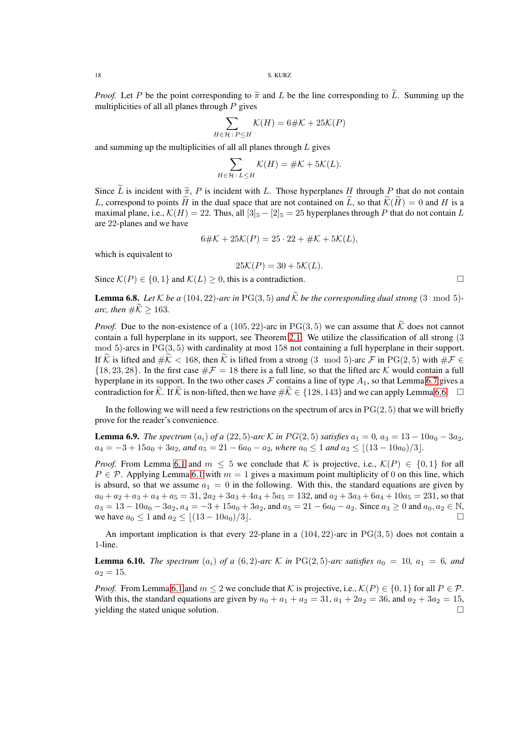*Proof.* Let $P$ be the point corresponding to $\widetilde{\pi}$ and $L$ be the line corresponding to $\widetilde{L}$. Summing up the multiplicities of all all planes through $P$ gives

$$\sum_{H\in\mathcal{H}\,:\,P\le H} \mathcal{K}(H) = 6\#\mathcal{K} + 25\mathcal{K}(P)$$

and summing up the multiplicities of all all planes through $L$ gives

$$\sum_{H\in\mathcal{H}\,:\,L\le H} \mathcal{K}(H) = \#\mathcal{K} + 5\mathcal{K}(L).$$

Since $\widetilde{L}$ is incident with $\widetilde{\pi}$, $P$ is incident with $L$. Those hyperplanes $H$ through $P$ that do not contain $L$, correspond to points $\widetilde{H}$ in the dual space that are not contained on $\widetilde{L}$, so that $\widetilde{\mathcal{K}}(\widetilde{H}) = 0$ and $H$ is a maximal plane, i.e., $\mathcal{K}(H) = 22$. Thus, all $[3]_5 - [2]_5 = 25$ hyperplanes through $P$ that do not contain $L$ are 22-planes and we have

$$6\#\mathcal{K} + 25\mathcal{K}(P) = 25 \cdot 22 + \#\mathcal{K} + 5\mathcal{K}(L),$$

which is equivalent to

$$25\mathcal{K}(P) = 30 + 5\mathcal{K}(L).$$

Since $\mathcal{K}(P) \in \{0, 1\}$ and $\mathcal{K}(L) \ge 0$, this is a contradiction. □

**Lemma 6.8.** *Let $\mathcal{K}$ be a $(104, 22)$-arc in $\mathrm{PG}(3, 5)$ and $\widetilde{\mathcal{K}}$ be the corresponding dual strong $(3 \mod 5)$-arc, then $\#\widetilde{\mathcal{K}} \ge 163$.*

*Proof.* Due to the non-existence of a $(105, 22)$-arc in $\mathrm{PG}(3, 5)$ we can assume that $\widetilde{\mathcal{K}}$ does not cannot contain a full hyperplane in its support, see Theorem 2.1. We utilize the classification of all strong $(3 \mod 5)$-arcs in $\mathrm{PG}(3, 5)$ with cardinality at most 158 not containing a full hyperplane in their support. If $\widetilde{\mathcal{K}}$ is lifted and $\#\widetilde{\mathcal{K}} < 168$, then $\widetilde{\mathcal{K}}$ is lifted from a strong $(3 \mod 5)$-arc $\mathcal{F}$ in $\mathrm{PG}(2, 5)$ with $\#\mathcal{F} \in \{18, 23, 28\}$. In the first case $\#\mathcal{F} = 18$ there is a full line, so that the lifted arc $\mathcal{K}$ would contain a full hyperplane in its support. In the two other cases $\mathcal{F}$ contains a line of type $A_1$, so that Lemma 6.7 gives a contradiction for $\widetilde{\mathcal{K}}$. If $\widetilde{\mathcal{K}}$ is non-lifted, then we have $\#\widetilde{\mathcal{K}} \in \{128, 143\}$ and we can apply Lemma 6.6. □

In the following we will need a few restrictions on the spectrum of arcs in $\mathrm{PG}(2, 5)$ that we will briefly prove for the reader's convenience.

**Lemma 6.9.** *The spectrum $(a_i)$ of a $(22, 5)$-arc $\mathcal{K}$ in $PG(2, 5)$ satisfies $a_1 = 0$, $a_3 = 13 - 10a_0 - 3a_2$, $a_4 = -3 + 15a_0 + 3a_2$, and $a_5 = 21 - 6a_0 - a_2$, where $a_0 \le 1$ and $a_2 \le \lfloor (13 - 10a_0)/3 \rfloor$.*

*Proof.* From Lemma 6.1 and $m \le 5$ we conclude that $\mathcal{K}$ is projective, i.e., $\mathcal{K}(P) \in \{0, 1\}$ for all $P \in \mathcal{P}$. Applying Lemma 6.1 with $m = 1$ gives a maximum point multiplicity of 0 on this line, which is absurd, so that we assume $a_1 = 0$ in the following. With this, the standard equations are given by $a_0 + a_2 + a_3 + a_4 + a_5 = 31$, $2a_2 + 3a_3 + 4a_4 + 5a_5 = 132$, and $a_2 + 3a_3 + 6a_4 + 10a_5 = 231$, so that $a_3 = 13 - 10a_0 - 3a_2$, $a_4 = -3 + 15a_0 + 3a_2$, and $a_5 = 21 - 6a_0 - a_2$. Since $a_3 \ge 0$ and $a_0, a_2 \in \mathbb{N}$, we have $a_0 \le 1$ and $a_2 \le \lfloor (13 - 10a_0)/3 \rfloor$. □

An important implication is that every 22-plane in a $(104, 22)$-arc in $\mathrm{PG}(3, 5)$ does not contain a 1-line.

**Lemma 6.10.** *The spectrum $(a_i)$ of a $(6, 2)$-arc $\mathcal{K}$ in $\mathrm{PG}(2, 5)$-arc satisfies $a_0 = 10$, $a_1 = 6$, and $a_2 = 15$.*

*Proof.* From Lemma 6.1 and $m \le 2$ we conclude that $\mathcal{K}$ is projective, i.e., $\mathcal{K}(P) \in \{0, 1\}$ for all $P \in \mathcal{P}$. With this, the standard equations are given by $a_0 + a_1 + a_2 = 31$, $a_1 + 2a_2 = 36$, and $a_2 + 3a_2 = 15$, yielding the stated unique solution. □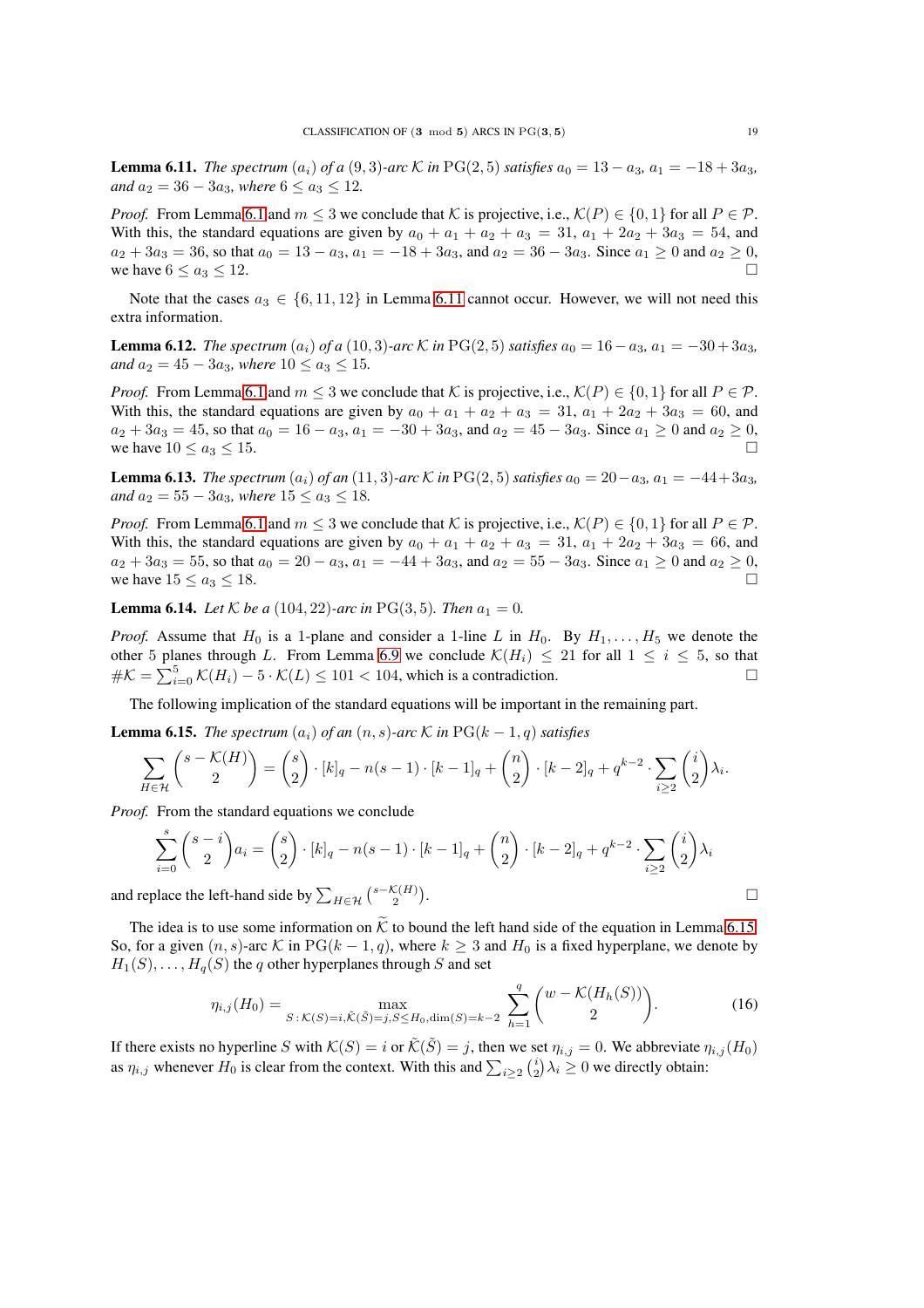**Lemma 6.11.** *The spectrum $(a_i)$ of a $(9,3)$-arc $\mathcal{K}$ in $\mathrm{PG}(2,5)$ satisfies $a_0 = 13 - a_3$, $a_1 = -18 + 3a_3$, and $a_2 = 36 - 3a_3$, where $6 \le a_3 \le 12$.*

*Proof.* From Lemma 6.1 and $m \le 3$ we conclude that $\mathcal{K}$ is projective, i.e., $\mathcal{K}(P) \in \{0,1\}$ for all $P \in \mathcal{P}$. With this, the standard equations are given by $a_0 + a_1 + a_2 + a_3 = 31$, $a_1 + 2a_2 + 3a_3 = 54$, and $a_2 + 3a_3 = 36$, so that $a_0 = 13 - a_3$, $a_1 = -18 + 3a_3$, and $a_2 = 36 - 3a_3$. Since $a_1 \ge 0$ and $a_2 \ge 0$, we have $6 \le a_3 \le 12$. □

Note that the cases $a_3 \in \{6, 11, 12\}$ in Lemma 6.11 cannot occur. However, we will not need this extra information.

**Lemma 6.12.** *The spectrum $(a_i)$ of a $(10,3)$-arc $\mathcal{K}$ in $\mathrm{PG}(2,5)$ satisfies $a_0 = 16 - a_3$, $a_1 = -30 + 3a_3$, and $a_2 = 45 - 3a_3$, where $10 \le a_3 \le 15$.*

*Proof.* From Lemma 6.1 and $m \le 3$ we conclude that $\mathcal{K}$ is projective, i.e., $\mathcal{K}(P) \in \{0,1\}$ for all $P \in \mathcal{P}$. With this, the standard equations are given by $a_0 + a_1 + a_2 + a_3 = 31$, $a_1 + 2a_2 + 3a_3 = 60$, and $a_2 + 3a_3 = 45$, so that $a_0 = 16 - a_3$, $a_1 = -30 + 3a_3$, and $a_2 = 45 - 3a_3$. Since $a_1 \ge 0$ and $a_2 \ge 0$, we have $10 \le a_3 \le 15$. □

**Lemma 6.13.** *The spectrum $(a_i)$ of an $(11,3)$-arc $\mathcal{K}$ in $\mathrm{PG}(2,5)$ satisfies $a_0 = 20 - a_3$, $a_1 = -44 + 3a_3$, and $a_2 = 55 - 3a_3$, where $15 \le a_3 \le 18$.*

*Proof.* From Lemma 6.1 and $m \le 3$ we conclude that $\mathcal{K}$ is projective, i.e., $\mathcal{K}(P) \in \{0,1\}$ for all $P \in \mathcal{P}$. With this, the standard equations are given by $a_0 + a_1 + a_2 + a_3 = 31$, $a_1 + 2a_2 + 3a_3 = 66$, and $a_2 + 3a_3 = 55$, so that $a_0 = 20 - a_3$, $a_1 = -44 + 3a_3$, and $a_2 = 55 - 3a_3$. Since $a_1 \ge 0$ and $a_2 \ge 0$, we have $15 \le a_3 \le 18$. □

**Lemma 6.14.** *Let $\mathcal{K}$ be a $(104, 22)$-arc in $\mathrm{PG}(3,5)$. Then $a_1 = 0$.*

*Proof.* Assume that $H_0$ is a 1-plane and consider a 1-line $L$ in $H_0$. By $H_1, \dots, H_5$ we denote the other 5 planes through $L$. From Lemma 6.9 we conclude $\mathcal{K}(H_i) \le 21$ for all $1 \le i \le 5$, so that $\#\mathcal{K} = \sum_{i=0}^{5} \mathcal{K}(H_i) - 5 \cdot \mathcal{K}(L) \le 101 < 104$, which is a contradiction. □

The following implication of the standard equations will be important in the remaining part.

**Lemma 6.15.** *The spectrum $(a_i)$ of an $(n,s)$-arc $\mathcal{K}$ in $\mathrm{PG}(k-1,q)$ satisfies*

$$\sum_{H \in \mathcal{H}} \binom{s - \mathcal{K}(H)}{2} = \binom{s}{2} \cdot [k]_q - n(s-1) \cdot [k-1]_q + \binom{n}{2} \cdot [k-2]_q + q^{k-2} \cdot \sum_{i \ge 2} \binom{i}{2} \lambda_i.$$

*Proof.* From the standard equations we conclude

$$\sum_{i=0}^{s} \binom{s-i}{2} a_i = \binom{s}{2} \cdot [k]_q - n(s-1) \cdot [k-1]_q + \binom{n}{2} \cdot [k-2]_q + q^{k-2} \cdot \sum_{i \ge 2} \binom{i}{2} \lambda_i$$

and replace the left-hand side by $\sum_{H \in \mathcal{H}} \binom{s - \mathcal{K}(H)}{2}$. □

The idea is to use some information on $\widetilde{\mathcal{K}}$ to bound the left hand side of the equation in Lemma 6.15. So, for a given $(n,s)$-arc $\mathcal{K}$ in $\mathrm{PG}(k-1,q)$, where $k \ge 3$ and $H_0$ is a fixed hyperplane, we denote by $H_1(S), \dots, H_q(S)$ the $q$ other hyperplanes through $S$ and set

$$\eta_{i,j}(H_0) = \max_{S \,:\, \mathcal{K}(S) = i, \tilde{\mathcal{K}}(\tilde{S}) = j, S \le H_0, \dim(S) = k-2} \sum_{h=1}^{q} \binom{w - \mathcal{K}(H_h(S))}{2}. \tag{16}$$

If there exists no hyperline $S$ with $\mathcal{K}(S) = i$ or $\tilde{\mathcal{K}}(\tilde{S}) = j$, then we set $\eta_{i,j} = 0$. We abbreviate $\eta_{i,j}(H_0)$ as $\eta_{i,j}$ whenever $H_0$ is clear from the context. With this and $\sum_{i \ge 2} \binom{i}{2} \lambda_i \ge 0$ we directly obtain: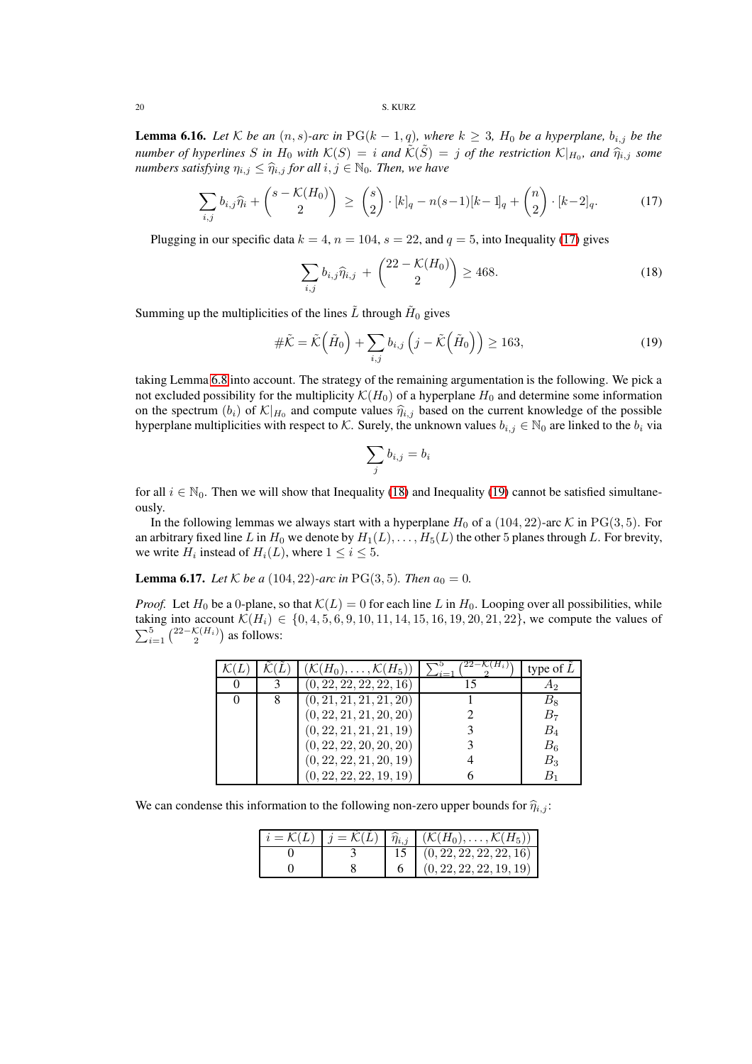**Lemma 6.16.** *Let $\mathcal{K}$ be an $(n,s)$-arc in $\operatorname{PG}(k-1,q)$, where $k \ge 3$, $H_0$ be a hyperplane, $b_{i,j}$ be the number of hyperlines $S$ in $H_0$ with $\mathcal{K}(S) = i$ and $\tilde{\mathcal{K}}(\tilde{S}) = j$ of the restriction $\mathcal{K}|_{H_0}$, and $\widehat{\eta}_{i,j}$ some numbers satisfying $\eta_{i,j} \le \widehat{\eta}_{i,j}$ for all $i,j \in \mathbb{N}_0$. Then, we have*

$$\sum_{i,j} b_{i,j}\widehat{\eta}_i + \binom{s-\mathcal{K}(H_0)}{2} \ge \binom{s}{2}\cdot[k]_q - n(s-1)[k-1]_q + \binom{n}{2}\cdot[k-2]_q. \tag{17}$$

Plugging in our specific data $k=4$, $n=104$, $s=22$, and $q=5$, into Inequality (17) gives

$$\sum_{i,j} b_{i,j}\widehat{\eta}_{i,j} + \binom{22-\mathcal{K}(H_0)}{2} \ge 468. \tag{18}$$

Summing up the multiplicities of the lines $\tilde{L}$ through $\tilde{H}_0$ gives

$$\#\tilde{\mathcal{K}} = \tilde{\mathcal{K}}\Big(\tilde{H}_0\Big) + \sum_{i,j} b_{i,j}\left(j - \tilde{\mathcal{K}}\Big(\tilde{H}_0\Big)\right) \ge 163, \tag{19}$$

taking Lemma 6.8 into account. The strategy of the remaining argumentation is the following. We pick a not excluded possibility for the multiplicity $\mathcal{K}(H_0)$ of a hyperplane $H_0$ and determine some information on the spectrum $(b_i)$ of $\mathcal{K}|_{H_0}$ and compute values $\widehat{\eta}_{i,j}$ based on the current knowledge of the possible hyperplane multiplicities with respect to $\mathcal{K}$. Surely, the unknown values $b_{i,j} \in \mathbb{N}_0$ are linked to the $b_i$ via

$$\sum_j b_{i,j} = b_i$$

for all $i \in \mathbb{N}_0$. Then we will show that Inequality (18) and Inequality (19) cannot be satisfied simultaneously.

In the following lemmas we always start with a hyperplane $H_0$ of a $(104,22)$-arc $\mathcal{K}$ in $\operatorname{PG}(3,5)$. For an arbitrary fixed line $L$ in $H_0$ we denote by $H_1(L),\dots,H_5(L)$ the other 5 planes through $L$. For brevity, we write $H_i$ instead of $H_i(L)$, where $1 \le i \le 5$.

**Lemma 6.17.** *Let $\mathcal{K}$ be a $(104,22)$-arc in $\operatorname{PG}(3,5)$. Then $a_0 = 0$.*

*Proof.* Let $H_0$ be a 0-plane, so that $\mathcal{K}(L) = 0$ for each line $L$ in $H_0$. Looping over all possibilities, while taking into account $\mathcal{K}(H_i) \in \{0,4,5,6,9,10,11,14,15,16,19,20,21,22\}$, we compute the values of $\sum_{i=1}^{5}\binom{22-\mathcal{K}(H_i)}{2}$ as follows:

| $\mathcal{K}(L)$ | $\tilde{\mathcal{K}}(\tilde{L})$ | $(\mathcal{K}(H_0),\dots,\mathcal{K}(H_5))$ | $\sum_{i=1}^{5}\binom{22-\mathcal{K}(H_i)}{2}$ | type of $\tilde{L}$ |
|---|---|---|---|---|
| 0 | 3 | $(0,22,22,22,22,16)$ | 15 | $A_2$ |
| 0 | 8 | $(0,21,21,21,21,20)$ | 1 | $B_8$ |
| | | $(0,22,21,21,20,20)$ | 2 | $B_7$ |
| | | $(0,22,21,21,21,19)$ | 3 | $B_4$ |
| | | $(0,22,22,20,20,20)$ | 3 | $B_6$ |
| | | $(0,22,22,21,20,19)$ | 4 | $B_3$ |
| | | $(0,22,22,22,19,19)$ | 6 | $B_1$ |

We can condense this information to the following non-zero upper bounds for $\widehat{\eta}_{i,j}$:

| $i = \mathcal{K}(L)$ | $j = \tilde{\mathcal{K}}(\tilde{L})$ | $\widehat{\eta}_{i,j}$ | $(\mathcal{K}(H_0),\dots,\mathcal{K}(H_5))$ |
|---|---|---|---|
| 0 | 3 | 15 | $(0,22,22,22,22,16)$ |
| 0 | 8 | 6 | $(0,22,22,22,19,19)$ |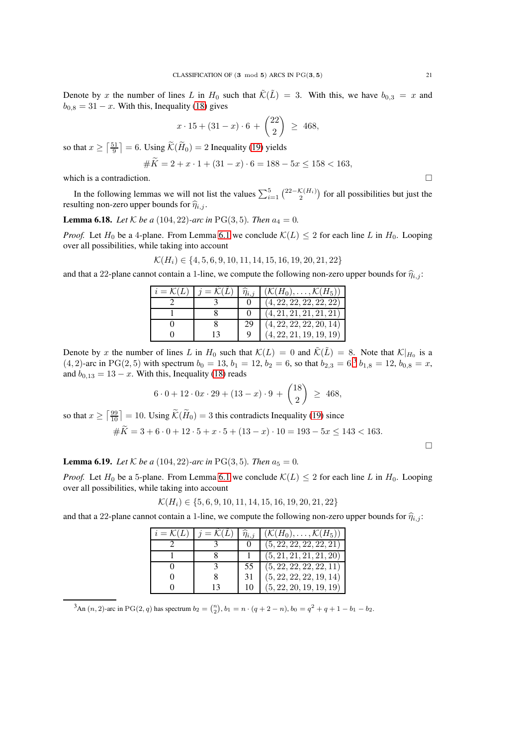Denote by $x$ the number of lines $L$ in $H_0$ such that $\tilde{\mathcal{K}}(\tilde{L}) = 3$. With this, we have $b_{0,3} = x$ and $b_{0,8} = 31 - x$. With this, Inequality (18) gives

$$x \cdot 15 + (31 - x) \cdot 6 + \binom{22}{2} \geq 468,$$

so that $x \geq \lceil \frac{51}{9} \rceil = 6$. Using $\widetilde{\mathcal{K}}(\widetilde{H}_0) = 2$ Inequality (19) yields

$$\#\widetilde{K} = 2 + x \cdot 1 + (31 - x) \cdot 6 = 188 - 5x \leq 158 < 163,$$

which is a contradiction. □

In the following lemmas we will not list the values $\sum_{i=1}^{5} \binom{22-\mathcal{K}(H_i)}{2}$ for all possibilities but just the resulting non-zero upper bounds for $\widehat{\eta}_{i,j}$.

**Lemma 6.18.** *Let $\mathcal{K}$ be a $(104, 22)$-arc in $\mathrm{PG}(3, 5)$. Then $a_4 = 0$.*

*Proof.* Let $H_0$ be a 4-plane. From Lemma 6.1 we conclude $\mathcal{K}(L) \leq 2$ for each line $L$ in $H_0$. Looping over all possibilities, while taking into account

$$\mathcal{K}(H_i) \in \{4, 5, 6, 9, 10, 11, 14, 15, 16, 19, 20, 21, 22\}$$

and that a 22-plane cannot contain a 1-line, we compute the following non-zero upper bounds for $\widehat{\eta}_{i,j}$:

| $i = \mathcal{K}(L)$ | $j = \tilde{\mathcal{K}}(\tilde{L})$ | $\widehat{\eta}_{i,j}$ | $(\mathcal{K}(H_0), \ldots, \mathcal{K}(H_5))$ |
|---|---|---|---|
| 2 | 3 | 0 | $(4, 22, 22, 22, 22, 22)$ |
| 1 | 8 | 0 | $(4, 21, 21, 21, 21, 21)$ |
| 0 | 8 | 29 | $(4, 22, 22, 22, 20, 14)$ |
| 0 | 13 | 9 | $(4, 22, 21, 19, 19, 19)$ |

Denote by $x$ the number of lines $L$ in $H_0$ such that $\mathcal{K}(L) = 0$ and $\tilde{\mathcal{K}}(\tilde{L}) = 8$. Note that $\mathcal{K}|_{H_0}$ is a $(4, 2)$-arc in $\mathrm{PG}(2, 5)$ with spectrum $b_0 = 13$, $b_1 = 12$, $b_2 = 6$, so that $b_{2,3} = 6$,[3] $b_{1,8} = 12$, $b_{0,8} = x$, and $b_{0,13} = 13 - x$. With this, Inequality (18) reads

$$6 \cdot 0 + 12 \cdot 0 x \cdot 29 + (13 - x) \cdot 9 + \binom{18}{2} \geq 468,$$

so that $x \geq \lceil \frac{99}{10} \rceil = 10$. Using $\widetilde{\mathcal{K}}(\widetilde{H}_0) = 3$ this contradicts Inequality (19) since

$$\#\widetilde{K} = 3 + 6 \cdot 0 + 12 \cdot 5 + x \cdot 5 + (13 - x) \cdot 10 = 193 - 5x \leq 143 < 163.$$

□

**Lemma 6.19.** *Let $\mathcal{K}$ be a $(104, 22)$-arc in $\mathrm{PG}(3, 5)$. Then $a_5 = 0$.*

*Proof.* Let $H_0$ be a 5-plane. From Lemma 6.1 we conclude $\mathcal{K}(L) \leq 2$ for each line $L$ in $H_0$. Looping over all possibilities, while taking into account

$$\mathcal{K}(H_i) \in \{5, 6, 9, 10, 11, 14, 15, 16, 19, 20, 21, 22\}$$

and that a 22-plane cannot contain a 1-line, we compute the following non-zero upper bounds for $\widehat{\eta}_{i,j}$:

| $i = \mathcal{K}(L)$ | $j = \tilde{\mathcal{K}}(\tilde{L})$ | $\widehat{\eta}_{i,j}$ | $(\mathcal{K}(H_0), \ldots, \mathcal{K}(H_5))$ |
|---|---|---|---|
| 2 | 3 | 0 | $(5, 22, 22, 22, 22, 21)$ |
| 1 | 8 | 1 | $(5, 21, 21, 21, 21, 20)$ |
| 0 | 3 | 55 | $(5, 22, 22, 22, 22, 11)$ |
| 0 | 8 | 31 | $(5, 22, 22, 22, 19, 14)$ |
| 0 | 13 | 10 | $(5, 22, 20, 19, 19, 19)$ |

[3] An $(n, 2)$-arc in $\mathrm{PG}(2, q)$ has spectrum $b_2 = \binom{n}{2}$, $b_1 = n \cdot (q + 2 - n)$, $b_0 = q^2 + q + 1 - b_1 - b_2$.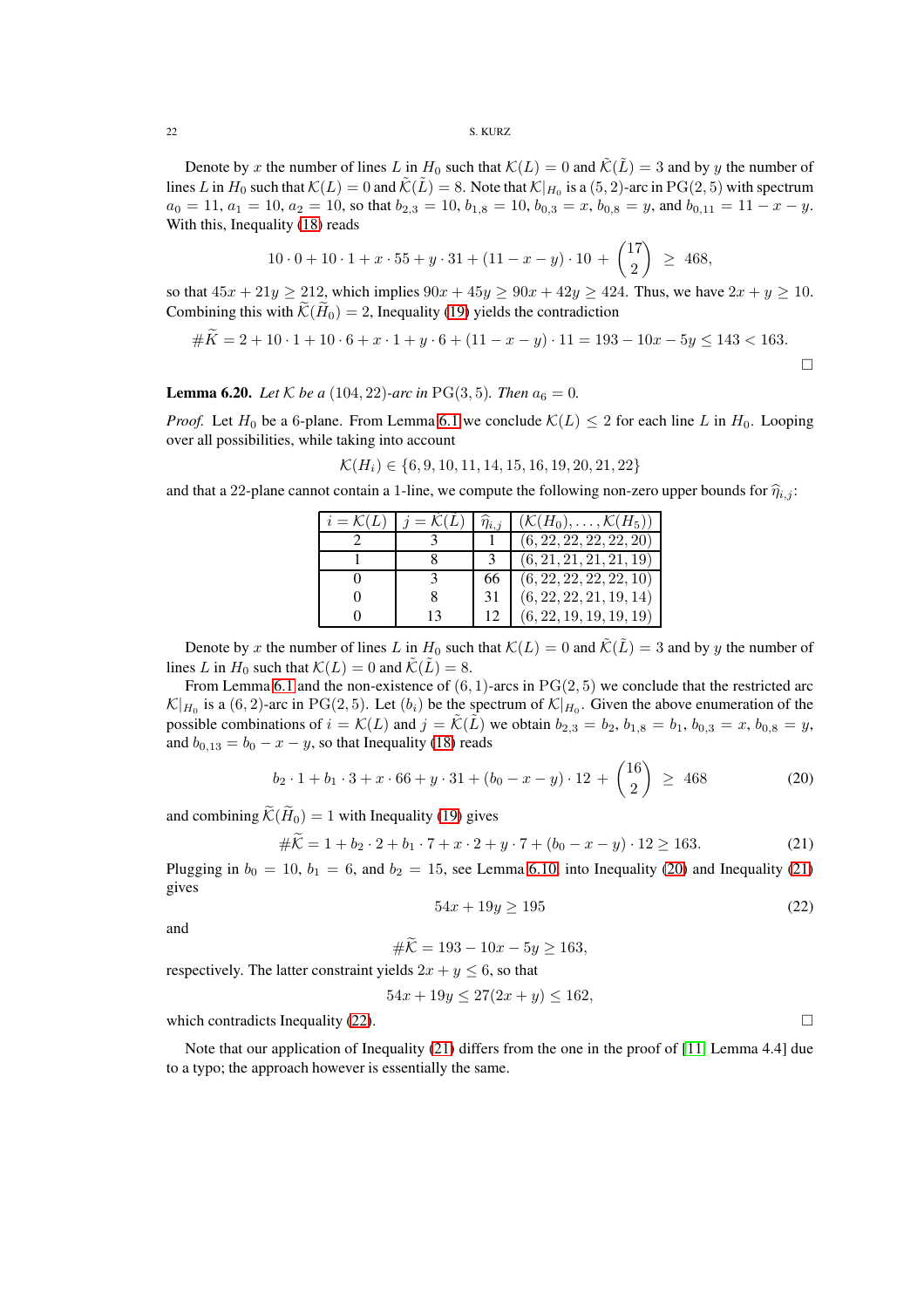Denote by $x$ the number of lines $L$ in $H_0$ such that $\mathcal{K}(L) = 0$ and $\tilde{\mathcal{K}}(\tilde{L}) = 3$ and by $y$ the number of lines $L$ in $H_0$ such that $\mathcal{K}(L) = 0$ and $\tilde{\mathcal{K}}(\tilde{L}) = 8$. Note that $\mathcal{K}|_{H_0}$ is a $(5,2)$-arc in $\mathrm{PG}(2,5)$ with spectrum $a_0 = 11$, $a_1 = 10$, $a_2 = 10$, so that $b_{2,3} = 10$, $b_{1,8} = 10$, $b_{0,3} = x$, $b_{0,8} = y$, and $b_{0,11} = 11 - x - y$. With this, Inequality (18) reads

$$10 \cdot 0 + 10 \cdot 1 + x \cdot 55 + y \cdot 31 + (11 - x - y) \cdot 10 + \binom{17}{2} \geq 468,$$

so that $45x + 21y \geq 212$, which implies $90x + 45y \geq 90x + 42y \geq 424$. Thus, we have $2x + y \geq 10$. Combining this with $\widetilde{\mathcal{K}}(\widetilde{H}_0) = 2$, Inequality (19) yields the contradiction

$$\#\widetilde{K} = 2 + 10 \cdot 1 + 10 \cdot 6 + x \cdot 1 + y \cdot 6 + (11 - x - y) \cdot 11 = 193 - 10x - 5y \leq 143 < 163.$$

□

**Lemma 6.20.** *Let $\mathcal{K}$ be a $(104, 22)$-arc in $\mathrm{PG}(3,5)$. Then $a_6 = 0$.*

*Proof.* Let $H_0$ be a 6-plane. From Lemma 6.1 we conclude $\mathcal{K}(L) \leq 2$ for each line $L$ in $H_0$. Looping over all possibilities, while taking into account

$$\mathcal{K}(H_i) \in \{6, 9, 10, 11, 14, 15, 16, 19, 20, 21, 22\}$$

and that a 22-plane cannot contain a 1-line, we compute the following non-zero upper bounds for $\widehat{\eta}_{i,j}$:

| $i = \mathcal{K}(L)$ | $j = \tilde{\mathcal{K}}(\tilde{L})$ | $\widehat{\eta}_{i,j}$ | $(\mathcal{K}(H_0), \ldots, \mathcal{K}(H_5))$ |
|---|---|---|---|
| 2 | 3 | 1 | $(6, 22, 22, 22, 22, 20)$ |
| 1 | 8 | 3 | $(6, 21, 21, 21, 21, 19)$ |
| 0 | 3 | 66 | $(6, 22, 22, 22, 22, 10)$ |
| 0 | 8 | 31 | $(6, 22, 22, 21, 19, 14)$ |
| 0 | 13 | 12 | $(6, 22, 19, 19, 19, 19)$ |

Denote by $x$ the number of lines $L$ in $H_0$ such that $\mathcal{K}(L) = 0$ and $\tilde{\mathcal{K}}(\tilde{L}) = 3$ and by $y$ the number of lines $L$ in $H_0$ such that $\mathcal{K}(L) = 0$ and $\tilde{\mathcal{K}}(\tilde{L}) = 8$.

From Lemma 6.1 and the non-existence of $(6,1)$-arcs in $\mathrm{PG}(2,5)$ we conclude that the restricted arc $\mathcal{K}|_{H_0}$ is a $(6,2)$-arc in $\mathrm{PG}(2,5)$. Let $(b_i)$ be the spectrum of $\mathcal{K}|_{H_0}$. Given the above enumeration of the possible combinations of $i = \mathcal{K}(L)$ and $j = \tilde{\mathcal{K}}(\tilde{L})$ we obtain $b_{2,3} = b_2$, $b_{1,8} = b_1$, $b_{0,3} = x$, $b_{0,8} = y$, and $b_{0,13} = b_0 - x - y$, so that Inequality (18) reads

$$b_2 \cdot 1 + b_1 \cdot 3 + x \cdot 66 + y \cdot 31 + (b_0 - x - y) \cdot 12 + \binom{16}{2} \geq 468 \tag{20}$$

and combining $\widetilde{\mathcal{K}}(\widetilde{H}_0) = 1$ with Inequality (19) gives

$$\#\widetilde{\mathcal{K}} = 1 + b_2 \cdot 2 + b_1 \cdot 7 + x \cdot 2 + y \cdot 7 + (b_0 - x - y) \cdot 12 \geq 163. \tag{21}$$

Plugging in $b_0 = 10$, $b_1 = 6$, and $b_2 = 15$, see Lemma 6.10, into Inequality (20) and Inequality (21) gives

$$54x + 19y \geq 195 \tag{22}$$

and

$$\#\widetilde{\mathcal{K}} = 193 - 10x - 5y \geq 163,$$

respectively. The latter constraint yields $2x + y \leq 6$, so that

$$54x + 19y \leq 27(2x + y) \leq 162,$$

which contradicts Inequality (22). □

Note that our application of Inequality (21) differs from the one in the proof of [11, Lemma 4.4] due to a typo; the approach however is essentially the same.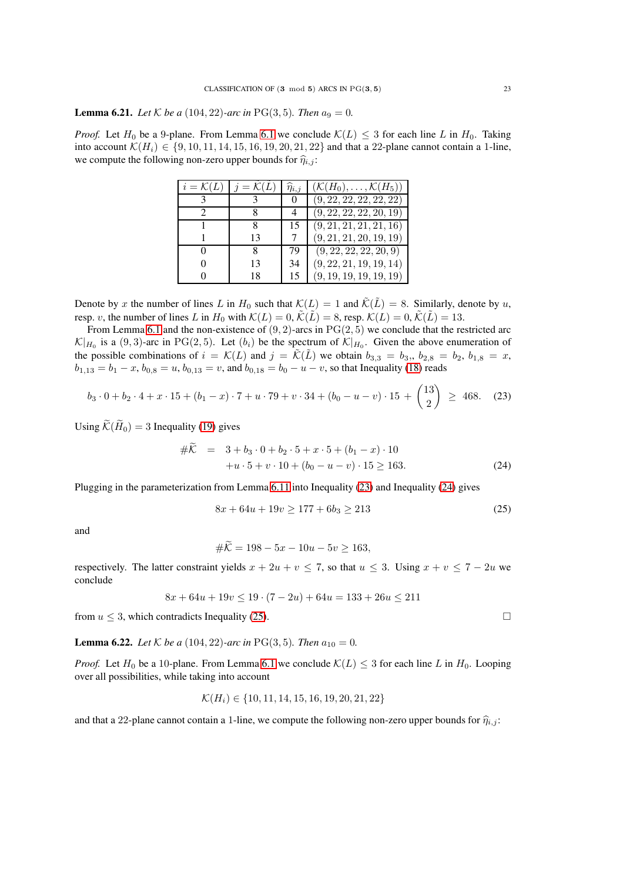**Lemma 6.21.** *Let $\mathcal{K}$ be a $(104, 22)$-arc in $\mathrm{PG}(3, 5)$. Then $a_9 = 0$.*

*Proof.* Let $H_0$ be a 9-plane. From Lemma 6.1 we conclude $\mathcal{K}(L) \leq 3$ for each line $L$ in $H_0$. Taking into account $\mathcal{K}(H_i) \in \{9, 10, 11, 14, 15, 16, 19, 20, 21, 22\}$ and that a 22-plane cannot contain a 1-line, we compute the following non-zero upper bounds for $\widehat{\eta}_{i,j}$:

| $i = \mathcal{K}(L)$ | $j = \tilde{\mathcal{K}}(\tilde{L})$ | $\widehat{\eta}_{i,j}$ | $(\mathcal{K}(H_0), \ldots, \mathcal{K}(H_5))$ |
|---|---|---|---|
| 3 | 3 | 0 | $(9, 22, 22, 22, 22, 22)$ |
| 2 | 8 | 4 | $(9, 22, 22, 22, 20, 19)$ |
| 1 | 8 | 15 | $(9, 21, 21, 21, 21, 16)$ |
| 1 | 13 | 7 | $(9, 21, 21, 20, 19, 19)$ |
| 0 | 8 | 79 | $(9, 22, 22, 22, 20, 9)$ |
| 0 | 13 | 34 | $(9, 22, 21, 19, 19, 14)$ |
| 0 | 18 | 15 | $(9, 19, 19, 19, 19, 19)$ |

Denote by $x$ the number of lines $L$ in $H_0$ such that $\mathcal{K}(L) = 1$ and $\tilde{\mathcal{K}}(\tilde{L}) = 8$. Similarly, denote by $u$, resp. $v$, the number of lines $L$ in $H_0$ with $\mathcal{K}(L) = 0$, $\tilde{\mathcal{K}}(\tilde{L}) = 8$, resp. $\mathcal{K}(L) = 0$, $\tilde{\mathcal{K}}(\tilde{L}) = 13$.

From Lemma 6.1 and the non-existence of $(9, 2)$-arcs in $\mathrm{PG}(2, 5)$ we conclude that the restricted arc $\mathcal{K}|_{H_0}$ is a $(9, 3)$-arc in $\mathrm{PG}(2, 5)$. Let $(b_i)$ be the spectrum of $\mathcal{K}|_{H_0}$. Given the above enumeration of the possible combinations of $i = \mathcal{K}(L)$ and $j = \tilde{\mathcal{K}}(\tilde{L})$ we obtain $b_{3,3} = b_3$,, $b_{2,8} = b_2$, $b_{1,8} = x$, $b_{1,13} = b_1 - x$, $b_{0,8} = u$, $b_{0,13} = v$, and $b_{0,18} = b_0 - u - v$, so that Inequality (18) reads

$$b_3 \cdot 0 + b_2 \cdot 4 + x \cdot 15 + (b_1 - x) \cdot 7 + u \cdot 79 + v \cdot 34 + (b_0 - u - v) \cdot 15 + \binom{13}{2} \geq 468. \quad (23)$$

Using $\widetilde{\mathcal{K}}(\widetilde{H}_0) = 3$ Inequality (19) gives

$$\begin{aligned} \#\widetilde{\mathcal{K}} \quad &= \quad 3 + b_3 \cdot 0 + b_2 \cdot 5 + x \cdot 5 + (b_1 - x) \cdot 10 \\ &\quad + u \cdot 5 + v \cdot 10 + (b_0 - u - v) \cdot 15 \geq 163. \end{aligned} \quad (24)$$

Plugging in the parameterization from Lemma 6.11 into Inequality (23) and Inequality (24) gives

$$8x + 64u + 19v \geq 177 + 6b_3 \geq 213 \quad (25)$$

and

$$\#\widetilde{\mathcal{K}} = 198 - 5x - 10u - 5v \geq 163,$$

respectively. The latter constraint yields $x + 2u + v \leq 7$, so that $u \leq 3$. Using $x + v \leq 7 - 2u$ we conclude

$$8x + 64u + 19v \leq 19 \cdot (7 - 2u) + 64u = 133 + 26u \leq 211$$

from $u \leq 3$, which contradicts Inequality (25). □

**Lemma 6.22.** *Let $\mathcal{K}$ be a $(104, 22)$-arc in $\mathrm{PG}(3, 5)$. Then $a_{10} = 0$.*

*Proof.* Let $H_0$ be a 10-plane. From Lemma 6.1 we conclude $\mathcal{K}(L) \leq 3$ for each line $L$ in $H_0$. Looping over all possibilities, while taking into account

$$\mathcal{K}(H_i) \in \{10, 11, 14, 15, 16, 19, 20, 21, 22\}$$

and that a 22-plane cannot contain a 1-line, we compute the following non-zero upper bounds for $\widehat{\eta}_{i,j}$: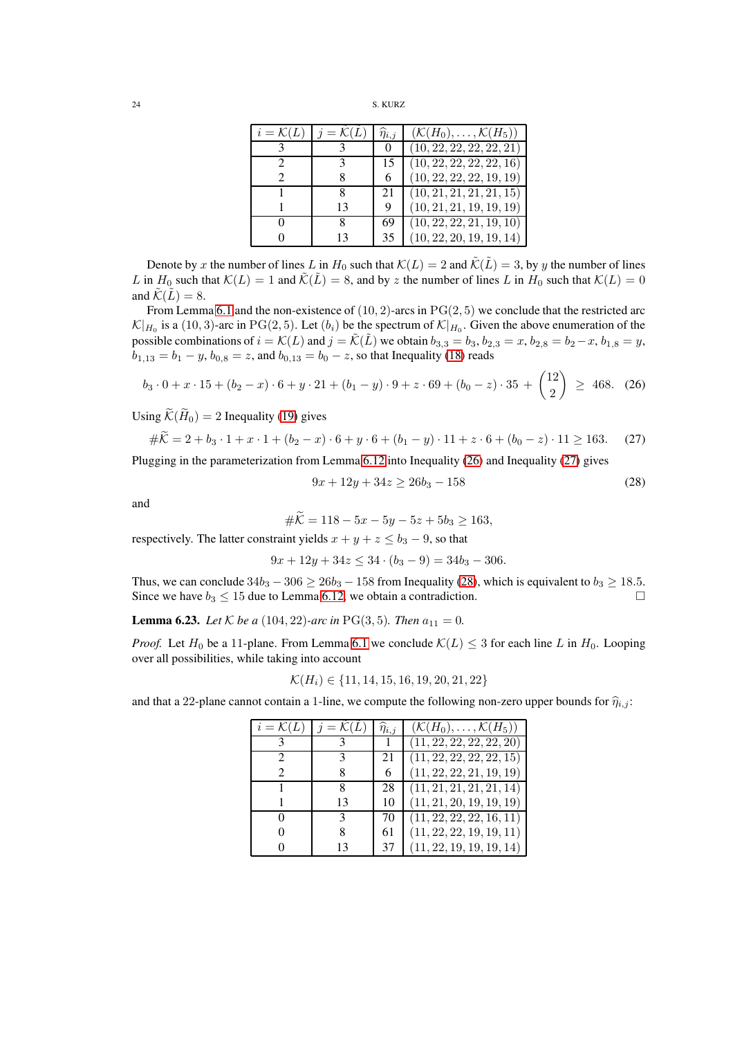| $i=\mathcal{K}(L)$ | $j=\tilde{\mathcal{K}}(\tilde{L})$ | $\widehat{\eta}_{i,j}$ | $(\mathcal{K}(H_0),\dots,\mathcal{K}(H_5))$ |
|---|---|---|---|
| 3 | 3 | 0 | $(10,22,22,22,22,21)$ |
| 2 | 3 | 15 | $(10,22,22,22,22,16)$ |
| 2 | 8 | 6 | $(10,22,22,22,19,19)$ |
| 1 | 8 | 21 | $(10,21,21,21,21,15)$ |
| 1 | 13 | 9 | $(10,21,21,19,19,19)$ |
| 0 | 8 | 69 | $(10,22,22,21,19,10)$ |
| 0 | 13 | 35 | $(10,22,20,19,19,14)$ |

Denote by $x$ the number of lines $L$ in $H_0$ such that $\mathcal{K}(L)=2$ and $\tilde{\mathcal{K}}(\tilde{L})=3$, by $y$ the number of lines $L$ in $H_0$ such that $\mathcal{K}(L)=1$ and $\tilde{\mathcal{K}}(\tilde{L})=8$, and by $z$ the number of lines $L$ in $H_0$ such that $\mathcal{K}(L)=0$ and $\tilde{\mathcal{K}}(\tilde{L})=8$.

From Lemma 6.1 and the non-existence of $(10,2)$-arcs in $\mathrm{PG}(2,5)$ we conclude that the restricted arc $\mathcal{K}|_{H_0}$ is a $(10,3)$-arc in $\mathrm{PG}(2,5)$. Let $(b_i)$ be the spectrum of $\mathcal{K}|_{H_0}$. Given the above enumeration of the possible combinations of $i=\mathcal{K}(L)$ and $j=\tilde{\mathcal{K}}(\tilde{L})$ we obtain $b_{3,3}=b_3$, $b_{2,3}=x$, $b_{2,8}=b_2-x$, $b_{1,8}=y$, $b_{1,13}=b_1-y$, $b_{0,8}=z$, and $b_{0,13}=b_0-z$, so that Inequality (18) reads

$$b_3\cdot 0+x\cdot 15+(b_2-x)\cdot 6+y\cdot 21+(b_1-y)\cdot 9+z\cdot 69+(b_0-z)\cdot 35+\binom{12}{2}\ \ge\ 468. \quad (26)$$

Using $\widetilde{\mathcal{K}}(\widetilde{H}_0)=2$ Inequality (19) gives

$$\#\widetilde{\mathcal{K}}=2+b_3\cdot 1+x\cdot 1+(b_2-x)\cdot 6+y\cdot 6+(b_1-y)\cdot 11+z\cdot 6+(b_0-z)\cdot 11\ge 163. \quad (27)$$

Plugging in the parameterization from Lemma 6.12 into Inequality (26) and Inequality (27) gives

$$9x+12y+34z\ge 26b_3-158 \quad (28)$$

and

$$\#\widetilde{\mathcal{K}}=118-5x-5y-5z+5b_3\ge 163,$$

respectively. The latter constraint yields $x+y+z\le b_3-9$, so that

$$9x+12y+34z\le 34\cdot(b_3-9)=34b_3-306.$$

Thus, we can conclude $34b_3-306\ge 26b_3-158$ from Inequality (28), which is equivalent to $b_3\ge 18.5$. Since we have $b_3\le 15$ due to Lemma 6.12, we obtain a contradiction. □

**Lemma 6.23.** *Let $\mathcal{K}$ be a $(104,22)$-arc in $\mathrm{PG}(3,5)$. Then $a_{11}=0$.*

*Proof.* Let $H_0$ be a 11-plane. From Lemma 6.1 we conclude $\mathcal{K}(L)\le 3$ for each line $L$ in $H_0$. Looping over all possibilities, while taking into account

$$\mathcal{K}(H_i)\in\{11,14,15,16,19,20,21,22\}$$

and that a 22-plane cannot contain a 1-line, we compute the following non-zero upper bounds for $\widehat{\eta}_{i,j}$:

| $i=\mathcal{K}(L)$ | $j=\tilde{\mathcal{K}}(\tilde{L})$ | $\widehat{\eta}_{i,j}$ | $(\mathcal{K}(H_0),\dots,\mathcal{K}(H_5))$ |
|---|---|---|---|
| 3 | 3 | 1 | $(11,22,22,22,22,20)$ |
| 2 | 3 | 21 | $(11,22,22,22,22,15)$ |
| 2 | 8 | 6 | $(11,22,22,21,19,19)$ |
| 1 | 8 | 28 | $(11,21,21,21,21,14)$ |
| 1 | 13 | 10 | $(11,21,20,19,19,19)$ |
| 0 | 3 | 70 | $(11,22,22,22,16,11)$ |
| 0 | 8 | 61 | $(11,22,22,19,19,11)$ |
| 0 | 13 | 37 | $(11,22,19,19,19,14)$ |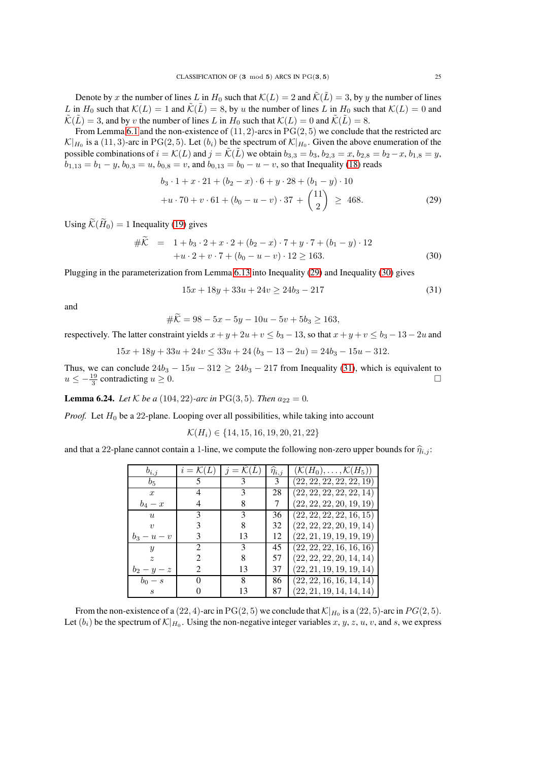Denote by $x$ the number of lines $L$ in $H_0$ such that $\mathcal{K}(L) = 2$ and $\tilde{\mathcal{K}}(\tilde{L}) = 3$, by $y$ the number of lines $L$ in $H_0$ such that $\mathcal{K}(L) = 1$ and $\tilde{\mathcal{K}}(\tilde{L}) = 8$, by $u$ the number of lines $L$ in $H_0$ such that $\mathcal{K}(L) = 0$ and $\tilde{\mathcal{K}}(\tilde{L}) = 3$, and by $v$ the number of lines $L$ in $H_0$ such that $\mathcal{K}(L) = 0$ and $\tilde{\mathcal{K}}(\tilde{L}) = 8$.

From Lemma 6.1 and the non-existence of $(11, 2)$-arcs in $\mathrm{PG}(2, 5)$ we conclude that the restricted arc $\mathcal{K}|_{H_0}$ is a $(11, 3)$-arc in $\mathrm{PG}(2, 5)$. Let $(b_i)$ be the spectrum of $\mathcal{K}|_{H_0}$. Given the above enumeration of the possible combinations of $i = \mathcal{K}(L)$ and $j = \tilde{\mathcal{K}}(\tilde{L})$ we obtain $b_{3,3} = b_3$, $b_{2,3} = x$, $b_{2,8} = b_2 - x$, $b_{1,8} = y$, $b_{1,13} = b_1 - y$, $b_{0,3} = u$, $b_{0,8} = v$, and $b_{0,13} = b_0 - u - v$, so that Inequality (18) reads

$$
\begin{aligned}
& b_3 \cdot 1 + x \cdot 21 + (b_2 - x) \cdot 6 + y \cdot 28 + (b_1 - y) \cdot 10 \\
& + u \cdot 70 + v \cdot 61 + (b_0 - u - v) \cdot 37 + \binom{11}{2} \;\geq\; 468. \qquad (29)
\end{aligned}
$$

Using $\widetilde{\mathcal{K}}(\widetilde{H}_0) = 1$ Inequality (19) gives

$$
\begin{aligned}
\#\widetilde{\mathcal{K}} \;&=\; 1 + b_3 \cdot 2 + x \cdot 2 + (b_2 - x) \cdot 7 + y \cdot 7 + (b_1 - y) \cdot 12 \\
& \quad + u \cdot 2 + v \cdot 7 + (b_0 - u - v) \cdot 12 \geq 163. \qquad (30)
\end{aligned}
$$

Plugging in the parameterization from Lemma 6.13 into Inequality (29) and Inequality (30) gives

$$
15x + 18y + 33u + 24v \geq 24b_3 - 217 \qquad (31)
$$

and

$$
\#\widetilde{\mathcal{K}} = 98 - 5x - 5y - 10u - 5v + 5b_3 \geq 163,
$$

respectively. The latter constraint yields $x + y + 2u + v \leq b_3 - 13$, so that $x + y + v \leq b_3 - 13 - 2u$ and

$$
15x + 18y + 33u + 24v \leq 33u + 24\,(b_3 - 13 - 2u) = 24b_3 - 15u - 312.
$$

Thus, we can conclude $24b_3 - 15u - 312 \geq 24b_3 - 217$ from Inequality (31), which is equivalent to $u \leq -\frac{19}{3}$ contradicting $u \geq 0$. □

**Lemma 6.24.** *Let $\mathcal{K}$ be a $(104, 22)$-arc in $\mathrm{PG}(3, 5)$. Then $a_{22} = 0$.*

*Proof.* Let $H_0$ be a 22-plane. Looping over all possibilities, while taking into account

$$
\mathcal{K}(H_i) \in \{14, 15, 16, 19, 20, 21, 22\}
$$

and that a 22-plane cannot contain a 1-line, we compute the following non-zero upper bounds for $\widehat{\eta}_{i,j}$:

| $b_{i,j}$ | $i = \mathcal{K}(L)$ | $j = \tilde{\mathcal{K}}(\tilde{L})$ | $\widehat{\eta}_{i,j}$ | $(\mathcal{K}(H_0), \ldots, \mathcal{K}(H_5))$ |
|---|---|---|---|---|
| $b_5$ | 5 | 3 | 3 | $(22, 22, 22, 22, 22, 19)$ |
| $x$ | 4 | 3 | 28 | $(22, 22, 22, 22, 22, 14)$ |
| $b_4 - x$ | 4 | 8 | 7 | $(22, 22, 22, 20, 19, 19)$ |
| $u$ | 3 | 3 | 36 | $(22, 22, 22, 22, 16, 15)$ |
| $v$ | 3 | 8 | 32 | $(22, 22, 22, 20, 19, 14)$ |
| $b_3 - u - v$ | 3 | 13 | 12 | $(22, 21, 19, 19, 19, 19)$ |
| $y$ | 2 | 3 | 45 | $(22, 22, 22, 16, 16, 16)$ |
| $z$ | 2 | 8 | 57 | $(22, 22, 22, 20, 14, 14)$ |
| $b_2 - y - z$ | 2 | 13 | 37 | $(22, 21, 19, 19, 19, 14)$ |
| $b_0 - s$ | 0 | 8 | 86 | $(22, 22, 16, 16, 14, 14)$ |
| $s$ | 0 | 13 | 87 | $(22, 21, 19, 14, 14, 14)$ |

From the non-existence of a $(22, 4)$-arc in $\mathrm{PG}(2, 5)$ we conclude that $\mathcal{K}|_{H_0}$ is a $(22, 5)$-arc in $PG(2, 5)$. Let $(b_i)$ be the spectrum of $\mathcal{K}|_{H_0}$. Using the non-negative integer variables $x$, $y$, $z$, $u$, $v$, and $s$, we express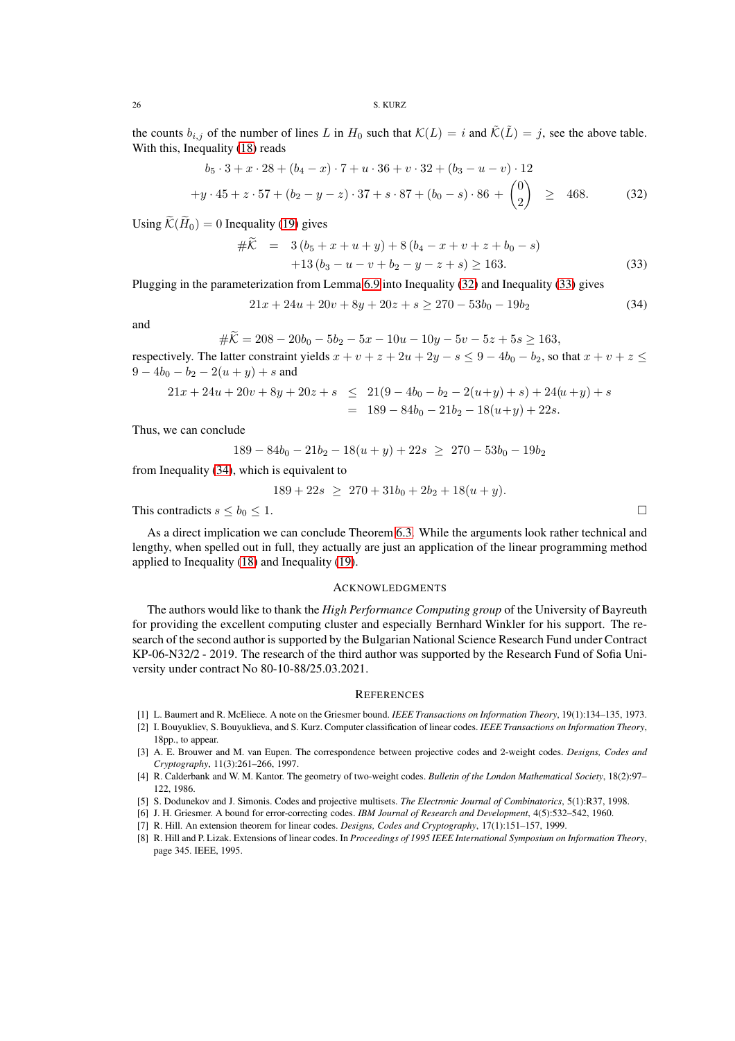the counts $b_{i,j}$ of the number of lines $L$ in $H_0$ such that $\mathcal{K}(L) = i$ and $\tilde{\mathcal{K}}(\tilde{L}) = j$, see the above table. With this, Inequality (18) reads

$$\begin{aligned} b_5 \cdot 3 + x \cdot 28 + (b_4 - x) \cdot 7 + u \cdot 36 + v \cdot 32 + (b_3 - u - v) \cdot 12 \\ + y \cdot 45 + z \cdot 57 + (b_2 - y - z) \cdot 37 + s \cdot 87 + (b_0 - s) \cdot 86 + \binom{0}{2} \quad \geq \quad 468. \end{aligned} \tag{32}$$

Using $\widetilde{\mathcal{K}}(\widetilde{H}_0) = 0$ Inequality (19) gives

$$\begin{aligned} \#\widetilde{\mathcal{K}} \quad &= \quad 3\,(b_5 + x + u + y) + 8\,(b_4 - x + v + z + b_0 - s) \\ &\quad +13\,(b_3 - u - v + b_2 - y - z + s) \geq 163. \end{aligned} \tag{33}$$

Plugging in the parameterization from Lemma 6.9 into Inequality (32) and Inequality (33) gives

$$21x + 24u + 20v + 8y + 20z + s \geq 270 - 53b_0 - 19b_2 \tag{34}$$

and

$$\#\widetilde{\mathcal{K}} = 208 - 20b_0 - 5b_2 - 5x - 10u - 10y - 5v - 5z + 5s \geq 163,$$

respectively. The latter constraint yields $x + v + z + 2u + 2y - s \leq 9 - 4b_0 - b_2$, so that $x + v + z \leq 9 - 4b_0 - b_2 - 2(u + y) + s$ and

$$\begin{aligned} 21x + 24u + 20v + 8y + 20z + s \quad &\leq \quad 21(9 - 4b_0 - b_2 - 2(u{+}y) + s) + 24(u{+}y) + s \\ &= \quad 189 - 84b_0 - 21b_2 - 18(u{+}y) + 22s. \end{aligned}$$

Thus, we can conclude

$$189 - 84b_0 - 21b_2 - 18(u + y) + 22s \;\geq\; 270 - 53b_0 - 19b_2$$

from Inequality (34), which is equivalent to

$$189 + 22s \;\geq\; 270 + 31b_0 + 2b_2 + 18(u + y).$$

This contradicts $s \leq b_0 \leq 1$. □

As a direct implication we can conclude Theorem 6.3. While the arguments look rather technical and lengthy, when spelled out in full, they actually are just an application of the linear programming method applied to Inequality (18) and Inequality (19).

## Acknowledgments

The authors would like to thank the *High Performance Computing group* of the University of Bayreuth for providing the excellent computing cluster and especially Bernhard Winkler for his support. The research of the second author is supported by the Bulgarian National Science Research Fund under Contract KP-06-N32/2 - 2019. The research of the third author was supported by the Research Fund of Sofia University under contract No 80-10-88/25.03.2021.

## References

[1] L. Baumert and R. McEliece. A note on the Griesmer bound. *IEEE Transactions on Information Theory*, 19(1):134–135, 1973.

[2] I. Bouyukliev, S. Bouyuklieva, and S. Kurz. Computer classification of linear codes. *IEEE Transactions on Information Theory*, 18pp., to appear.

[3] A. E. Brouwer and M. van Eupen. The correspondence between projective codes and 2-weight codes. *Designs, Codes and Cryptography*, 11(3):261–266, 1997.

[4] R. Calderbank and W. M. Kantor. The geometry of two-weight codes. *Bulletin of the London Mathematical Society*, 18(2):97–122, 1986.

[5] S. Dodunekov and J. Simonis. Codes and projective multisets. *The Electronic Journal of Combinatorics*, 5(1):R37, 1998.

[6] J. H. Griesmer. A bound for error-correcting codes. *IBM Journal of Research and Development*, 4(5):532–542, 1960.

[7] R. Hill. An extension theorem for linear codes. *Designs, Codes and Cryptography*, 17(1):151–157, 1999.

[8] R. Hill and P. Lizak. Extensions of linear codes. In *Proceedings of 1995 IEEE International Symposium on Information Theory*, page 345. IEEE, 1995.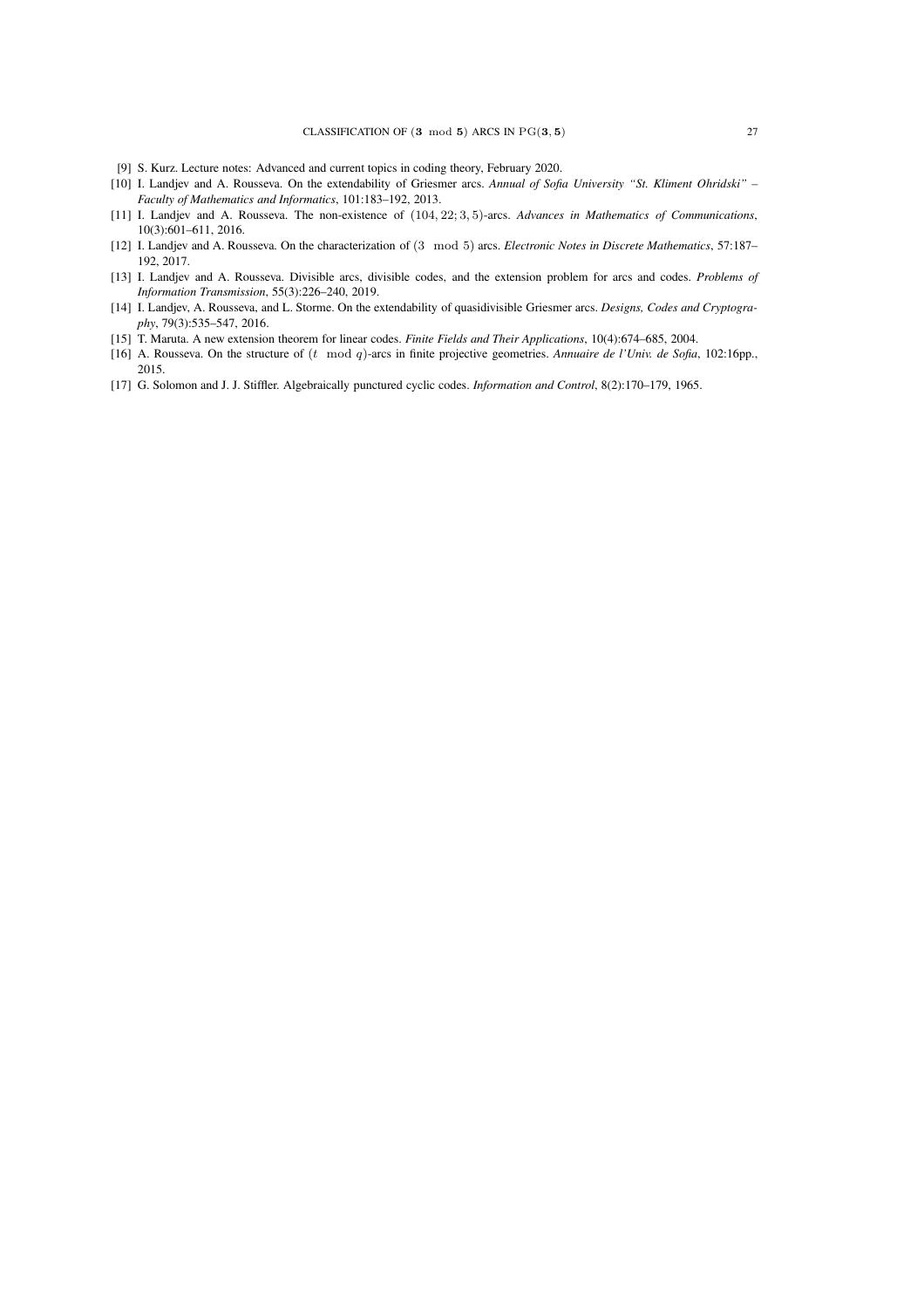[9] S. Kurz. Lecture notes: Advanced and current topics in coding theory, February 2020.

[10] I. Landjev and A. Rousseva. On the extendability of Griesmer arcs. *Annual of Sofia University "St. Kliment Ohridski" – Faculty of Mathematics and Informatics*, 101:183–192, 2013.

[11] I. Landjev and A. Rousseva. The non-existence of $(104, 22; 3, 5)$-arcs. *Advances in Mathematics of Communications*, 10(3):601–611, 2016.

[12] I. Landjev and A. Rousseva. On the characterization of $(3 \mod 5)$ arcs. *Electronic Notes in Discrete Mathematics*, 57:187–192, 2017.

[13] I. Landjev and A. Rousseva. Divisible arcs, divisible codes, and the extension problem for arcs and codes. *Problems of Information Transmission*, 55(3):226–240, 2019.

[14] I. Landjev, A. Rousseva, and L. Storme. On the extendability of quasidivisible Griesmer arcs. *Designs, Codes and Cryptography*, 79(3):535–547, 2016.

[15] T. Maruta. A new extension theorem for linear codes. *Finite Fields and Their Applications*, 10(4):674–685, 2004.

[16] A. Rousseva. On the structure of $(t \mod q)$-arcs in finite projective geometries. *Annuaire de l'Univ. de Sofia*, 102:16pp., 2015.

[17] G. Solomon and J. J. Stiffler. Algebraically punctured cyclic codes. *Information and Control*, 8(2):170–179, 1965.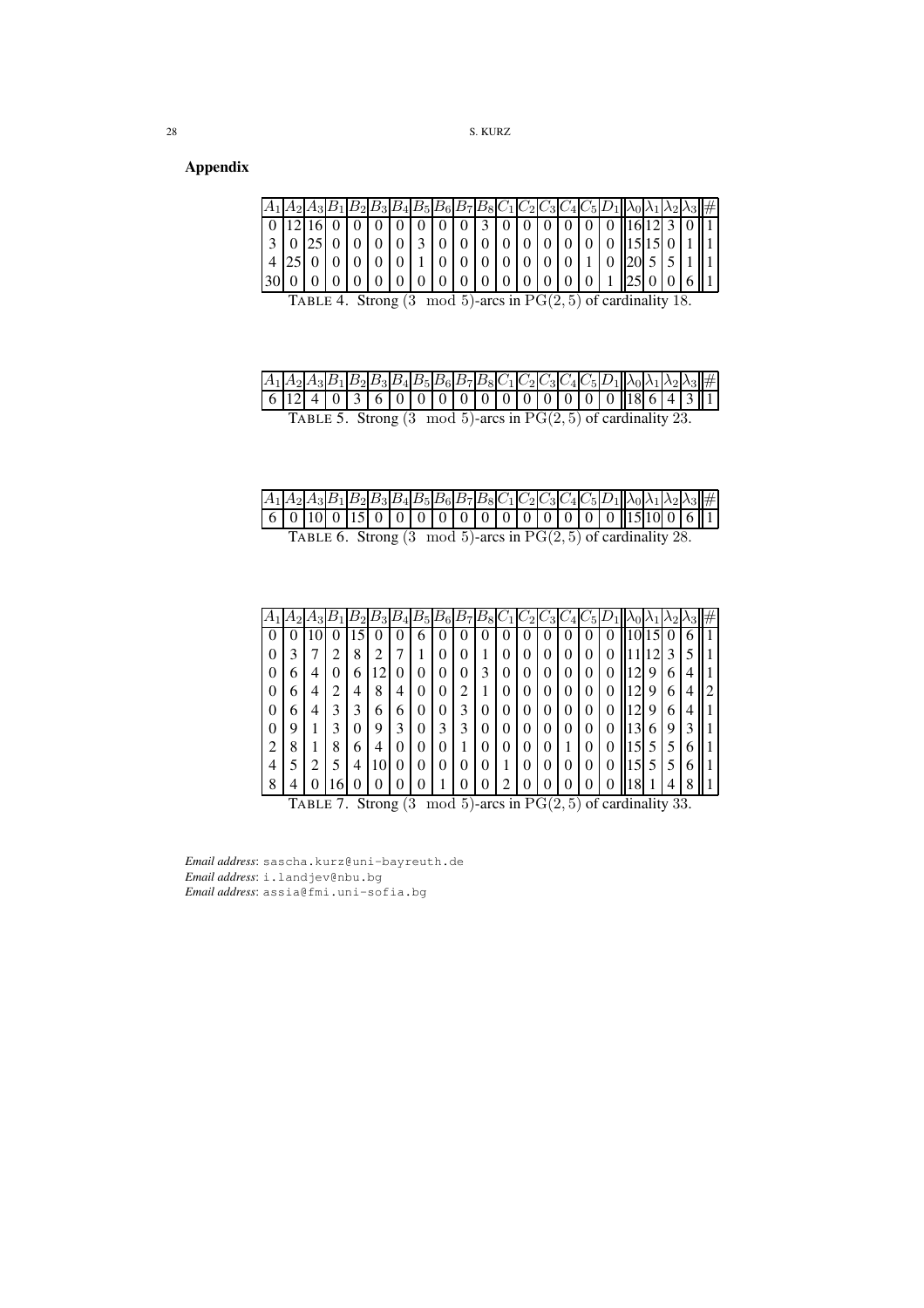## Appendix

| $A_1$ | $A_2$ | $A_3$ | $B_1$ | $B_2$ | $B_3$ | $B_4$ | $B_5$ | $B_6$ | $B_7$ | $B_8$ | $C_1$ | $C_2$ | $C_3$ | $C_4$ | $C_5$ | $D_1$ | $\lambda_0$ | $\lambda_1$ | $\lambda_2$ | $\lambda_3$ | # |
|---|---|---|---|---|---|---|---|---|---|---|---|---|---|---|---|---|---|---|---|---|---|
| 0 | 12 | 16 | 0 | 0 | 0 | 0 | 0 | 0 | 0 | 3 | 0 | 0 | 0 | 0 | 0 | 0 | 16 | 12 | 3 | 0 | 1 |
| 3 | 0 | 25 | 0 | 0 | 0 | 0 | 3 | 0 | 0 | 0 | 0 | 0 | 0 | 0 | 0 | 0 | 15 | 15 | 0 | 1 | 1 |
| 4 | 25 | 0 | 0 | 0 | 0 | 0 | 1 | 0 | 0 | 0 | 0 | 0 | 0 | 0 | 1 | 0 | 20 | 5 | 5 | 1 | 1 |
| 30 | 0 | 0 | 0 | 0 | 0 | 0 | 0 | 0 | 0 | 0 | 0 | 0 | 0 | 0 | 0 | 1 | 25 | 0 | 0 | 6 | 1 |

TABLE 4. Strong $(3 \mod 5)$-arcs in $\mathrm{PG}(2,5)$ of cardinality 18.

| $A_1$ | $A_2$ | $A_3$ | $B_1$ | $B_2$ | $B_3$ | $B_4$ | $B_5$ | $B_6$ | $B_7$ | $B_8$ | $C_1$ | $C_2$ | $C_3$ | $C_4$ | $C_5$ | $D_1$ | $\lambda_0$ | $\lambda_1$ | $\lambda_2$ | $\lambda_3$ | # |
|---|---|---|---|---|---|---|---|---|---|---|---|---|---|---|---|---|---|---|---|---|---|
| 6 | 12 | 4 | 0 | 3 | 6 | 0 | 0 | 0 | 0 | 0 | 0 | 0 | 0 | 0 | 0 | 0 | 18 | 6 | 4 | 3 | 1 |

TABLE 5. Strong $(3 \mod 5)$-arcs in $\mathrm{PG}(2,5)$ of cardinality 23.

| $A_1$ | $A_2$ | $A_3$ | $B_1$ | $B_2$ | $B_3$ | $B_4$ | $B_5$ | $B_6$ | $B_7$ | $B_8$ | $C_1$ | $C_2$ | $C_3$ | $C_4$ | $C_5$ | $D_1$ | $\lambda_0$ | $\lambda_1$ | $\lambda_2$ | $\lambda_3$ | # |
|---|---|---|---|---|---|---|---|---|---|---|---|---|---|---|---|---|---|---|---|---|---|
| 6 | 0 | 10 | 0 | 15 | 0 | 0 | 0 | 0 | 0 | 0 | 0 | 0 | 0 | 0 | 0 | 0 | 15 | 10 | 0 | 6 | 1 |

TABLE 6. Strong $(3 \mod 5)$-arcs in $\mathrm{PG}(2,5)$ of cardinality 28.

| $A_1$ | $A_2$ | $A_3$ | $B_1$ | $B_2$ | $B_3$ | $B_4$ | $B_5$ | $B_6$ | $B_7$ | $B_8$ | $C_1$ | $C_2$ | $C_3$ | $C_4$ | $C_5$ | $D_1$ | $\lambda_0$ | $\lambda_1$ | $\lambda_2$ | $\lambda_3$ | # |
|---|---|---|---|---|---|---|---|---|---|---|---|---|---|---|---|---|---|---|---|---|---|
| 0 | 0 | 10 | 0 | 15 | 0 | 0 | 6 | 0 | 0 | 0 | 0 | 0 | 0 | 0 | 0 | 0 | 10 | 15 | 0 | 6 | 1 |
| 0 | 3 | 7 | 2 | 8 | 2 | 7 | 1 | 0 | 0 | 1 | 0 | 0 | 0 | 0 | 0 | 0 | 11 | 12 | 3 | 5 | 1 |
| 0 | 6 | 4 | 0 | 6 | 12 | 0 | 0 | 0 | 0 | 3 | 0 | 0 | 0 | 0 | 0 | 0 | 12 | 9 | 6 | 4 | 1 |
| 0 | 6 | 4 | 2 | 4 | 8 | 4 | 0 | 0 | 2 | 1 | 0 | 0 | 0 | 0 | 0 | 0 | 12 | 9 | 6 | 4 | 2 |
| 0 | 6 | 4 | 3 | 3 | 6 | 6 | 0 | 0 | 3 | 0 | 0 | 0 | 0 | 0 | 0 | 0 | 12 | 9 | 6 | 4 | 1 |
| 0 | 9 | 1 | 3 | 0 | 9 | 3 | 0 | 3 | 3 | 0 | 0 | 0 | 0 | 0 | 0 | 0 | 13 | 6 | 9 | 3 | 1 |
| 2 | 8 | 1 | 8 | 6 | 4 | 0 | 0 | 0 | 1 | 0 | 0 | 0 | 0 | 1 | 0 | 0 | 15 | 5 | 5 | 6 | 1 |
| 4 | 5 | 2 | 5 | 4 | 10 | 0 | 0 | 0 | 0 | 0 | 1 | 0 | 0 | 0 | 0 | 0 | 15 | 5 | 5 | 6 | 1 |
| 8 | 4 | 0 | 16 | 0 | 0 | 0 | 0 | 1 | 0 | 0 | 2 | 0 | 0 | 0 | 0 | 0 | 18 | 1 | 4 | 8 | 1 |

TABLE 7. Strong $(3 \mod 5)$-arcs in $\mathrm{PG}(2,5)$ of cardinality 33.

*Email address*: sascha.kurz@uni-bayreuth.de
*Email address*: i.landjev@nbu.bg
*Email address*: assia@fmi.uni-sofia.bg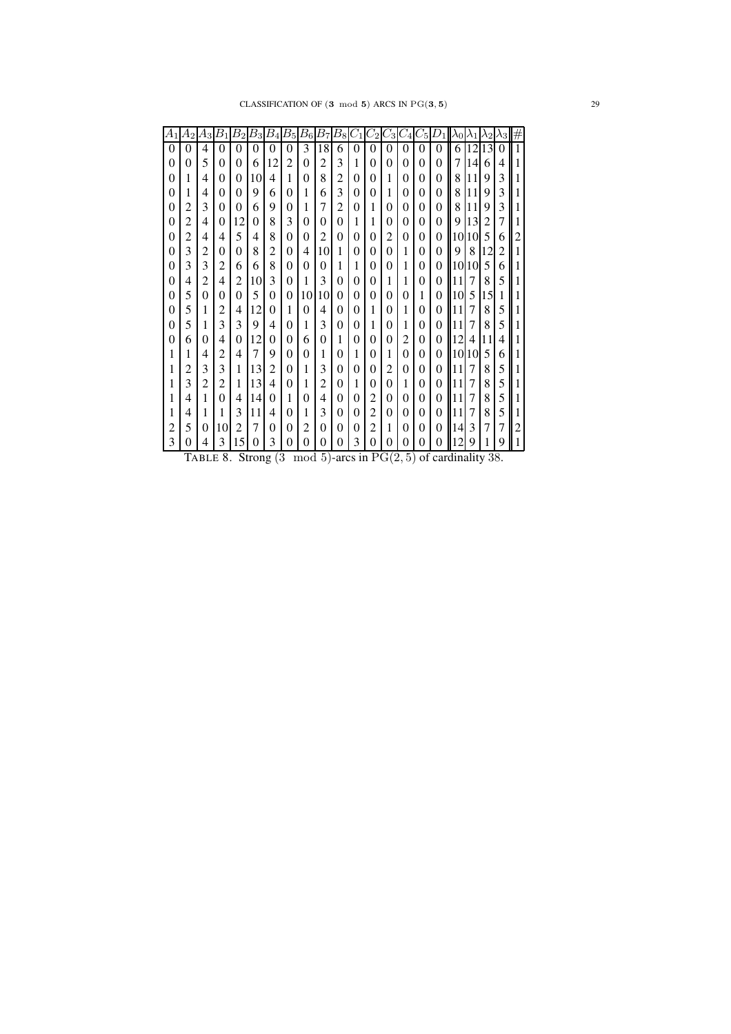| $A_1$ | $A_2$ | $A_3$ | $B_1$ | $B_2$ | $B_3$ | $B_4$ | $B_5$ | $B_6$ | $B_7$ | $B_8$ | $C_1$ | $C_2$ | $C_3$ | $C_4$ | $C_5$ | $D_1$ | $\lambda_0$ | $\lambda_1$ | $\lambda_2$ | $\lambda_3$ | # |
|---|---|---|---|---|---|---|---|---|---|---|---|---|---|---|---|---|---|---|---|---|---|
| 0 | 0 | 4 | 0 | 0 | 0 | 0 | 0 | 3 | 18 | 6 | 0 | 0 | 0 | 0 | 0 | 0 | 6 | 12 | 13 | 0 | 1 |
| 0 | 0 | 5 | 0 | 0 | 6 | 12 | 2 | 0 | 2 | 3 | 1 | 0 | 0 | 0 | 0 | 0 | 7 | 14 | 6 | 4 | 1 |
| 0 | 1 | 4 | 0 | 0 | 10 | 4 | 1 | 0 | 8 | 2 | 0 | 0 | 1 | 0 | 0 | 0 | 8 | 11 | 9 | 3 | 1 |
| 0 | 1 | 4 | 0 | 0 | 9 | 6 | 0 | 1 | 6 | 3 | 0 | 0 | 1 | 0 | 0 | 0 | 8 | 11 | 9 | 3 | 1 |
| 0 | 2 | 3 | 0 | 0 | 6 | 9 | 0 | 1 | 7 | 2 | 0 | 1 | 0 | 0 | 0 | 0 | 8 | 11 | 9 | 3 | 1 |
| 0 | 2 | 4 | 0 | 12 | 0 | 8 | 3 | 0 | 0 | 0 | 1 | 1 | 0 | 0 | 0 | 0 | 9 | 13 | 2 | 7 | 1 |
| 0 | 2 | 4 | 4 | 5 | 4 | 8 | 0 | 0 | 2 | 0 | 0 | 0 | 2 | 0 | 0 | 0 | 10 | 10 | 5 | 6 | 2 |
| 0 | 3 | 2 | 0 | 0 | 8 | 2 | 0 | 4 | 10 | 1 | 0 | 0 | 0 | 1 | 0 | 0 | 9 | 8 | 12 | 2 | 1 |
| 0 | 3 | 3 | 2 | 6 | 6 | 8 | 0 | 0 | 0 | 1 | 1 | 0 | 0 | 1 | 0 | 0 | 10 | 10 | 5 | 6 | 1 |
| 0 | 4 | 2 | 4 | 2 | 10 | 3 | 0 | 1 | 3 | 0 | 0 | 0 | 1 | 1 | 0 | 0 | 11 | 7 | 8 | 5 | 1 |
| 0 | 5 | 0 | 0 | 0 | 5 | 0 | 0 | 10 | 10 | 0 | 0 | 0 | 0 | 0 | 1 | 0 | 10 | 5 | 15 | 1 | 1 |
| 0 | 5 | 1 | 2 | 4 | 12 | 0 | 1 | 0 | 4 | 0 | 0 | 1 | 0 | 1 | 0 | 0 | 11 | 7 | 8 | 5 | 1 |
| 0 | 5 | 1 | 3 | 3 | 9 | 4 | 0 | 1 | 3 | 0 | 0 | 1 | 0 | 1 | 0 | 0 | 11 | 7 | 8 | 5 | 1 |
| 0 | 6 | 0 | 4 | 0 | 12 | 0 | 0 | 6 | 0 | 1 | 0 | 0 | 0 | 2 | 0 | 0 | 12 | 4 | 11 | 4 | 1 |
| 1 | 1 | 4 | 2 | 4 | 7 | 9 | 0 | 0 | 1 | 0 | 1 | 0 | 1 | 0 | 0 | 0 | 10 | 10 | 5 | 6 | 1 |
| 1 | 2 | 3 | 3 | 1 | 13 | 2 | 0 | 1 | 3 | 0 | 0 | 0 | 2 | 0 | 0 | 0 | 11 | 7 | 8 | 5 | 1 |
| 1 | 3 | 2 | 2 | 1 | 13 | 4 | 0 | 1 | 2 | 0 | 1 | 0 | 0 | 1 | 0 | 0 | 11 | 7 | 8 | 5 | 1 |
| 1 | 4 | 1 | 0 | 4 | 14 | 0 | 1 | 0 | 4 | 0 | 0 | 2 | 0 | 0 | 0 | 0 | 11 | 7 | 8 | 5 | 1 |
| 1 | 4 | 1 | 1 | 3 | 11 | 4 | 0 | 1 | 3 | 0 | 0 | 2 | 0 | 0 | 0 | 0 | 11 | 7 | 8 | 5 | 1 |
| 2 | 5 | 0 | 10 | 2 | 7 | 0 | 0 | 2 | 0 | 0 | 0 | 2 | 1 | 0 | 0 | 0 | 14 | 3 | 7 | 7 | 2 |
| 3 | 0 | 4 | 3 | 15 | 0 | 3 | 0 | 0 | 0 | 0 | 3 | 0 | 0 | 0 | 0 | 0 | 12 | 9 | 1 | 9 | 1 |

TABLE 8. Strong $(3 \mod 5)$-arcs in $\mathrm{PG}(2,5)$ of cardinality 38.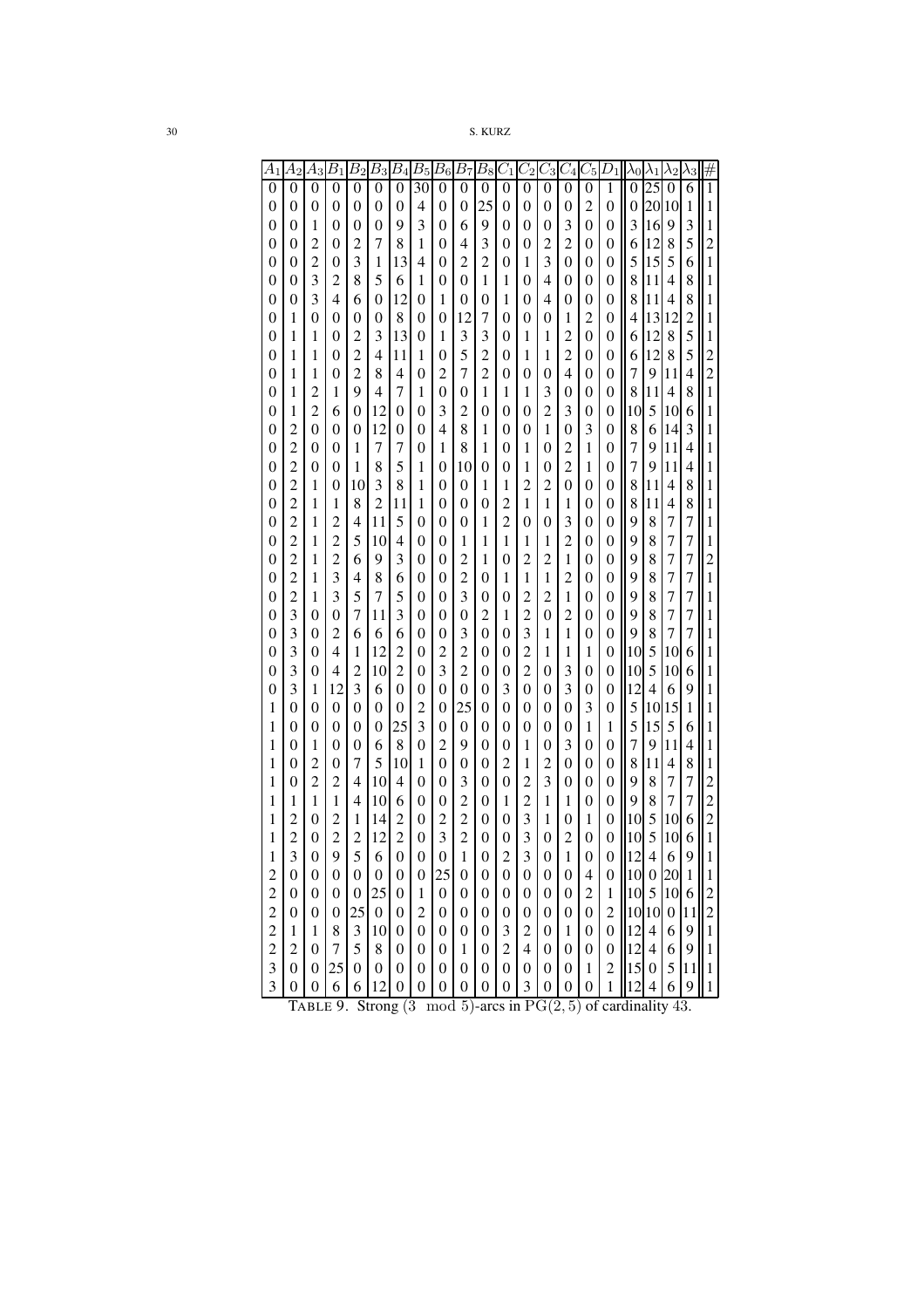| $A_1$ | $A_2$ | $A_3$ | $B_1$ | $B_2$ | $B_3$ | $B_4$ | $B_5$ | $B_6$ | $B_7$ | $B_8$ | $C_1$ | $C_2$ | $C_3$ | $C_4$ | $C_5$ | $D_1$ | $\lambda_0$ | $\lambda_1$ | $\lambda_2$ | $\lambda_3$ | # |
|---|---|---|---|---|---|---|---|---|---|---|---|---|---|---|---|---|---|---|---|---|---|
| 0 | 0 | 0 | 0 | 0 | 0 | 0 | 30 | 0 | 0 | 0 | 0 | 0 | 0 | 0 | 0 | 1 | 0 | 25 | 0 | 6 | 1 |
| 0 | 0 | 0 | 0 | 0 | 0 | 0 | 4 | 0 | 0 | 25 | 0 | 0 | 0 | 0 | 2 | 0 | 0 | 20 | 10 | 1 | 1 |
| 0 | 0 | 1 | 0 | 0 | 0 | 9 | 3 | 0 | 6 | 9 | 0 | 0 | 0 | 3 | 0 | 0 | 3 | 16 | 9 | 3 | 1 |
| 0 | 0 | 2 | 0 | 2 | 7 | 8 | 1 | 0 | 4 | 3 | 0 | 0 | 2 | 2 | 0 | 0 | 6 | 12 | 8 | 5 | 2 |
| 0 | 0 | 2 | 0 | 3 | 1 | 13 | 4 | 0 | 2 | 2 | 0 | 1 | 3 | 0 | 0 | 0 | 5 | 15 | 5 | 6 | 1 |
| 0 | 0 | 3 | 2 | 8 | 5 | 6 | 1 | 0 | 0 | 1 | 1 | 0 | 4 | 0 | 0 | 0 | 8 | 11 | 4 | 8 | 1 |
| 0 | 0 | 3 | 4 | 6 | 0 | 12 | 0 | 1 | 0 | 0 | 1 | 0 | 4 | 0 | 0 | 0 | 8 | 11 | 4 | 8 | 1 |
| 0 | 1 | 0 | 0 | 0 | 0 | 8 | 0 | 0 | 12 | 7 | 0 | 0 | 0 | 1 | 2 | 0 | 4 | 13 | 12 | 2 | 1 |
| 0 | 1 | 1 | 0 | 2 | 3 | 13 | 0 | 1 | 3 | 3 | 0 | 1 | 1 | 2 | 0 | 0 | 6 | 12 | 8 | 5 | 1 |
| 0 | 1 | 1 | 0 | 2 | 4 | 11 | 1 | 0 | 5 | 2 | 0 | 1 | 1 | 2 | 0 | 0 | 6 | 12 | 8 | 5 | 2 |
| 0 | 1 | 1 | 0 | 2 | 8 | 4 | 0 | 2 | 7 | 2 | 0 | 0 | 0 | 4 | 0 | 0 | 7 | 9 | 11 | 4 | 2 |
| 0 | 1 | 2 | 1 | 9 | 4 | 7 | 1 | 0 | 0 | 1 | 1 | 1 | 3 | 0 | 0 | 0 | 8 | 11 | 4 | 8 | 1 |
| 0 | 1 | 2 | 6 | 0 | 12 | 0 | 0 | 3 | 2 | 0 | 0 | 0 | 2 | 3 | 0 | 0 | 10 | 5 | 10 | 6 | 1 |
| 0 | 2 | 0 | 0 | 0 | 12 | 0 | 0 | 4 | 8 | 1 | 0 | 0 | 1 | 0 | 3 | 0 | 8 | 6 | 14 | 3 | 1 |
| 0 | 2 | 0 | 0 | 1 | 7 | 7 | 0 | 1 | 8 | 1 | 0 | 1 | 0 | 2 | 1 | 0 | 7 | 9 | 11 | 4 | 1 |
| 0 | 2 | 0 | 0 | 1 | 8 | 5 | 1 | 0 | 10 | 0 | 0 | 1 | 0 | 2 | 1 | 0 | 7 | 9 | 11 | 4 | 1 |
| 0 | 2 | 1 | 0 | 10 | 3 | 8 | 1 | 0 | 0 | 1 | 1 | 2 | 2 | 0 | 0 | 0 | 8 | 11 | 4 | 8 | 1 |
| 0 | 2 | 1 | 1 | 8 | 2 | 11 | 1 | 0 | 0 | 0 | 2 | 1 | 1 | 1 | 0 | 0 | 8 | 11 | 4 | 8 | 1 |
| 0 | 2 | 1 | 2 | 4 | 11 | 5 | 0 | 0 | 0 | 1 | 2 | 0 | 0 | 3 | 0 | 0 | 9 | 8 | 7 | 7 | 1 |
| 0 | 2 | 1 | 2 | 5 | 10 | 4 | 0 | 0 | 1 | 1 | 1 | 1 | 1 | 2 | 0 | 0 | 9 | 8 | 7 | 7 | 1 |
| 0 | 2 | 1 | 2 | 6 | 9 | 3 | 0 | 0 | 2 | 1 | 0 | 2 | 2 | 1 | 0 | 0 | 9 | 8 | 7 | 7 | 2 |
| 0 | 2 | 1 | 3 | 4 | 8 | 6 | 0 | 0 | 2 | 0 | 1 | 1 | 1 | 2 | 0 | 0 | 9 | 8 | 7 | 7 | 1 |
| 0 | 2 | 1 | 3 | 5 | 7 | 5 | 0 | 0 | 3 | 0 | 0 | 2 | 2 | 1 | 0 | 0 | 9 | 8 | 7 | 7 | 1 |
| 0 | 3 | 0 | 0 | 7 | 11 | 3 | 0 | 0 | 0 | 2 | 1 | 2 | 0 | 2 | 0 | 0 | 9 | 8 | 7 | 7 | 1 |
| 0 | 3 | 0 | 2 | 6 | 6 | 6 | 0 | 0 | 3 | 0 | 0 | 3 | 1 | 1 | 0 | 0 | 9 | 8 | 7 | 7 | 1 |
| 0 | 3 | 0 | 4 | 1 | 12 | 2 | 0 | 2 | 2 | 0 | 0 | 2 | 1 | 1 | 1 | 0 | 10 | 5 | 10 | 6 | 1 |
| 0 | 3 | 0 | 4 | 2 | 10 | 2 | 0 | 3 | 2 | 0 | 0 | 2 | 0 | 3 | 0 | 0 | 10 | 5 | 10 | 6 | 1 |
| 0 | 3 | 1 | 12 | 3 | 6 | 0 | 0 | 0 | 0 | 0 | 3 | 0 | 0 | 3 | 0 | 0 | 12 | 4 | 6 | 9 | 1 |
| 1 | 0 | 0 | 0 | 0 | 0 | 0 | 2 | 0 | 25 | 0 | 0 | 0 | 0 | 0 | 3 | 0 | 5 | 10 | 15 | 1 | 1 |
| 1 | 0 | 0 | 0 | 0 | 0 | 25 | 3 | 0 | 0 | 0 | 0 | 0 | 0 | 0 | 1 | 1 | 5 | 15 | 5 | 6 | 1 |
| 1 | 0 | 1 | 0 | 0 | 6 | 8 | 0 | 2 | 9 | 0 | 0 | 1 | 0 | 3 | 0 | 0 | 7 | 9 | 11 | 4 | 1 |
| 1 | 0 | 2 | 0 | 7 | 5 | 10 | 1 | 0 | 0 | 0 | 2 | 1 | 2 | 0 | 0 | 0 | 8 | 11 | 4 | 8 | 1 |
| 1 | 0 | 2 | 2 | 4 | 10 | 4 | 0 | 0 | 3 | 0 | 0 | 2 | 3 | 0 | 0 | 0 | 9 | 8 | 7 | 7 | 2 |
| 1 | 1 | 1 | 1 | 4 | 10 | 6 | 0 | 0 | 2 | 0 | 1 | 2 | 1 | 1 | 0 | 0 | 9 | 8 | 7 | 7 | 2 |
| 1 | 2 | 0 | 2 | 1 | 14 | 2 | 0 | 2 | 2 | 0 | 0 | 3 | 1 | 0 | 1 | 0 | 10 | 5 | 10 | 6 | 2 |
| 1 | 2 | 0 | 2 | 2 | 12 | 2 | 0 | 3 | 2 | 0 | 0 | 3 | 0 | 2 | 0 | 0 | 10 | 5 | 10 | 6 | 1 |
| 1 | 3 | 0 | 9 | 5 | 6 | 0 | 0 | 0 | 1 | 0 | 2 | 3 | 0 | 1 | 0 | 0 | 12 | 4 | 6 | 9 | 1 |
| 2 | 0 | 0 | 0 | 0 | 0 | 0 | 0 | 25 | 0 | 0 | 0 | 0 | 0 | 0 | 4 | 0 | 10 | 0 | 20 | 1 | 1 |
| 2 | 0 | 0 | 0 | 0 | 25 | 0 | 1 | 0 | 0 | 0 | 0 | 0 | 0 | 0 | 2 | 1 | 10 | 5 | 10 | 6 | 2 |
| 2 | 0 | 0 | 0 | 25 | 0 | 0 | 2 | 0 | 0 | 0 | 0 | 0 | 0 | 0 | 0 | 2 | 10 | 10 | 0 | 11 | 2 |
| 2 | 1 | 1 | 8 | 3 | 10 | 0 | 0 | 0 | 0 | 0 | 3 | 2 | 0 | 1 | 0 | 0 | 12 | 4 | 6 | 9 | 1 |
| 2 | 2 | 0 | 7 | 5 | 8 | 0 | 0 | 0 | 1 | 0 | 2 | 4 | 0 | 0 | 0 | 0 | 12 | 4 | 6 | 9 | 1 |
| 3 | 0 | 0 | 25 | 0 | 0 | 0 | 0 | 0 | 0 | 0 | 0 | 0 | 0 | 0 | 1 | 2 | 15 | 0 | 5 | 11 | 1 |
| 3 | 0 | 0 | 6 | 6 | 12 | 0 | 0 | 0 | 0 | 0 | 0 | 3 | 0 | 0 | 0 | 1 | 12 | 4 | 6 | 9 | 1 |

TABLE 9. Strong $(3 \mod 5)$-arcs in $\mathrm{PG}(2,5)$ of cardinality 43.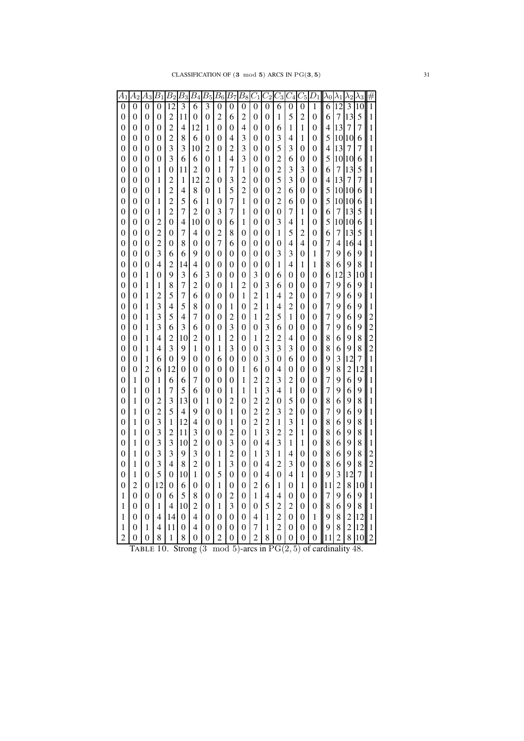| $A_1$ | $A_2$ | $A_3$ | $B_1$ | $B_2$ | $B_3$ | $B_4$ | $B_5$ | $B_6$ | $B_7$ | $B_8$ | $C_1$ | $C_2$ | $C_3$ | $C_4$ | $C_5$ | $D_1$ | $\lambda_0$ | $\lambda_1$ | $\lambda_2$ | $\lambda_3$ | # |
|---|---|---|---|---|---|---|---|---|---|---|---|---|---|---|---|---|---|---|---|---|---|
| 0 | 0 | 0 | 0 | 12 | 3 | 6 | 3 | 0 | 0 | 0 | 0 | 0 | 6 | 0 | 0 | 1 | 6 | 12 | 3 | 10 | 1 |
| 0 | 0 | 0 | 0 | 2 | 11 | 0 | 0 | 2 | 6 | 2 | 0 | 0 | 1 | 5 | 2 | 0 | 6 | 7 | 13 | 5 | 1 |
| 0 | 0 | 0 | 0 | 2 | 4 | 12 | 1 | 0 | 0 | 4 | 0 | 0 | 6 | 1 | 1 | 0 | 4 | 13 | 7 | 7 | 1 |
| 0 | 0 | 0 | 0 | 2 | 8 | 6 | 0 | 0 | 4 | 3 | 0 | 0 | 3 | 4 | 1 | 0 | 5 | 10 | 10 | 6 | 1 |
| 0 | 0 | 0 | 0 | 3 | 3 | 10 | 2 | 0 | 2 | 3 | 0 | 0 | 5 | 3 | 0 | 0 | 4 | 13 | 7 | 7 | 1 |
| 0 | 0 | 0 | 0 | 3 | 6 | 6 | 0 | 1 | 4 | 3 | 0 | 0 | 2 | 6 | 0 | 0 | 5 | 10 | 10 | 6 | 1 |
| 0 | 0 | 0 | 1 | 0 | 11 | 2 | 0 | 1 | 7 | 1 | 0 | 0 | 2 | 3 | 3 | 0 | 6 | 7 | 13 | 5 | 1 |
| 0 | 0 | 0 | 1 | 2 | 1 | 12 | 2 | 0 | 3 | 2 | 0 | 0 | 5 | 3 | 0 | 0 | 4 | 13 | 7 | 7 | 1 |
| 0 | 0 | 0 | 1 | 2 | 4 | 8 | 0 | 1 | 5 | 2 | 0 | 0 | 2 | 6 | 0 | 0 | 5 | 10 | 10 | 6 | 1 |
| 0 | 0 | 0 | 1 | 2 | 5 | 6 | 1 | 0 | 7 | 1 | 0 | 0 | 2 | 6 | 0 | 0 | 5 | 10 | 10 | 6 | 1 |
| 0 | 0 | 0 | 1 | 2 | 7 | 2 | 0 | 3 | 7 | 1 | 0 | 0 | 0 | 7 | 1 | 0 | 6 | 7 | 13 | 5 | 1 |
| 0 | 0 | 0 | 2 | 0 | 4 | 10 | 0 | 0 | 6 | 1 | 0 | 0 | 3 | 4 | 1 | 0 | 5 | 10 | 10 | 6 | 1 |
| 0 | 0 | 0 | 2 | 0 | 7 | 4 | 0 | 2 | 8 | 0 | 0 | 0 | 1 | 5 | 2 | 0 | 6 | 7 | 13 | 5 | 1 |
| 0 | 0 | 0 | 2 | 0 | 8 | 0 | 0 | 7 | 6 | 0 | 0 | 0 | 0 | 4 | 4 | 0 | 7 | 4 | 16 | 4 | 1 |
| 0 | 0 | 0 | 3 | 6 | 6 | 9 | 0 | 0 | 0 | 0 | 0 | 0 | 3 | 3 | 0 | 1 | 7 | 9 | 6 | 9 | 1 |
| 0 | 0 | 0 | 4 | 2 | 14 | 4 | 0 | 0 | 0 | 0 | 0 | 0 | 1 | 4 | 1 | 1 | 8 | 6 | 9 | 8 | 1 |
| 0 | 0 | 1 | 0 | 9 | 3 | 6 | 3 | 0 | 0 | 0 | 3 | 0 | 6 | 0 | 0 | 0 | 6 | 12 | 3 | 10 | 1 |
| 0 | 0 | 1 | 1 | 8 | 7 | 2 | 0 | 0 | 1 | 2 | 0 | 3 | 6 | 0 | 0 | 0 | 7 | 9 | 6 | 9 | 1 |
| 0 | 0 | 1 | 2 | 5 | 7 | 6 | 0 | 0 | 0 | 1 | 2 | 1 | 4 | 2 | 0 | 0 | 7 | 9 | 6 | 9 | 1 |
| 0 | 0 | 1 | 3 | 4 | 5 | 8 | 0 | 0 | 1 | 0 | 2 | 1 | 4 | 2 | 0 | 0 | 7 | 9 | 6 | 9 | 1 |
| 0 | 0 | 1 | 3 | 5 | 4 | 7 | 0 | 0 | 2 | 0 | 1 | 2 | 5 | 1 | 0 | 0 | 7 | 9 | 6 | 9 | 2 |
| 0 | 0 | 1 | 3 | 6 | 3 | 6 | 0 | 0 | 3 | 0 | 0 | 3 | 6 | 0 | 0 | 0 | 7 | 9 | 6 | 9 | 2 |
| 0 | 0 | 1 | 4 | 2 | 10 | 2 | 0 | 1 | 2 | 0 | 1 | 2 | 2 | 4 | 0 | 0 | 8 | 6 | 9 | 8 | 2 |
| 0 | 0 | 1 | 4 | 3 | 9 | 1 | 0 | 1 | 3 | 0 | 0 | 3 | 3 | 3 | 0 | 0 | 8 | 6 | 9 | 8 | 2 |
| 0 | 0 | 1 | 6 | 0 | 9 | 0 | 0 | 6 | 0 | 0 | 0 | 3 | 0 | 6 | 0 | 0 | 9 | 3 | 12 | 7 | 1 |
| 0 | 0 | 2 | 6 | 12 | 0 | 0 | 0 | 0 | 0 | 1 | 6 | 0 | 4 | 0 | 0 | 0 | 9 | 8 | 2 | 12 | 1 |
| 0 | 1 | 0 | 1 | 6 | 6 | 7 | 0 | 0 | 0 | 1 | 2 | 2 | 3 | 2 | 0 | 0 | 7 | 9 | 6 | 9 | 1 |
| 0 | 1 | 0 | 1 | 7 | 5 | 6 | 0 | 0 | 1 | 1 | 1 | 3 | 4 | 1 | 0 | 0 | 7 | 9 | 6 | 9 | 1 |
| 0 | 1 | 0 | 2 | 3 | 13 | 0 | 1 | 0 | 2 | 0 | 2 | 2 | 0 | 5 | 0 | 0 | 8 | 6 | 9 | 8 | 1 |
| 0 | 1 | 0 | 2 | 5 | 4 | 9 | 0 | 0 | 1 | 0 | 2 | 2 | 3 | 2 | 0 | 0 | 7 | 9 | 6 | 9 | 1 |
| 0 | 1 | 0 | 3 | 1 | 12 | 4 | 0 | 0 | 1 | 0 | 2 | 2 | 1 | 3 | 1 | 0 | 8 | 6 | 9 | 8 | 1 |
| 0 | 1 | 0 | 3 | 2 | 11 | 3 | 0 | 0 | 2 | 0 | 1 | 3 | 2 | 2 | 1 | 0 | 8 | 6 | 9 | 8 | 1 |
| 0 | 1 | 0 | 3 | 3 | 10 | 2 | 0 | 0 | 3 | 0 | 0 | 4 | 3 | 1 | 1 | 0 | 8 | 6 | 9 | 8 | 1 |
| 0 | 1 | 0 | 3 | 3 | 9 | 3 | 0 | 1 | 2 | 0 | 1 | 3 | 1 | 4 | 0 | 0 | 8 | 6 | 9 | 8 | 2 |
| 0 | 1 | 0 | 3 | 4 | 8 | 2 | 0 | 1 | 3 | 0 | 0 | 4 | 2 | 3 | 0 | 0 | 8 | 6 | 9 | 8 | 2 |
| 0 | 1 | 0 | 5 | 0 | 10 | 1 | 0 | 5 | 0 | 0 | 0 | 4 | 0 | 4 | 1 | 0 | 9 | 3 | 12 | 7 | 1 |
| 0 | 2 | 0 | 12 | 0 | 6 | 0 | 0 | 1 | 0 | 0 | 2 | 6 | 1 | 0 | 1 | 0 | 11 | 2 | 8 | 10 | 1 |
| 1 | 0 | 0 | 0 | 6 | 5 | 8 | 0 | 0 | 2 | 0 | 1 | 4 | 4 | 0 | 0 | 0 | 7 | 9 | 6 | 9 | 1 |
| 1 | 0 | 0 | 1 | 4 | 10 | 2 | 0 | 1 | 3 | 0 | 0 | 5 | 2 | 2 | 0 | 0 | 8 | 6 | 9 | 8 | 1 |
| 1 | 0 | 0 | 4 | 14 | 0 | 4 | 0 | 0 | 0 | 0 | 4 | 1 | 2 | 0 | 0 | 1 | 9 | 8 | 2 | 12 | 1 |
| 1 | 0 | 1 | 4 | 11 | 0 | 4 | 0 | 0 | 0 | 0 | 7 | 1 | 2 | 0 | 0 | 0 | 9 | 8 | 2 | 12 | 1 |
| 2 | 0 | 0 | 8 | 1 | 8 | 0 | 0 | 2 | 0 | 0 | 2 | 8 | 0 | 0 | 0 | 0 | 11 | 2 | 8 | 10 | 2 |

TABLE 10. Strong $(3 \mod 5)$-arcs in $\mathrm{PG}(2,5)$ of cardinality $48$.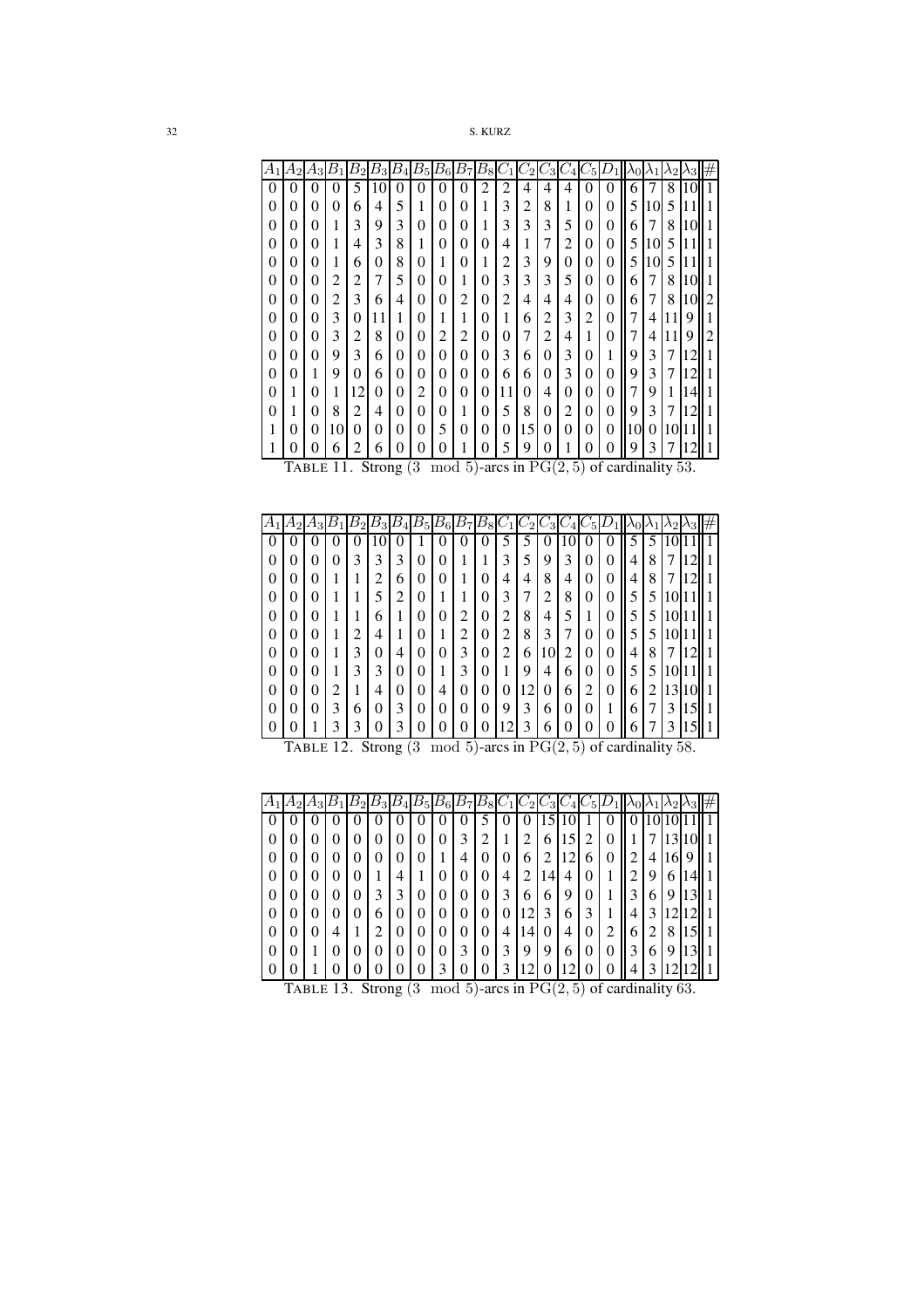| $A_1$ | $A_2$ | $A_3$ | $B_1$ | $B_2$ | $B_3$ | $B_4$ | $B_5$ | $B_6$ | $B_7$ | $B_8$ | $C_1$ | $C_2$ | $C_3$ | $C_4$ | $C_5$ | $D_1$ | $\lambda_0$ | $\lambda_1$ | $\lambda_2$ | $\lambda_3$ | # |
|---|---|---|---|---|---|---|---|---|---|---|---|---|---|---|---|---|---|---|---|---|---|
| 0 | 0 | 0 | 0 | 5 | 10 | 0 | 0 | 0 | 0 | 2 | 2 | 4 | 4 | 4 | 0 | 0 | 6 | 7 | 8 | 10 | 1 |
| 0 | 0 | 0 | 0 | 6 | 4 | 5 | 1 | 0 | 0 | 1 | 3 | 2 | 8 | 1 | 0 | 0 | 5 | 10 | 5 | 11 | 1 |
| 0 | 0 | 0 | 1 | 3 | 9 | 3 | 0 | 0 | 0 | 1 | 3 | 3 | 3 | 5 | 0 | 0 | 6 | 7 | 8 | 10 | 1 |
| 0 | 0 | 0 | 1 | 4 | 3 | 8 | 1 | 0 | 0 | 0 | 4 | 1 | 7 | 2 | 0 | 0 | 5 | 10 | 5 | 11 | 1 |
| 0 | 0 | 0 | 1 | 6 | 0 | 8 | 0 | 1 | 0 | 1 | 2 | 3 | 9 | 0 | 0 | 0 | 5 | 10 | 5 | 11 | 1 |
| 0 | 0 | 0 | 2 | 2 | 7 | 5 | 0 | 0 | 1 | 0 | 3 | 3 | 3 | 5 | 0 | 0 | 6 | 7 | 8 | 10 | 1 |
| 0 | 0 | 0 | 2 | 3 | 6 | 4 | 0 | 0 | 2 | 0 | 2 | 4 | 4 | 4 | 0 | 0 | 6 | 7 | 8 | 10 | 2 |
| 0 | 0 | 0 | 3 | 0 | 11 | 1 | 0 | 1 | 1 | 0 | 1 | 6 | 2 | 3 | 2 | 0 | 7 | 4 | 11 | 9 | 1 |
| 0 | 0 | 0 | 3 | 2 | 8 | 0 | 0 | 2 | 2 | 0 | 0 | 7 | 2 | 4 | 1 | 0 | 7 | 4 | 11 | 9 | 2 |
| 0 | 0 | 0 | 9 | 3 | 6 | 0 | 0 | 0 | 0 | 0 | 3 | 6 | 0 | 3 | 0 | 1 | 9 | 3 | 7 | 12 | 1 |
| 0 | 0 | 1 | 9 | 0 | 6 | 0 | 0 | 0 | 0 | 0 | 6 | 6 | 0 | 3 | 0 | 0 | 9 | 3 | 7 | 12 | 1 |
| 0 | 1 | 0 | 1 | 12 | 0 | 0 | 2 | 0 | 0 | 0 | 11 | 0 | 4 | 0 | 0 | 0 | 7 | 9 | 1 | 14 | 1 |
| 0 | 1 | 0 | 8 | 2 | 4 | 0 | 0 | 0 | 1 | 0 | 5 | 8 | 0 | 2 | 0 | 0 | 9 | 3 | 7 | 12 | 1 |
| 1 | 0 | 0 | 10 | 0 | 0 | 0 | 0 | 5 | 0 | 0 | 0 | 15 | 0 | 0 | 0 | 0 | 10 | 0 | 10 | 11 | 1 |
| 1 | 0 | 0 | 6 | 2 | 6 | 0 | 0 | 0 | 1 | 0 | 5 | 9 | 0 | 1 | 0 | 0 | 9 | 3 | 7 | 12 | 1 |

TABLE 11. Strong $(3 \mod 5)$-arcs in $\mathrm{PG}(2,5)$ of cardinality 53.

| $A_1$ | $A_2$ | $A_3$ | $B_1$ | $B_2$ | $B_3$ | $B_4$ | $B_5$ | $B_6$ | $B_7$ | $B_8$ | $C_1$ | $C_2$ | $C_3$ | $C_4$ | $C_5$ | $D_1$ | $\lambda_0$ | $\lambda_1$ | $\lambda_2$ | $\lambda_3$ | # |
|---|---|---|---|---|---|---|---|---|---|---|---|---|---|---|---|---|---|---|---|---|---|
| 0 | 0 | 0 | 0 | 0 | 10 | 0 | 1 | 0 | 0 | 0 | 5 | 5 | 0 | 10 | 0 | 0 | 5 | 5 | 10 | 11 | 1 |
| 0 | 0 | 0 | 0 | 3 | 3 | 3 | 0 | 0 | 1 | 1 | 3 | 5 | 9 | 3 | 0 | 0 | 4 | 8 | 7 | 12 | 1 |
| 0 | 0 | 0 | 1 | 1 | 2 | 6 | 0 | 0 | 1 | 0 | 4 | 4 | 8 | 4 | 0 | 0 | 4 | 8 | 7 | 12 | 1 |
| 0 | 0 | 0 | 1 | 1 | 5 | 2 | 0 | 1 | 1 | 0 | 3 | 7 | 2 | 8 | 0 | 0 | 5 | 5 | 10 | 11 | 1 |
| 0 | 0 | 0 | 1 | 1 | 6 | 1 | 0 | 0 | 2 | 0 | 2 | 8 | 4 | 5 | 1 | 0 | 5 | 5 | 10 | 11 | 1 |
| 0 | 0 | 0 | 1 | 2 | 4 | 1 | 0 | 1 | 2 | 0 | 2 | 8 | 3 | 7 | 0 | 0 | 5 | 5 | 10 | 11 | 1 |
| 0 | 0 | 0 | 1 | 3 | 0 | 4 | 0 | 0 | 3 | 0 | 2 | 6 | 10 | 2 | 0 | 0 | 4 | 8 | 7 | 12 | 1 |
| 0 | 0 | 0 | 1 | 3 | 3 | 0 | 0 | 1 | 3 | 0 | 1 | 9 | 4 | 6 | 0 | 0 | 5 | 5 | 10 | 11 | 1 |
| 0 | 0 | 0 | 2 | 1 | 4 | 0 | 0 | 4 | 0 | 0 | 0 | 12 | 0 | 6 | 2 | 0 | 6 | 2 | 13 | 10 | 1 |
| 0 | 0 | 0 | 3 | 6 | 0 | 3 | 0 | 0 | 0 | 0 | 9 | 3 | 6 | 0 | 0 | 1 | 6 | 7 | 3 | 15 | 1 |
| 0 | 0 | 1 | 3 | 3 | 0 | 3 | 0 | 0 | 0 | 0 | 12 | 3 | 6 | 0 | 0 | 0 | 6 | 7 | 3 | 15 | 1 |

TABLE 12. Strong $(3 \mod 5)$-arcs in $\mathrm{PG}(2,5)$ of cardinality 58.

| $A_1$ | $A_2$ | $A_3$ | $B_1$ | $B_2$ | $B_3$ | $B_4$ | $B_5$ | $B_6$ | $B_7$ | $B_8$ | $C_1$ | $C_2$ | $C_3$ | $C_4$ | $C_5$ | $D_1$ | $\lambda_0$ | $\lambda_1$ | $\lambda_2$ | $\lambda_3$ | # |
|---|---|---|---|---|---|---|---|---|---|---|---|---|---|---|---|---|---|---|---|---|---|
| 0 | 0 | 0 | 0 | 0 | 0 | 0 | 0 | 0 | 0 | 5 | 0 | 0 | 15 | 10 | 1 | 0 | 0 | 10 | 10 | 11 | 1 |
| 0 | 0 | 0 | 0 | 0 | 0 | 0 | 0 | 0 | 3 | 2 | 1 | 2 | 6 | 15 | 2 | 0 | 1 | 7 | 13 | 10 | 1 |
| 0 | 0 | 0 | 0 | 0 | 0 | 0 | 0 | 1 | 4 | 0 | 0 | 6 | 2 | 12 | 6 | 0 | 2 | 4 | 16 | 9 | 1 |
| 0 | 0 | 0 | 0 | 0 | 1 | 4 | 1 | 0 | 0 | 0 | 4 | 2 | 14 | 4 | 0 | 1 | 2 | 9 | 6 | 14 | 1 |
| 0 | 0 | 0 | 0 | 0 | 3 | 3 | 0 | 0 | 0 | 0 | 3 | 6 | 6 | 9 | 0 | 1 | 3 | 6 | 9 | 13 | 1 |
| 0 | 0 | 0 | 0 | 0 | 6 | 0 | 0 | 0 | 0 | 0 | 0 | 12 | 3 | 6 | 3 | 1 | 4 | 3 | 12 | 12 | 1 |
| 0 | 0 | 0 | 4 | 1 | 2 | 0 | 0 | 0 | 0 | 0 | 4 | 14 | 0 | 4 | 0 | 2 | 6 | 2 | 8 | 15 | 1 |
| 0 | 0 | 1 | 0 | 0 | 0 | 0 | 0 | 0 | 3 | 0 | 3 | 9 | 9 | 6 | 0 | 0 | 3 | 6 | 9 | 13 | 1 |
| 0 | 0 | 1 | 0 | 0 | 0 | 0 | 0 | 3 | 0 | 0 | 3 | 12 | 0 | 12 | 0 | 0 | 4 | 3 | 12 | 12 | 1 |

TABLE 13. Strong $(3 \mod 5)$-arcs in $\mathrm{PG}(2,5)$ of cardinality 63.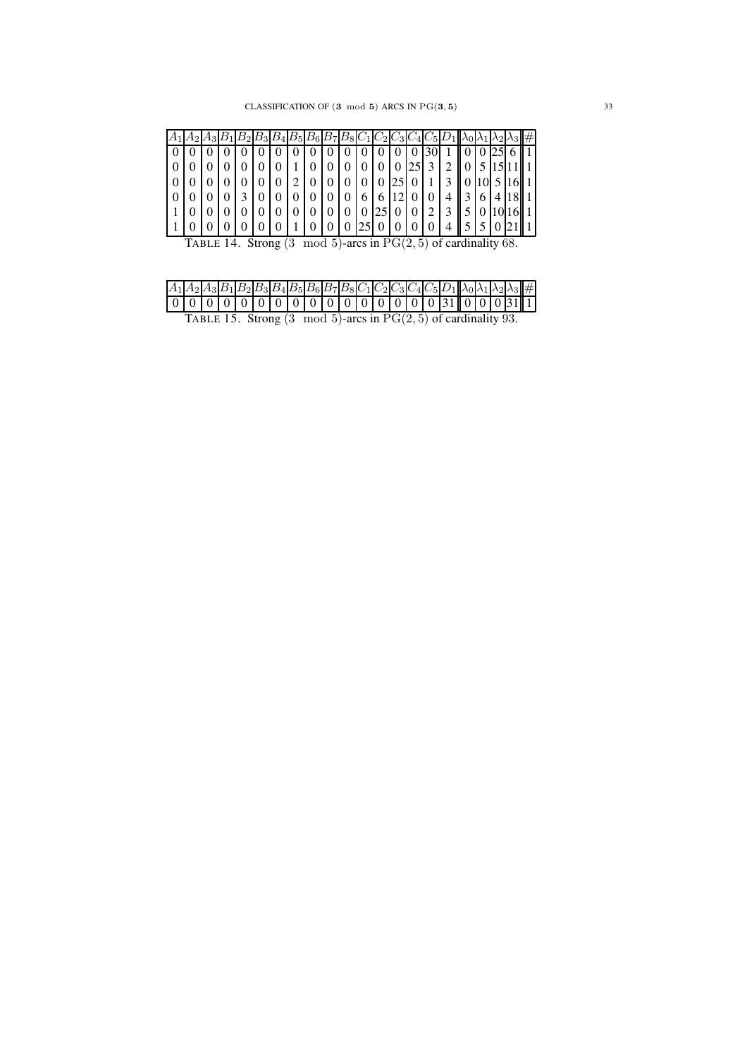| $A_1$ | $A_2$ | $A_3$ | $B_1$ | $B_2$ | $B_3$ | $B_4$ | $B_5$ | $B_6$ | $B_7$ | $B_8$ | $C_1$ | $C_2$ | $C_3$ | $C_4$ | $C_5$ | $D_1$ | $\lambda_0$ | $\lambda_1$ | $\lambda_2$ | $\lambda_3$ | # |
|---|---|---|---|---|---|---|---|---|---|---|---|---|---|---|---|---|---|---|---|---|---|
| 0 | 0 | 0 | 0 | 0 | 0 | 0 | 0 | 0 | 0 | 0 | 0 | 0 | 0 | 0 | 30 | 1 | 0 | 0 | 25 | 6 | 1 |
| 0 | 0 | 0 | 0 | 0 | 0 | 0 | 1 | 0 | 0 | 0 | 0 | 0 | 0 | 25 | 3 | 2 | 0 | 5 | 15 | 11 | 1 |
| 0 | 0 | 0 | 0 | 0 | 0 | 0 | 2 | 0 | 0 | 0 | 0 | 0 | 25 | 0 | 1 | 3 | 0 | 10 | 5 | 16 | 1 |
| 0 | 0 | 0 | 0 | 3 | 0 | 0 | 0 | 0 | 0 | 0 | 6 | 6 | 12 | 0 | 0 | 4 | 3 | 6 | 4 | 18 | 1 |
| 1 | 0 | 0 | 0 | 0 | 0 | 0 | 0 | 0 | 0 | 0 | 0 | 25 | 0 | 0 | 2 | 3 | 5 | 0 | 10 | 16 | 1 |
| 1 | 0 | 0 | 0 | 0 | 0 | 0 | 1 | 0 | 0 | 0 | 25 | 0 | 0 | 0 | 0 | 4 | 5 | 5 | 0 | 21 | 1 |

TABLE 14. Strong $(3 \mod 5)$-arcs in $\mathrm{PG}(2,5)$ of cardinality 68.

| $A_1$ | $A_2$ | $A_3$ | $B_1$ | $B_2$ | $B_3$ | $B_4$ | $B_5$ | $B_6$ | $B_7$ | $B_8$ | $C_1$ | $C_2$ | $C_3$ | $C_4$ | $C_5$ | $D_1$ | $\lambda_0$ | $\lambda_1$ | $\lambda_2$ | $\lambda_3$ | # |
|---|---|---|---|---|---|---|---|---|---|---|---|---|---|---|---|---|---|---|---|---|---|
| 0 | 0 | 0 | 0 | 0 | 0 | 0 | 0 | 0 | 0 | 0 | 0 | 0 | 0 | 0 | 0 | 31 | 0 | 0 | 0 | 31 | 1 |

TABLE 15. Strong $(3 \mod 5)$-arcs in $\mathrm{PG}(2,5)$ of cardinality 93.